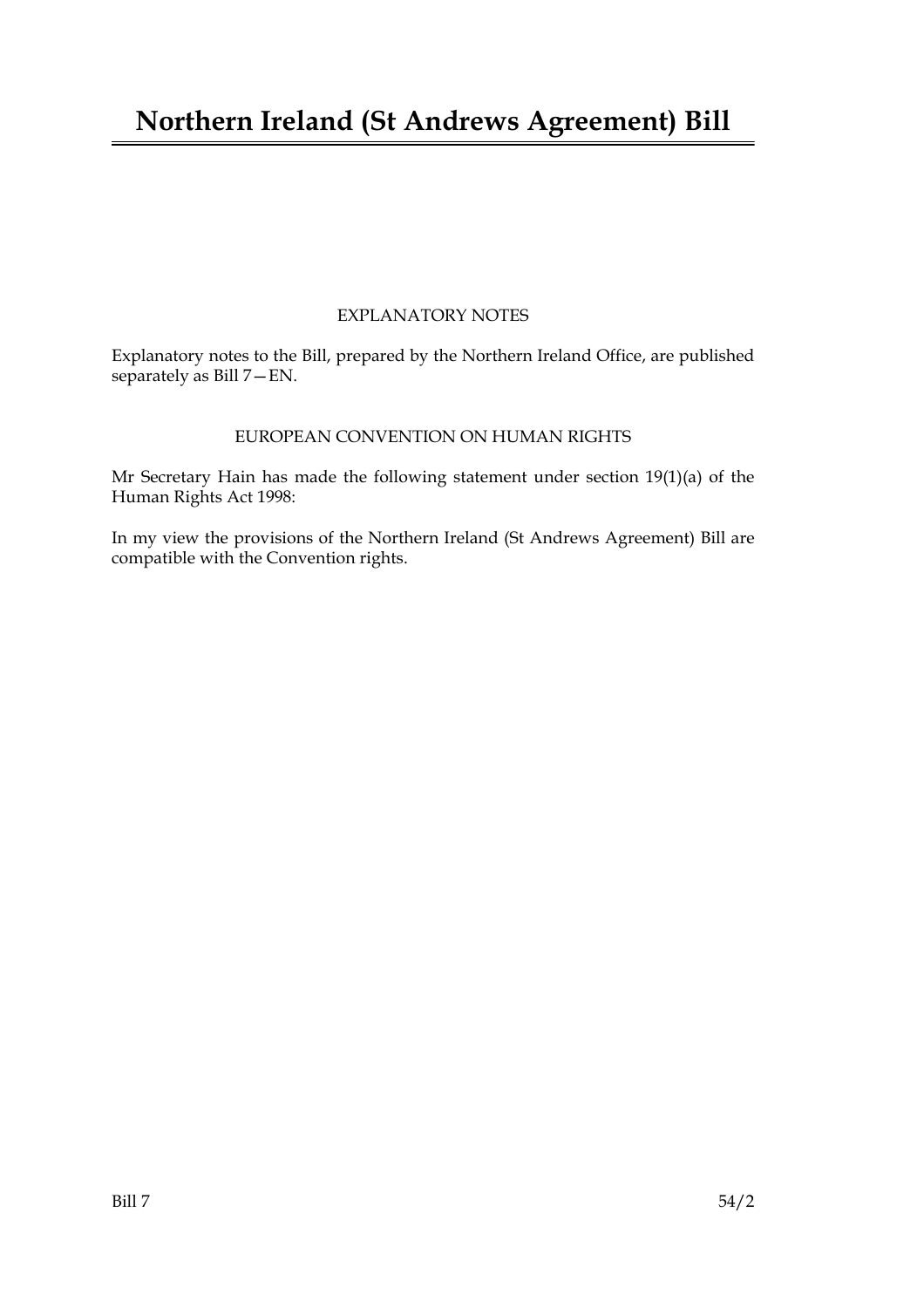# Northern Ireland (St Andrews Agreement) Bill

EXPLANATORY NOTES

Explanatory notes to the Bill, prepared by the Northern Ireland Office, are published separately as Bill 7—EN.

EUROPEAN CONVENTION ON HUMAN RIGHTS

Mr Secretary Hain has made the following statement under section 19(1)(a) of the Human Rights Act 1998:

In my view the provisions of the Northern Ireland (St Andrews Agreement) Bill are compatible with the Convention rights.

Bill 7 54/2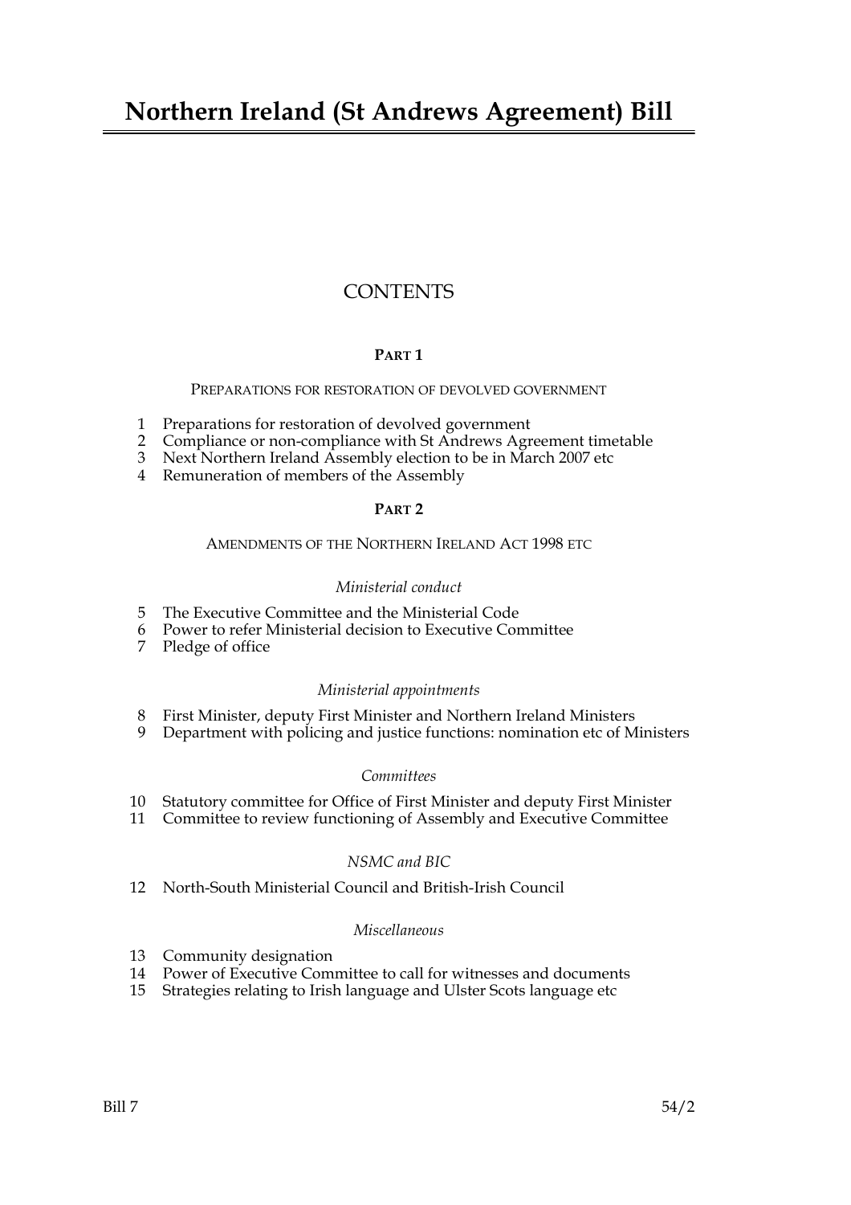# Northern Ireland (St Andrews Agreement) Bill

## CONTENTS

### PART 1

PREPARATIONS FOR RESTORATION OF DEVOLVED GOVERNMENT

1 Preparations for restoration of devolved government
2 Compliance or non-compliance with St Andrews Agreement timetable
3 Next Northern Ireland Assembly election to be in March 2007 etc
4 Remuneration of members of the Assembly

### PART 2

AMENDMENTS OF THE NORTHERN IRELAND ACT 1998 ETC

*Ministerial conduct*

5 The Executive Committee and the Ministerial Code
6 Power to refer Ministerial decision to Executive Committee
7 Pledge of office

*Ministerial appointments*

8 First Minister, deputy First Minister and Northern Ireland Ministers
9 Department with policing and justice functions: nomination etc of Ministers

*Committees*

10 Statutory committee for Office of First Minister and deputy First Minister
11 Committee to review functioning of Assembly and Executive Committee

*NSMC and BIC*

12 North-South Ministerial Council and British-Irish Council

*Miscellaneous*

13 Community designation
14 Power of Executive Committee to call for witnesses and documents
15 Strategies relating to Irish language and Ulster Scots language etc

Bill 7 54/2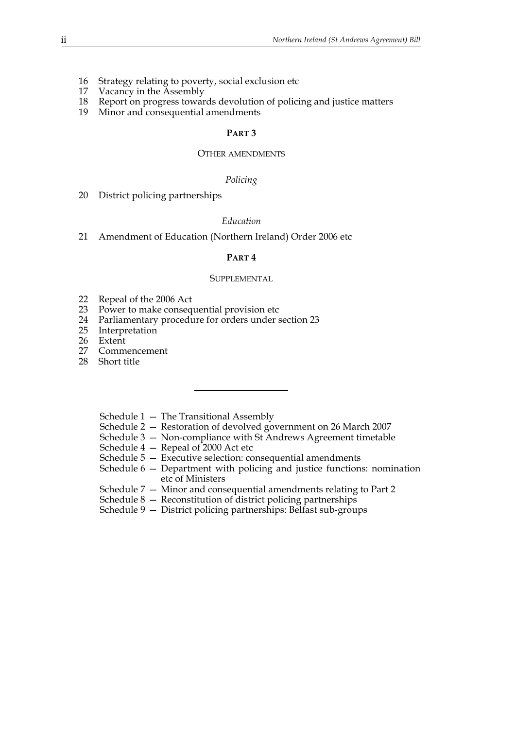16 Strategy relating to poverty, social exclusion etc
17 Vacancy in the Assembly
18 Report on progress towards devolution of policing and justice matters
19 Minor and consequential amendments

## PART 3

### OTHER AMENDMENTS

*Policing*

20 District policing partnerships

*Education*

21 Amendment of Education (Northern Ireland) Order 2006 etc

## PART 4

### SUPPLEMENTAL

22 Repeal of the 2006 Act
23 Power to make consequential provision etc
24 Parliamentary procedure for orders under section 23
25 Interpretation
26 Extent
27 Commencement
28 Short title

---

Schedule 1 — The Transitional Assembly
Schedule 2 — Restoration of devolved government on 26 March 2007
Schedule 3 — Non-compliance with St Andrews Agreement timetable
Schedule 4 — Repeal of 2000 Act etc
Schedule 5 — Executive selection: consequential amendments
Schedule 6 — Department with policing and justice functions: nomination etc of Ministers
Schedule 7 — Minor and consequential amendments relating to Part 2
Schedule 8 — Reconstitution of district policing partnerships
Schedule 9 — District policing partnerships: Belfast sub-groups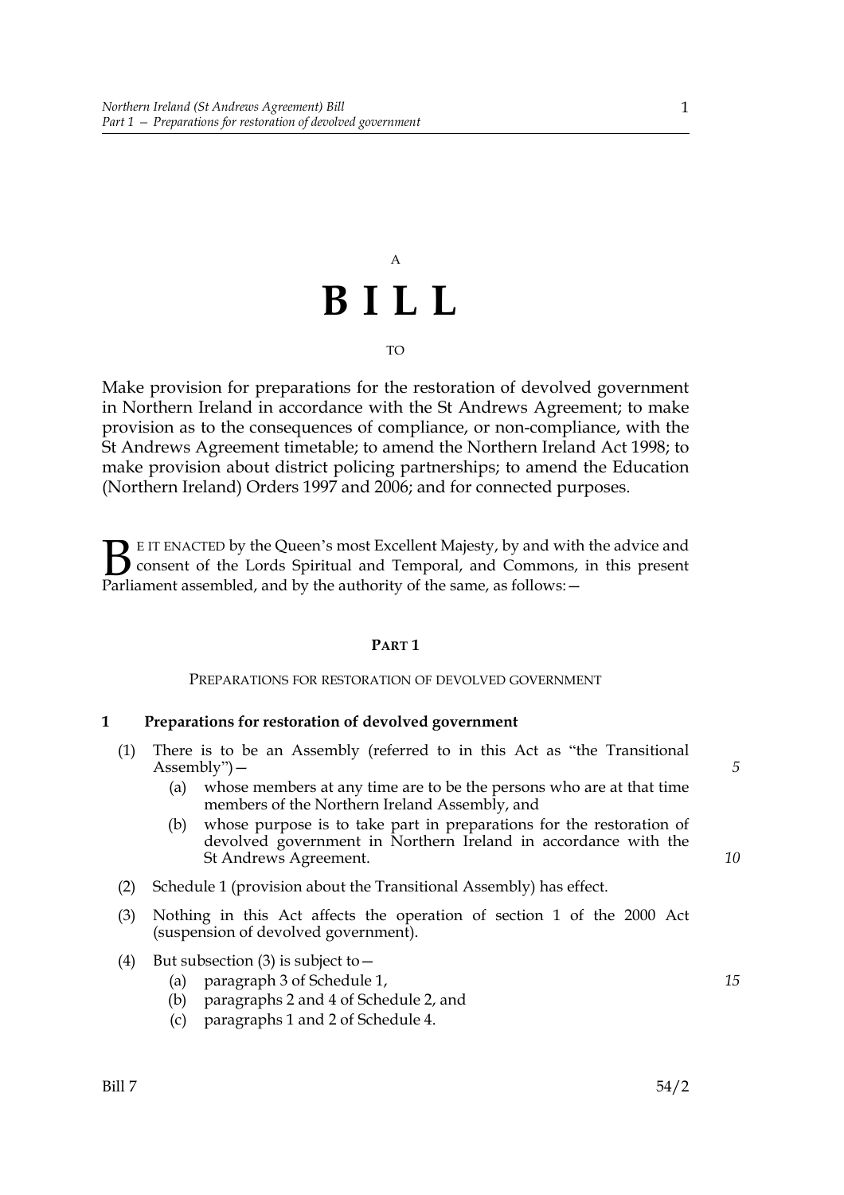A

# B I L L

TO

Make provision for preparations for the restoration of devolved government in Northern Ireland in accordance with the St Andrews Agreement; to make provision as to the consequences of compliance, or non-compliance, with the St Andrews Agreement timetable; to amend the Northern Ireland Act 1998; to make provision about district policing partnerships; to amend the Education (Northern Ireland) Orders 1997 and 2006; and for connected purposes.

BE IT ENACTED by the Queen's most Excellent Majesty, by and with the advice and consent of the Lords Spiritual and Temporal, and Commons, in this present Parliament assembled, and by the authority of the same, as follows:—

## PART 1

### PREPARATIONS FOR RESTORATION OF DEVOLVED GOVERNMENT

#### 1 Preparations for restoration of devolved government

(1) There is to be an Assembly (referred to in this Act as "the Transitional Assembly")—

   (a) whose members at any time are to be the persons who are at that time members of the Northern Ireland Assembly, and

   (b) whose purpose is to take part in preparations for the restoration of devolved government in Northern Ireland in accordance with the St Andrews Agreement.

(2) Schedule 1 (provision about the Transitional Assembly) has effect.

(3) Nothing in this Act affects the operation of section 1 of the 2000 Act (suspension of devolved government).

(4) But subsection (3) is subject to—

   (a) paragraph 3 of Schedule 1,

   (b) paragraphs 2 and 4 of Schedule 2, and

   (c) paragraphs 1 and 2 of Schedule 4.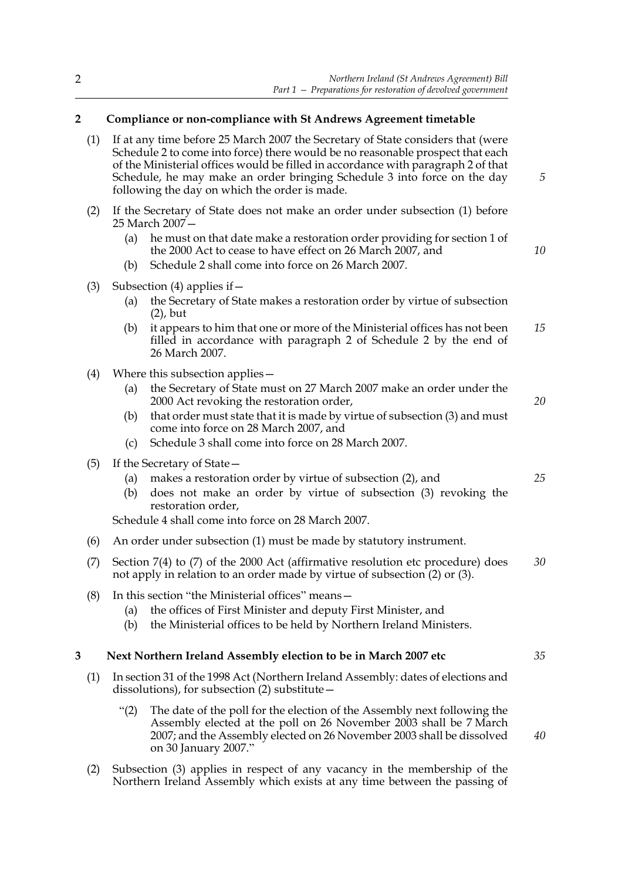## 2 Compliance or non-compliance with St Andrews Agreement timetable

(1) If at any time before 25 March 2007 the Secretary of State considers that (were Schedule 2 to come into force) there would be no reasonable prospect that each of the Ministerial offices would be filled in accordance with paragraph 2 of that Schedule, he may make an order bringing Schedule 3 into force on the day following the day on which the order is made.

(2) If the Secretary of State does not make an order under subsection (1) before 25 March 2007—

- (a) he must on that date make a restoration order providing for section 1 of the 2000 Act to cease to have effect on 26 March 2007, and
- (b) Schedule 2 shall come into force on 26 March 2007.

(3) Subsection (4) applies if—

- (a) the Secretary of State makes a restoration order by virtue of subsection (2), but
- (b) it appears to him that one or more of the Ministerial offices has not been filled in accordance with paragraph 2 of Schedule 2 by the end of 26 March 2007.

(4) Where this subsection applies—

- (a) the Secretary of State must on 27 March 2007 make an order under the 2000 Act revoking the restoration order,
- (b) that order must state that it is made by virtue of subsection (3) and must come into force on 28 March 2007, and
- (c) Schedule 3 shall come into force on 28 March 2007.

(5) If the Secretary of State—

- (a) makes a restoration order by virtue of subsection (2), and
- (b) does not make an order by virtue of subsection (3) revoking the restoration order,

Schedule 4 shall come into force on 28 March 2007.

(6) An order under subsection (1) must be made by statutory instrument.

(7) Section 7(4) to (7) of the 2000 Act (affirmative resolution etc procedure) does not apply in relation to an order made by virtue of subsection (2) or (3).

(8) In this section "the Ministerial offices" means—

- (a) the offices of First Minister and deputy First Minister, and
- (b) the Ministerial offices to be held by Northern Ireland Ministers.

## 3 Next Northern Ireland Assembly election to be in March 2007 etc

(1) In section 31 of the 1998 Act (Northern Ireland Assembly: dates of elections and dissolutions), for subsection (2) substitute—

> "(2) The date of the poll for the election of the Assembly next following the Assembly elected at the poll on 26 November 2003 shall be 7 March 2007; and the Assembly elected on 26 November 2003 shall be dissolved on 30 January 2007."

(2) Subsection (3) applies in respect of any vacancy in the membership of the Northern Ireland Assembly which exists at any time between the passing of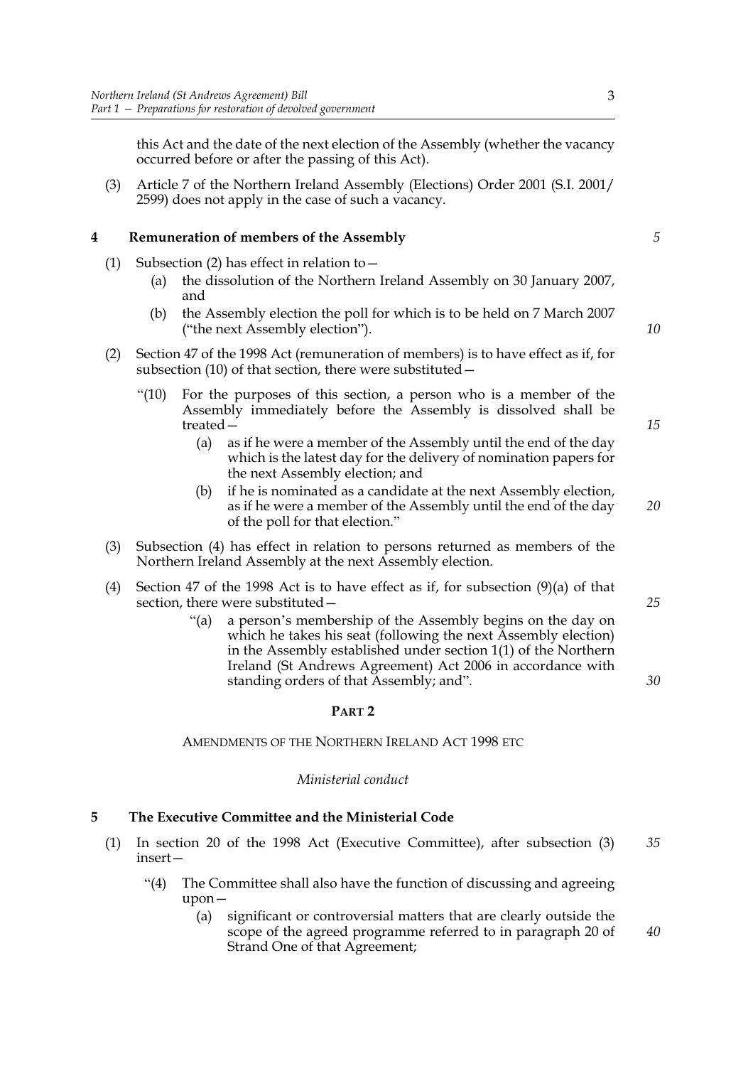this Act and the date of the next election of the Assembly (whether the vacancy occurred before or after the passing of this Act).

(3) Article 7 of the Northern Ireland Assembly (Elections) Order 2001 (S.I. 2001/2599) does not apply in the case of such a vacancy.

### 4 Remuneration of members of the Assembly

(1) Subsection (2) has effect in relation to—

- (a) the dissolution of the Northern Ireland Assembly on 30 January 2007, and
- (b) the Assembly election the poll for which is to be held on 7 March 2007 ("the next Assembly election").

(2) Section 47 of the 1998 Act (remuneration of members) is to have effect as if, for subsection (10) of that section, there were substituted—

"(10) For the purposes of this section, a person who is a member of the Assembly immediately before the Assembly is dissolved shall be treated—

- (a) as if he were a member of the Assembly until the end of the day which is the latest day for the delivery of nomination papers for the next Assembly election; and
- (b) if he is nominated as a candidate at the next Assembly election, as if he were a member of the Assembly until the end of the day of the poll for that election."

(3) Subsection (4) has effect in relation to persons returned as members of the Northern Ireland Assembly at the next Assembly election.

(4) Section 47 of the 1998 Act is to have effect as if, for subsection (9)(a) of that section, there were substituted—

"(a) a person's membership of the Assembly begins on the day on which he takes his seat (following the next Assembly election) in the Assembly established under section 1(1) of the Northern Ireland (St Andrews Agreement) Act 2006 in accordance with standing orders of that Assembly; and".

## PART 2

### AMENDMENTS OF THE NORTHERN IRELAND ACT 1998 ETC

*Ministerial conduct*

### 5 The Executive Committee and the Ministerial Code

(1) In section 20 of the 1998 Act (Executive Committee), after subsection (3) insert—

"(4) The Committee shall also have the function of discussing and agreeing upon—

- (a) significant or controversial matters that are clearly outside the scope of the agreed programme referred to in paragraph 20 of Strand One of that Agreement;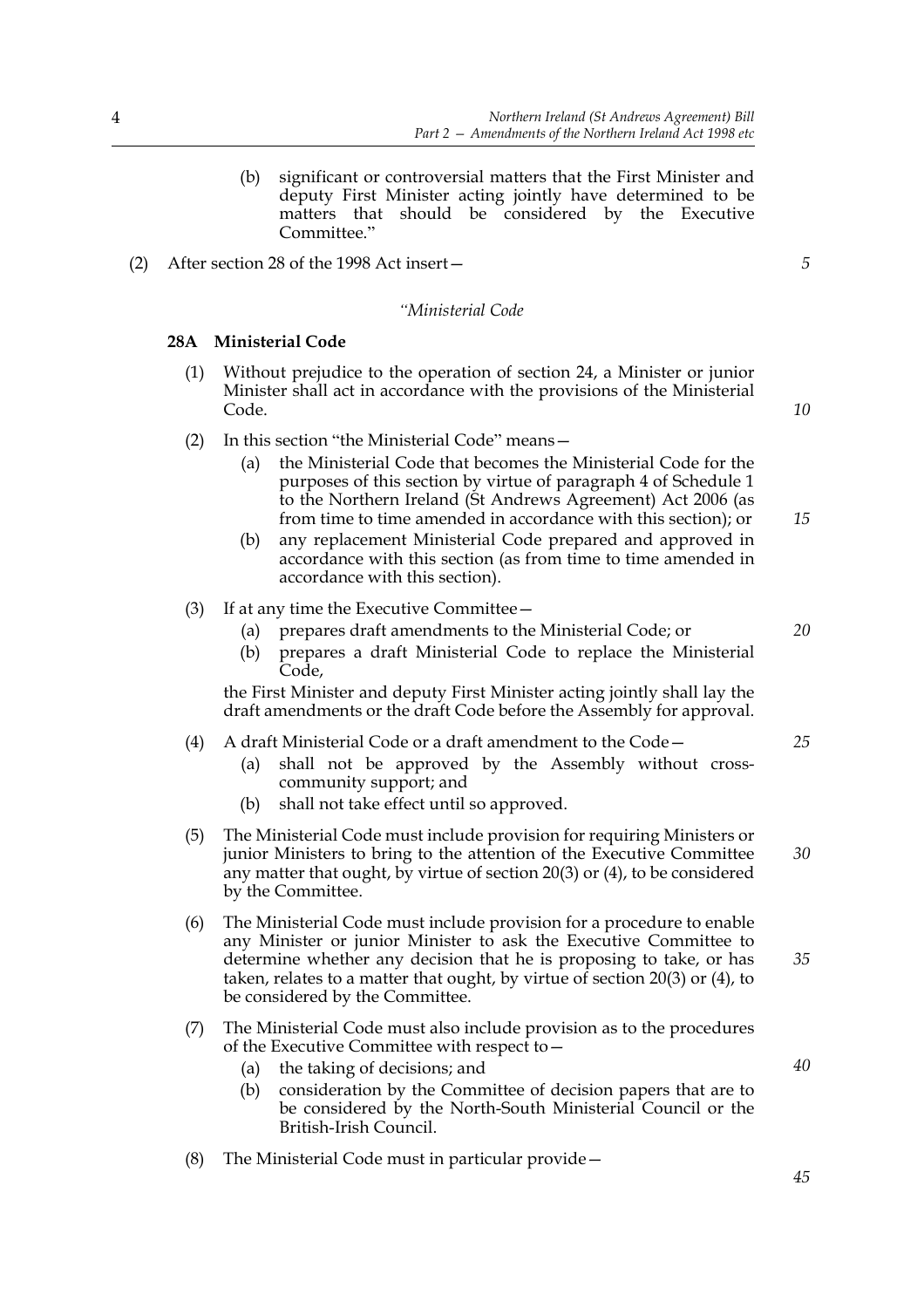(b) significant or controversial matters that the First Minister and deputy First Minister acting jointly have determined to be matters that should be considered by the Executive Committee."

(2) After section 28 of the 1998 Act insert—

*"Ministerial Code*

**28A Ministerial Code**

(1) Without prejudice to the operation of section 24, a Minister or junior Minister shall act in accordance with the provisions of the Ministerial Code.

(2) In this section "the Ministerial Code" means—

(a) the Ministerial Code that becomes the Ministerial Code for the purposes of this section by virtue of paragraph 4 of Schedule 1 to the Northern Ireland (St Andrews Agreement) Act 2006 (as from time to time amended in accordance with this section); or

(b) any replacement Ministerial Code prepared and approved in accordance with this section (as from time to time amended in accordance with this section).

(3) If at any time the Executive Committee—

(a) prepares draft amendments to the Ministerial Code; or

(b) prepares a draft Ministerial Code to replace the Ministerial Code,

the First Minister and deputy First Minister acting jointly shall lay the draft amendments or the draft Code before the Assembly for approval.

(4) A draft Ministerial Code or a draft amendment to the Code—

(a) shall not be approved by the Assembly without cross-community support; and

(b) shall not take effect until so approved.

(5) The Ministerial Code must include provision for requiring Ministers or junior Ministers to bring to the attention of the Executive Committee any matter that ought, by virtue of section 20(3) or (4), to be considered by the Committee.

(6) The Ministerial Code must include provision for a procedure to enable any Minister or junior Minister to ask the Executive Committee to determine whether any decision that he is proposing to take, or has taken, relates to a matter that ought, by virtue of section 20(3) or (4), to be considered by the Committee.

(7) The Ministerial Code must also include provision as to the procedures of the Executive Committee with respect to—

(a) the taking of decisions; and

(b) consideration by the Committee of decision papers that are to be considered by the North-South Ministerial Council or the British-Irish Council.

(8) The Ministerial Code must in particular provide—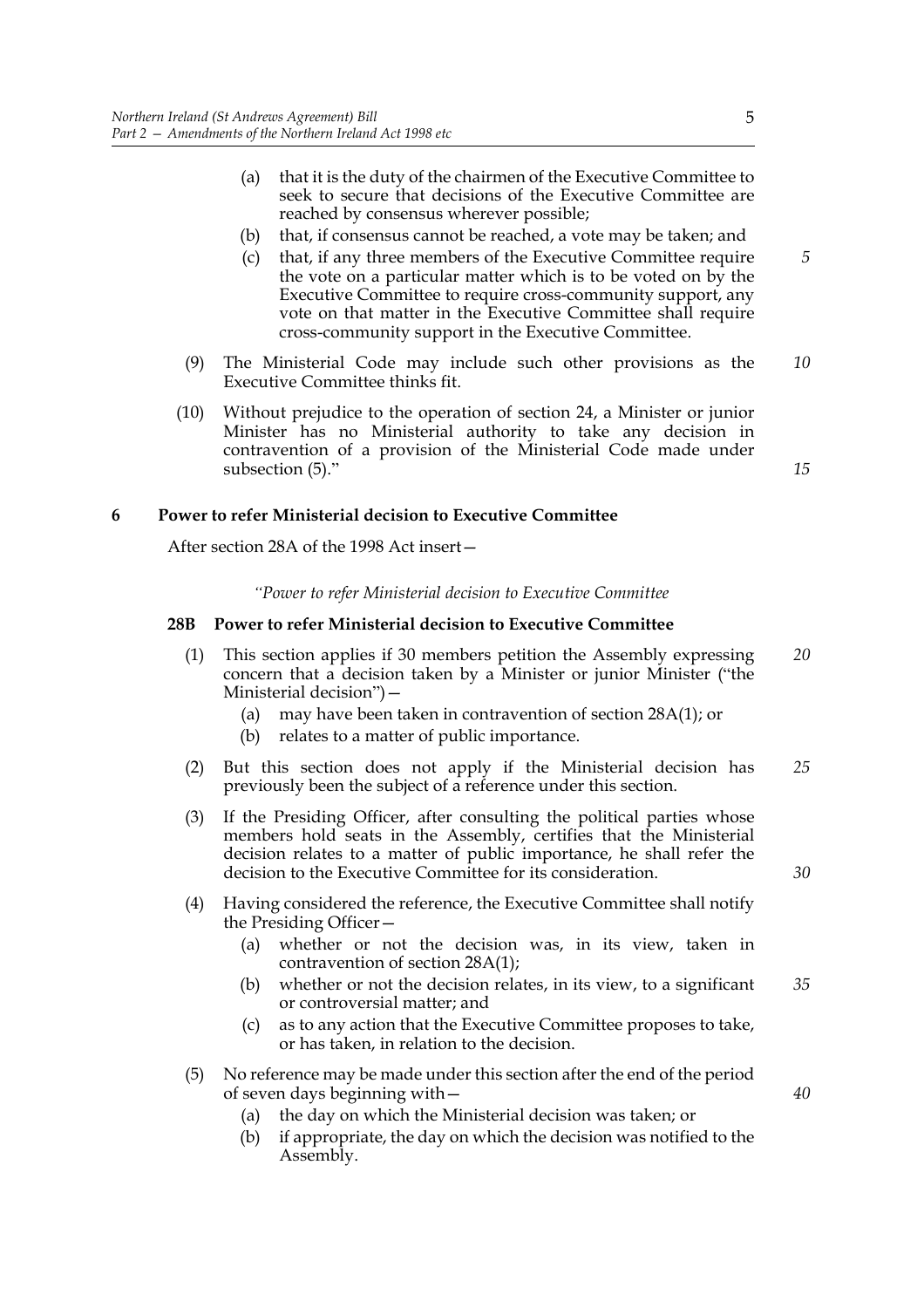(a) that it is the duty of the chairmen of the Executive Committee to seek to secure that decisions of the Executive Committee are reached by consensus wherever possible;

(b) that, if consensus cannot be reached, a vote may be taken; and

(c) that, if any three members of the Executive Committee require the vote on a particular matter which is to be voted on by the Executive Committee to require cross-community support, any vote on that matter in the Executive Committee shall require cross-community support in the Executive Committee.

(9) The Ministerial Code may include such other provisions as the Executive Committee thinks fit.

(10) Without prejudice to the operation of section 24, a Minister or junior Minister has no Ministerial authority to take any decision in contravention of a provision of the Ministerial Code made under subsection (5)."

## 6 Power to refer Ministerial decision to Executive Committee

After section 28A of the 1998 Act insert—

*"Power to refer Ministerial decision to Executive Committee*

### 28B Power to refer Ministerial decision to Executive Committee

(1) This section applies if 30 members petition the Assembly expressing concern that a decision taken by a Minister or junior Minister ("the Ministerial decision")—

(a) may have been taken in contravention of section 28A(1); or

(b) relates to a matter of public importance.

(2) But this section does not apply if the Ministerial decision has previously been the subject of a reference under this section.

(3) If the Presiding Officer, after consulting the political parties whose members hold seats in the Assembly, certifies that the Ministerial decision relates to a matter of public importance, he shall refer the decision to the Executive Committee for its consideration.

(4) Having considered the reference, the Executive Committee shall notify the Presiding Officer—

(a) whether or not the decision was, in its view, taken in contravention of section 28A(1);

(b) whether or not the decision relates, in its view, to a significant or controversial matter; and

(c) as to any action that the Executive Committee proposes to take, or has taken, in relation to the decision.

(5) No reference may be made under this section after the end of the period of seven days beginning with—

(a) the day on which the Ministerial decision was taken; or

(b) if appropriate, the day on which the decision was notified to the Assembly.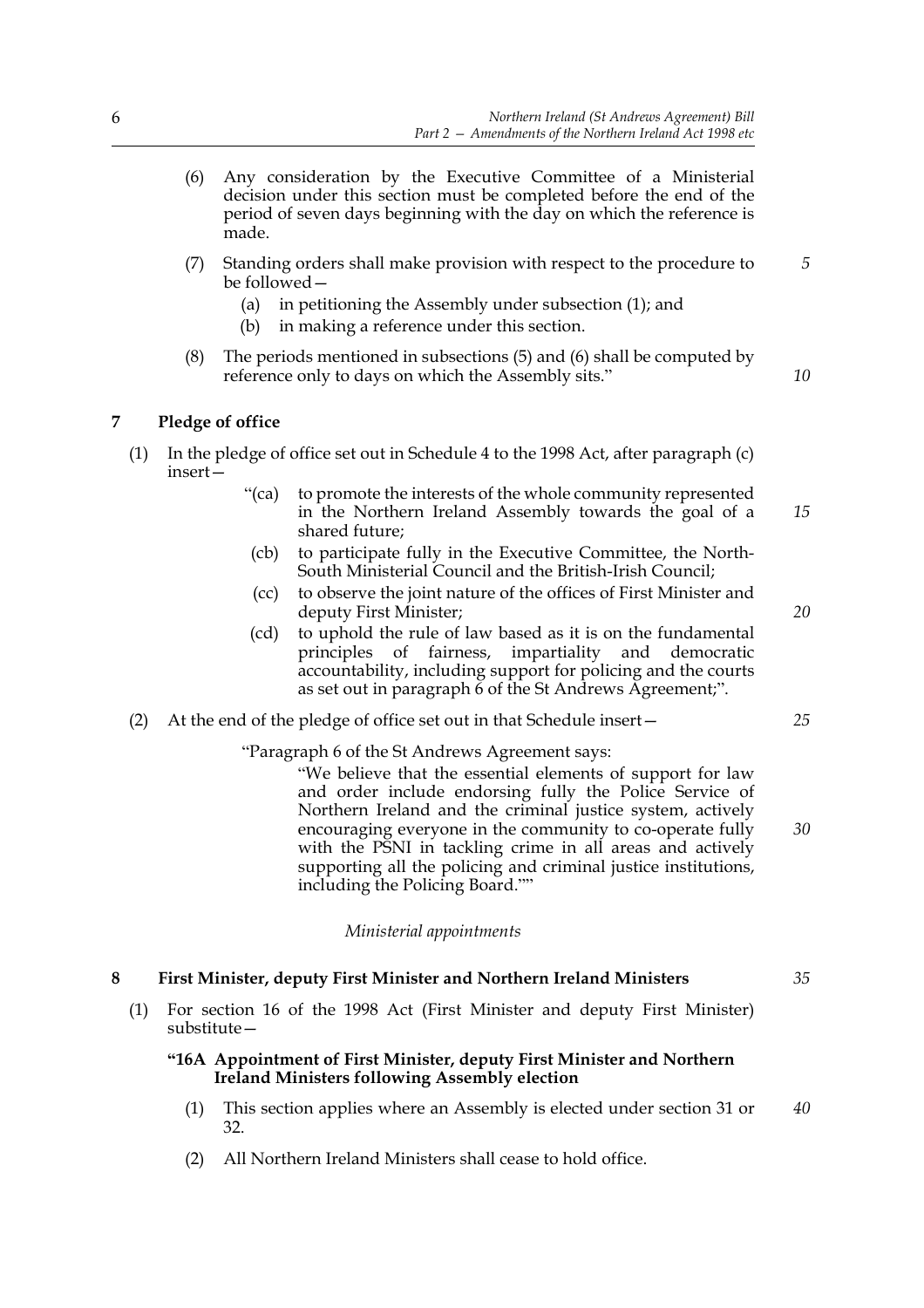(6) Any consideration by the Executive Committee of a Ministerial decision under this section must be completed before the end of the period of seven days beginning with the day on which the reference is made.

(7) Standing orders shall make provision with respect to the procedure to be followed—

(a) in petitioning the Assembly under subsection (1); and

(b) in making a reference under this section.

(8) The periods mentioned in subsections (5) and (6) shall be computed by reference only to days on which the Assembly sits."

**7 Pledge of office**

(1) In the pledge of office set out in Schedule 4 to the 1998 Act, after paragraph (c) insert—

"(ca) to promote the interests of the whole community represented in the Northern Ireland Assembly towards the goal of a shared future;

(cb) to participate fully in the Executive Committee, the North-South Ministerial Council and the British-Irish Council;

(cc) to observe the joint nature of the offices of First Minister and deputy First Minister;

(cd) to uphold the rule of law based as it is on the fundamental principles of fairness, impartiality and democratic accountability, including support for policing and the courts as set out in paragraph 6 of the St Andrews Agreement;".

(2) At the end of the pledge of office set out in that Schedule insert—

"Paragraph 6 of the St Andrews Agreement says:

"We believe that the essential elements of support for law and order include endorsing fully the Police Service of Northern Ireland and the criminal justice system, actively encouraging everyone in the community to co-operate fully with the PSNI in tackling crime in all areas and actively supporting all the policing and criminal justice institutions, including the Policing Board.""

*Ministerial appointments*

**8 First Minister, deputy First Minister and Northern Ireland Ministers**

(1) For section 16 of the 1998 Act (First Minister and deputy First Minister) substitute—

**"16A Appointment of First Minister, deputy First Minister and Northern Ireland Ministers following Assembly election**

(1) This section applies where an Assembly is elected under section 31 or 32.

(2) All Northern Ireland Ministers shall cease to hold office.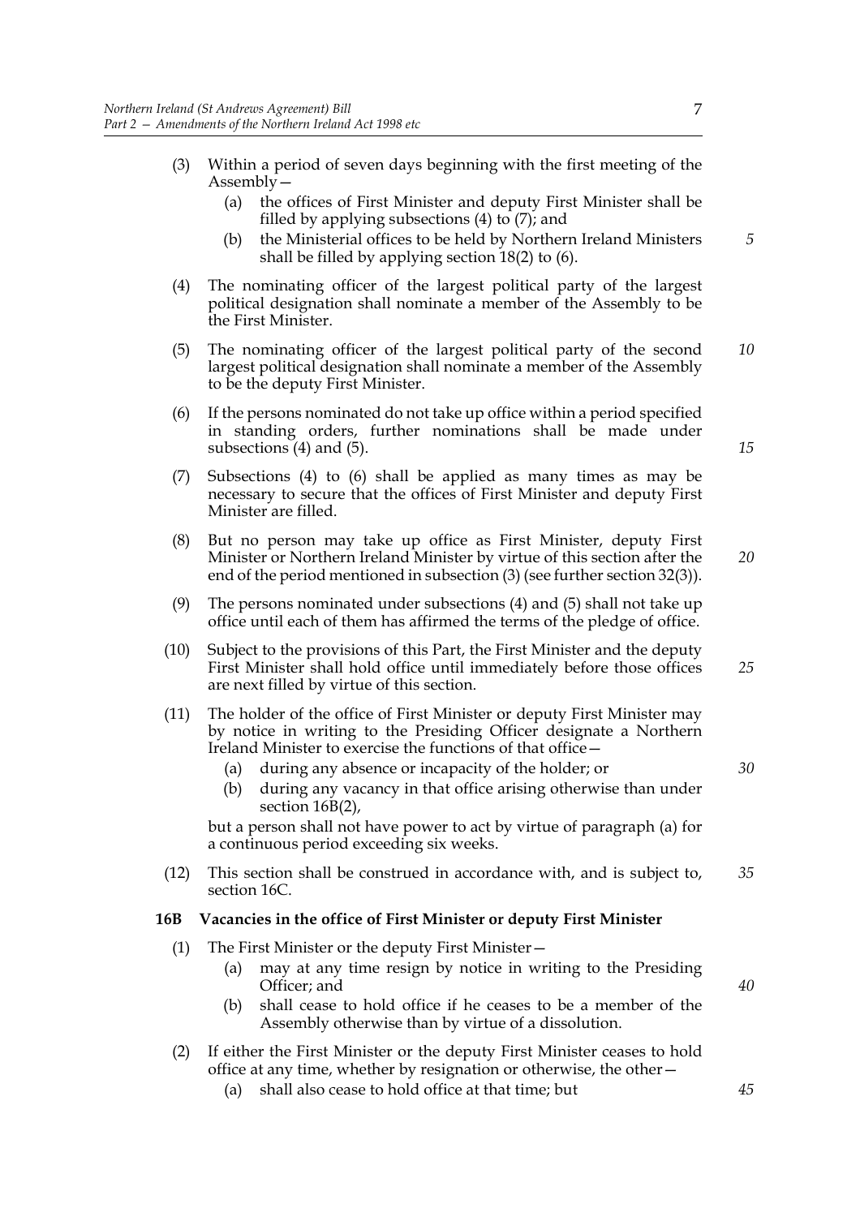(3) Within a period of seven days beginning with the first meeting of the Assembly—

   (a) the offices of First Minister and deputy First Minister shall be filled by applying subsections (4) to (7); and

   (b) the Ministerial offices to be held by Northern Ireland Ministers shall be filled by applying section 18(2) to (6).

(4) The nominating officer of the largest political party of the largest political designation shall nominate a member of the Assembly to be the First Minister.

(5) The nominating officer of the largest political party of the second largest political designation shall nominate a member of the Assembly to be the deputy First Minister.

(6) If the persons nominated do not take up office within a period specified in standing orders, further nominations shall be made under subsections (4) and (5).

(7) Subsections (4) to (6) shall be applied as many times as may be necessary to secure that the offices of First Minister and deputy First Minister are filled.

(8) But no person may take up office as First Minister, deputy First Minister or Northern Ireland Minister by virtue of this section after the end of the period mentioned in subsection (3) (see further section 32(3)).

(9) The persons nominated under subsections (4) and (5) shall not take up office until each of them has affirmed the terms of the pledge of office.

(10) Subject to the provisions of this Part, the First Minister and the deputy First Minister shall hold office until immediately before those offices are next filled by virtue of this section.

(11) The holder of the office of First Minister or deputy First Minister may by notice in writing to the Presiding Officer designate a Northern Ireland Minister to exercise the functions of that office—

   (a) during any absence or incapacity of the holder; or

   (b) during any vacancy in that office arising otherwise than under section 16B(2),

   but a person shall not have power to act by virtue of paragraph (a) for a continuous period exceeding six weeks.

(12) This section shall be construed in accordance with, and is subject to, section 16C.

**16B Vacancies in the office of First Minister or deputy First Minister**

(1) The First Minister or the deputy First Minister—

   (a) may at any time resign by notice in writing to the Presiding Officer; and

   (b) shall cease to hold office if he ceases to be a member of the Assembly otherwise than by virtue of a dissolution.

(2) If either the First Minister or the deputy First Minister ceases to hold office at any time, whether by resignation or otherwise, the other—

   (a) shall also cease to hold office at that time; but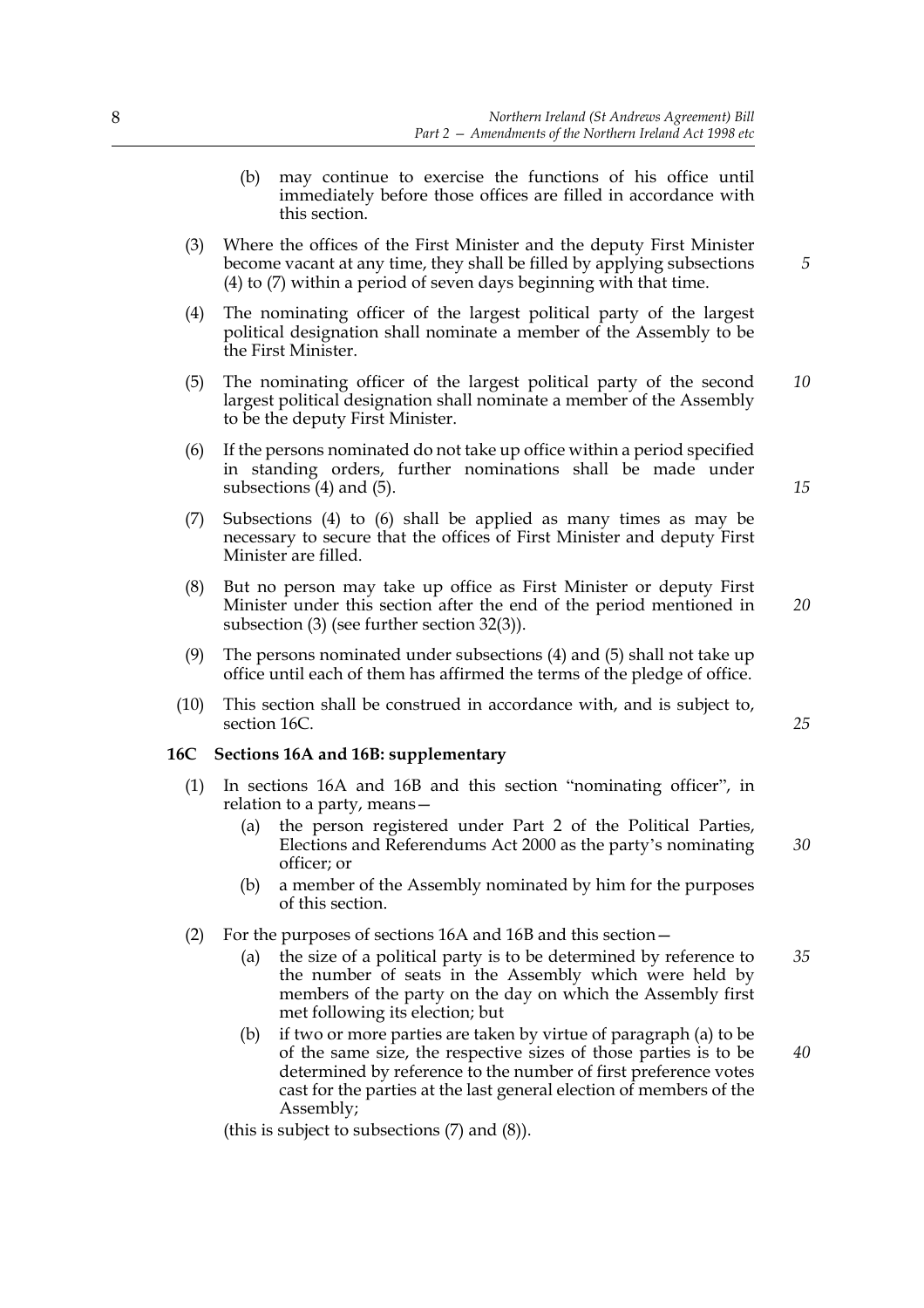(b) may continue to exercise the functions of his office until immediately before those offices are filled in accordance with this section.

(3) Where the offices of the First Minister and the deputy First Minister become vacant at any time, they shall be filled by applying subsections (4) to (7) within a period of seven days beginning with that time.

(4) The nominating officer of the largest political party of the largest political designation shall nominate a member of the Assembly to be the First Minister.

(5) The nominating officer of the largest political party of the second largest political designation shall nominate a member of the Assembly to be the deputy First Minister.

(6) If the persons nominated do not take up office within a period specified in standing orders, further nominations shall be made under subsections (4) and (5).

(7) Subsections (4) to (6) shall be applied as many times as may be necessary to secure that the offices of First Minister and deputy First Minister are filled.

(8) But no person may take up office as First Minister or deputy First Minister under this section after the end of the period mentioned in subsection (3) (see further section 32(3)).

(9) The persons nominated under subsections (4) and (5) shall not take up office until each of them has affirmed the terms of the pledge of office.

(10) This section shall be construed in accordance with, and is subject to, section 16C.

**16C Sections 16A and 16B: supplementary**

(1) In sections 16A and 16B and this section "nominating officer", in relation to a party, means—

(a) the person registered under Part 2 of the Political Parties, Elections and Referendums Act 2000 as the party's nominating officer; or

(b) a member of the Assembly nominated by him for the purposes of this section.

(2) For the purposes of sections 16A and 16B and this section—

(a) the size of a political party is to be determined by reference to the number of seats in the Assembly which were held by members of the party on the day on which the Assembly first met following its election; but

(b) if two or more parties are taken by virtue of paragraph (a) to be of the same size, the respective sizes of those parties is to be determined by reference to the number of first preference votes cast for the parties at the last general election of members of the Assembly;

(this is subject to subsections (7) and (8)).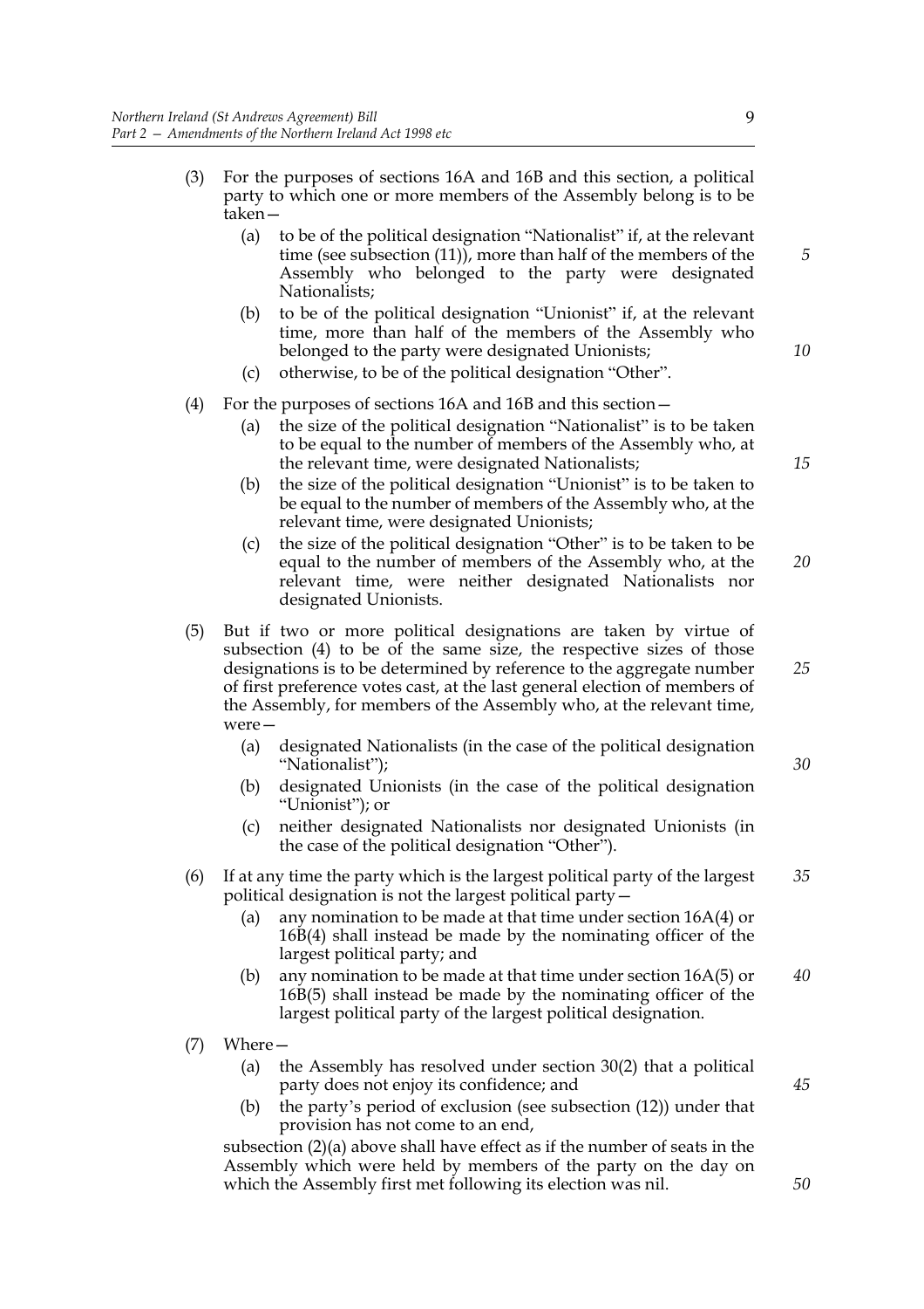(3) For the purposes of sections 16A and 16B and this section, a political party to which one or more members of the Assembly belong is to be taken—

   (a) to be of the political designation "Nationalist" if, at the relevant time (see subsection (11)), more than half of the members of the Assembly who belonged to the party were designated Nationalists;

   (b) to be of the political designation "Unionist" if, at the relevant time, more than half of the members of the Assembly who belonged to the party were designated Unionists;

   (c) otherwise, to be of the political designation "Other".

(4) For the purposes of sections 16A and 16B and this section—

   (a) the size of the political designation "Nationalist" is to be taken to be equal to the number of members of the Assembly who, at the relevant time, were designated Nationalists;

   (b) the size of the political designation "Unionist" is to be taken to be equal to the number of members of the Assembly who, at the relevant time, were designated Unionists;

   (c) the size of the political designation "Other" is to be taken to be equal to the number of members of the Assembly who, at the relevant time, were neither designated Nationalists nor designated Unionists.

(5) But if two or more political designations are taken by virtue of subsection (4) to be of the same size, the respective sizes of those designations is to be determined by reference to the aggregate number of first preference votes cast, at the last general election of members of the Assembly, for members of the Assembly who, at the relevant time, were—

   (a) designated Nationalists (in the case of the political designation "Nationalist");

   (b) designated Unionists (in the case of the political designation "Unionist"); or

   (c) neither designated Nationalists nor designated Unionists (in the case of the political designation "Other").

(6) If at any time the party which is the largest political party of the largest political designation is not the largest political party—

   (a) any nomination to be made at that time under section 16A(4) or 16B(4) shall instead be made by the nominating officer of the largest political party; and

   (b) any nomination to be made at that time under section 16A(5) or 16B(5) shall instead be made by the nominating officer of the largest political party of the largest political designation.

(7) Where—

   (a) the Assembly has resolved under section 30(2) that a political party does not enjoy its confidence; and

   (b) the party's period of exclusion (see subsection (12)) under that provision has not come to an end,

subsection (2)(a) above shall have effect as if the number of seats in the Assembly which were held by members of the party on the day on which the Assembly first met following its election was nil.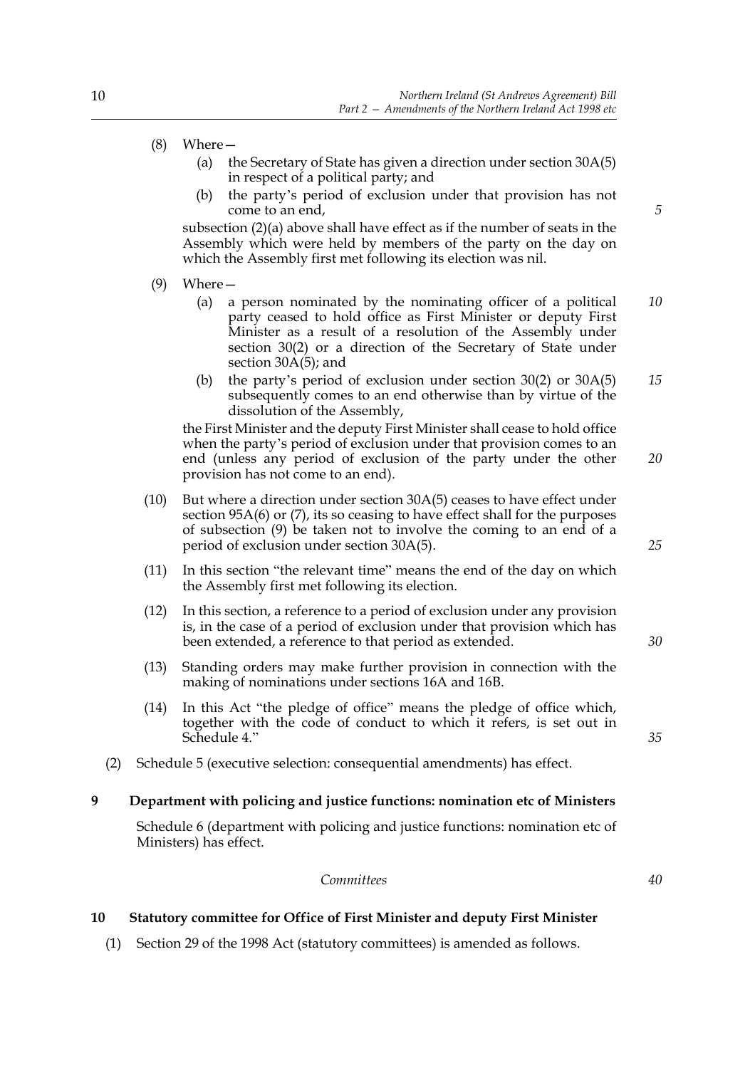(8) Where—

(a) the Secretary of State has given a direction under section 30A(5) in respect of a political party; and

(b) the party's period of exclusion under that provision has not come to an end,

subsection (2)(a) above shall have effect as if the number of seats in the Assembly which were held by members of the party on the day on which the Assembly first met following its election was nil.

(9) Where—

(a) a person nominated by the nominating officer of a political party ceased to hold office as First Minister or deputy First Minister as a result of a resolution of the Assembly under section 30(2) or a direction of the Secretary of State under section 30A(5); and

(b) the party's period of exclusion under section 30(2) or 30A(5) subsequently comes to an end otherwise than by virtue of the dissolution of the Assembly,

the First Minister and the deputy First Minister shall cease to hold office when the party's period of exclusion under that provision comes to an end (unless any period of exclusion of the party under the other provision has not come to an end).

(10) But where a direction under section 30A(5) ceases to have effect under section 95A(6) or (7), its so ceasing to have effect shall for the purposes of subsection (9) be taken not to involve the coming to an end of a period of exclusion under section 30A(5).

(11) In this section "the relevant time" means the end of the day on which the Assembly first met following its election.

(12) In this section, a reference to a period of exclusion under any provision is, in the case of a period of exclusion under that provision which has been extended, a reference to that period as extended.

(13) Standing orders may make further provision in connection with the making of nominations under sections 16A and 16B.

(14) In this Act "the pledge of office" means the pledge of office which, together with the code of conduct to which it refers, is set out in Schedule 4."

(2) Schedule 5 (executive selection: consequential amendments) has effect.

**9 Department with policing and justice functions: nomination etc of Ministers**

Schedule 6 (department with policing and justice functions: nomination etc of Ministers) has effect.

*Committees*

**10 Statutory committee for Office of First Minister and deputy First Minister**

(1) Section 29 of the 1998 Act (statutory committees) is amended as follows.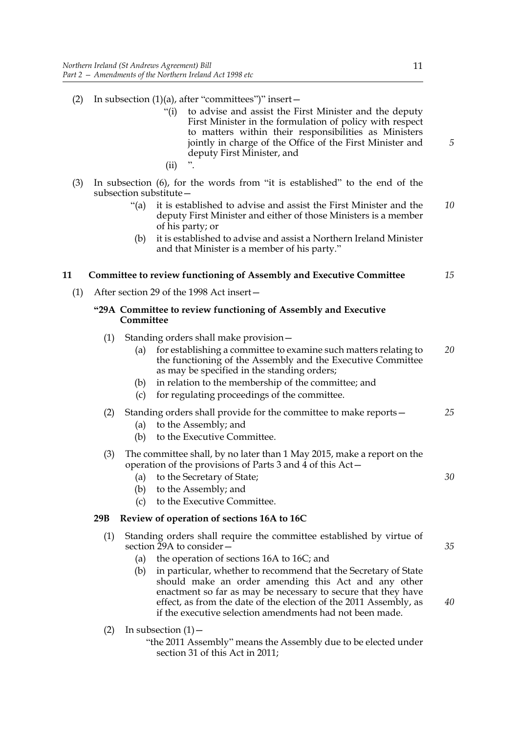(2) In subsection (1)(a), after "committees")" insert—

> "(i) to advise and assist the First Minister and the deputy First Minister in the formulation of policy with respect to matters within their responsibilities as Ministers jointly in charge of the Office of the First Minister and deputy First Minister, and
>
> (ii) ".

(3) In subsection (6), for the words from "it is established" to the end of the subsection substitute—

> "(a) it is established to advise and assist the First Minister and the deputy First Minister and either of those Ministers is a member of his party; or
>
> (b) it is established to advise and assist a Northern Ireland Minister and that Minister is a member of his party."

**11 Committee to review functioning of Assembly and Executive Committee**

(1) After section 29 of the 1998 Act insert—

> **"29A Committee to review functioning of Assembly and Executive Committee**
>
> (1) Standing orders shall make provision—
>
> (a) for establishing a committee to examine such matters relating to the functioning of the Assembly and the Executive Committee as may be specified in the standing orders;
>
> (b) in relation to the membership of the committee; and
>
> (c) for regulating proceedings of the committee.
>
> (2) Standing orders shall provide for the committee to make reports—
>
> (a) to the Assembly; and
>
> (b) to the Executive Committee.
>
> (3) The committee shall, by no later than 1 May 2015, make a report on the operation of the provisions of Parts 3 and 4 of this Act—
>
> (a) to the Secretary of State;
>
> (b) to the Assembly; and
>
> (c) to the Executive Committee.
>
> **29B Review of operation of sections 16A to 16C**
>
> (1) Standing orders shall require the committee established by virtue of section 29A to consider—
>
> (a) the operation of sections 16A to 16C; and
>
> (b) in particular, whether to recommend that the Secretary of State should make an order amending this Act and any other enactment so far as may be necessary to secure that they have effect, as from the date of the election of the 2011 Assembly, as if the executive selection amendments had not been made.
>
> (2) In subsection (1)—
>
> "the 2011 Assembly" means the Assembly due to be elected under section 31 of this Act in 2011;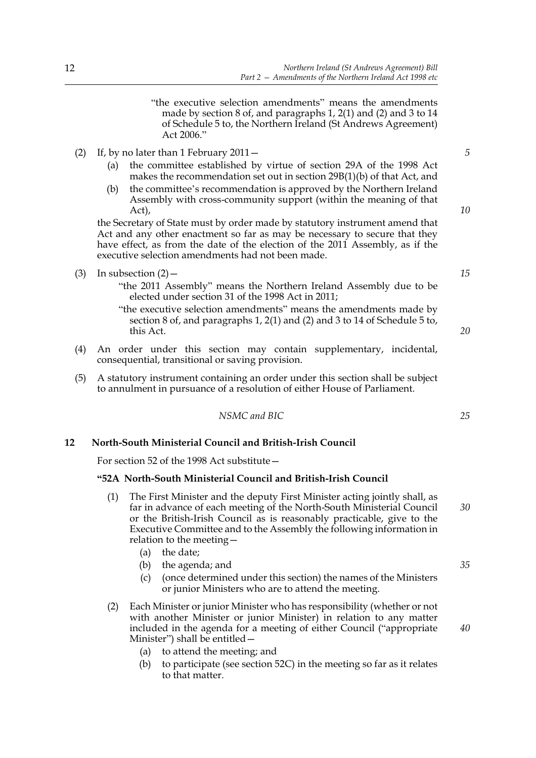"the executive selection amendments" means the amendments made by section 8 of, and paragraphs 1, 2(1) and (2) and 3 to 14 of Schedule 5 to, the Northern Ireland (St Andrews Agreement) Act 2006."

(2) If, by no later than 1 February 2011—

(a) the committee established by virtue of section 29A of the 1998 Act makes the recommendation set out in section 29B(1)(b) of that Act, and

(b) the committee's recommendation is approved by the Northern Ireland Assembly with cross-community support (within the meaning of that Act),

the Secretary of State must by order made by statutory instrument amend that Act and any other enactment so far as may be necessary to secure that they have effect, as from the date of the election of the 2011 Assembly, as if the executive selection amendments had not been made.

(3) In subsection (2)—

"the 2011 Assembly" means the Northern Ireland Assembly due to be elected under section 31 of the 1998 Act in 2011;

"the executive selection amendments" means the amendments made by section 8 of, and paragraphs 1, 2(1) and (2) and 3 to 14 of Schedule 5 to, this Act.

(4) An order under this section may contain supplementary, incidental, consequential, transitional or saving provision.

(5) A statutory instrument containing an order under this section shall be subject to annulment in pursuance of a resolution of either House of Parliament.

*NSMC and BIC*

## 12 North-South Ministerial Council and British-Irish Council

For section 52 of the 1998 Act substitute—

**"52A North-South Ministerial Council and British-Irish Council**

(1) The First Minister and the deputy First Minister acting jointly shall, as far in advance of each meeting of the North-South Ministerial Council or the British-Irish Council as is reasonably practicable, give to the Executive Committee and to the Assembly the following information in relation to the meeting—

(a) the date;

(b) the agenda; and

(c) (once determined under this section) the names of the Ministers or junior Ministers who are to attend the meeting.

(2) Each Minister or junior Minister who has responsibility (whether or not with another Minister or junior Minister) in relation to any matter included in the agenda for a meeting of either Council ("appropriate Minister") shall be entitled—

(a) to attend the meeting; and

(b) to participate (see section 52C) in the meeting so far as it relates to that matter.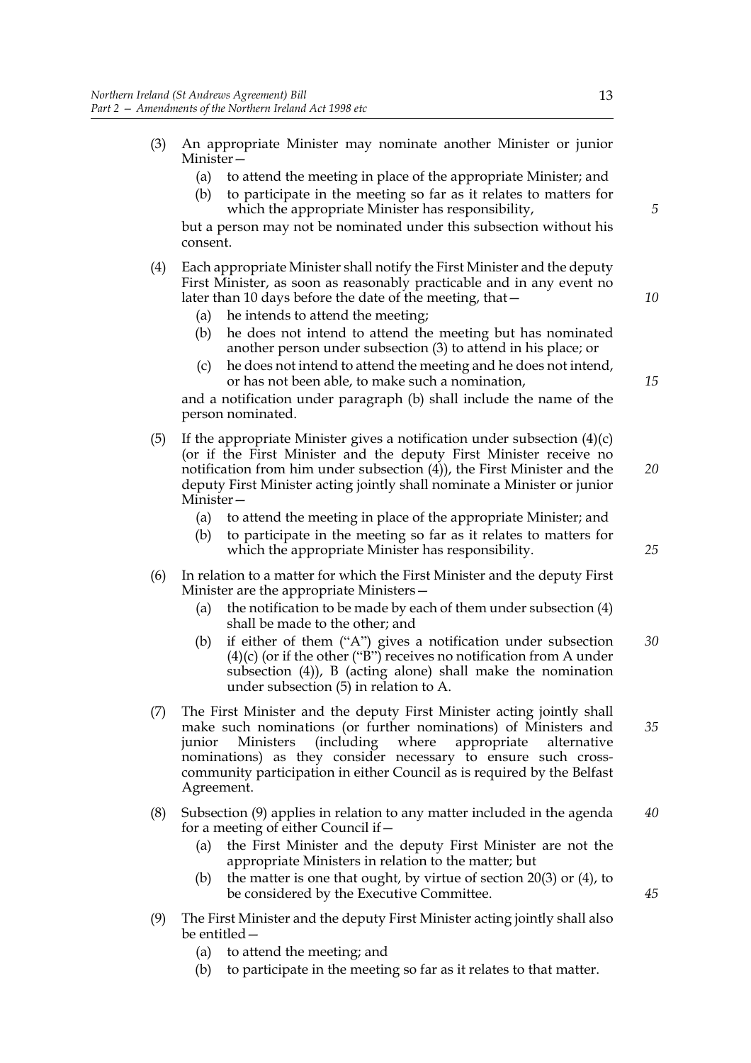(3) An appropriate Minister may nominate another Minister or junior Minister—

   (a) to attend the meeting in place of the appropriate Minister; and

   (b) to participate in the meeting so far as it relates to matters for which the appropriate Minister has responsibility,

   but a person may not be nominated under this subsection without his consent.

(4) Each appropriate Minister shall notify the First Minister and the deputy First Minister, as soon as reasonably practicable and in any event no later than 10 days before the date of the meeting, that—

   (a) he intends to attend the meeting;

   (b) he does not intend to attend the meeting but has nominated another person under subsection (3) to attend in his place; or

   (c) he does not intend to attend the meeting and he does not intend, or has not been able, to make such a nomination,

   and a notification under paragraph (b) shall include the name of the person nominated.

(5) If the appropriate Minister gives a notification under subsection (4)(c) (or if the First Minister and the deputy First Minister receive no notification from him under subsection (4)), the First Minister and the deputy First Minister acting jointly shall nominate a Minister or junior Minister—

   (a) to attend the meeting in place of the appropriate Minister; and

   (b) to participate in the meeting so far as it relates to matters for which the appropriate Minister has responsibility.

(6) In relation to a matter for which the First Minister and the deputy First Minister are the appropriate Ministers—

   (a) the notification to be made by each of them under subsection (4) shall be made to the other; and

   (b) if either of them ("A") gives a notification under subsection (4)(c) (or if the other ("B") receives no notification from A under subsection (4)), B (acting alone) shall make the nomination under subsection (5) in relation to A.

(7) The First Minister and the deputy First Minister acting jointly shall make such nominations (or further nominations) of Ministers and junior Ministers (including where appropriate alternative nominations) as they consider necessary to ensure such cross-community participation in either Council as is required by the Belfast Agreement.

(8) Subsection (9) applies in relation to any matter included in the agenda for a meeting of either Council if—

   (a) the First Minister and the deputy First Minister are not the appropriate Ministers in relation to the matter; but

   (b) the matter is one that ought, by virtue of section 20(3) or (4), to be considered by the Executive Committee.

(9) The First Minister and the deputy First Minister acting jointly shall also be entitled—

   (a) to attend the meeting; and

   (b) to participate in the meeting so far as it relates to that matter.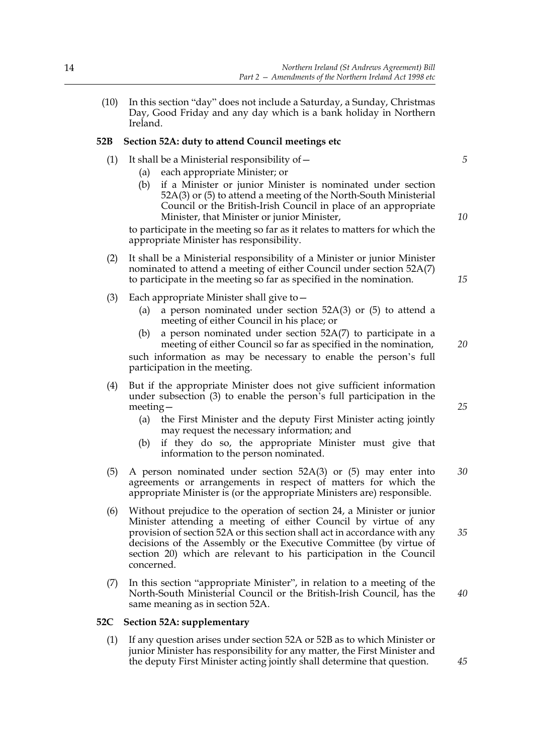(10) In this section "day" does not include a Saturday, a Sunday, Christmas Day, Good Friday and any day which is a bank holiday in Northern Ireland.

### 52B Section 52A: duty to attend Council meetings etc

(1) It shall be a Ministerial responsibility of—

(a) each appropriate Minister; or

(b) if a Minister or junior Minister is nominated under section 52A(3) or (5) to attend a meeting of the North-South Ministerial Council or the British-Irish Council in place of an appropriate Minister, that Minister or junior Minister,

to participate in the meeting so far as it relates to matters for which the appropriate Minister has responsibility.

(2) It shall be a Ministerial responsibility of a Minister or junior Minister nominated to attend a meeting of either Council under section 52A(7) to participate in the meeting so far as specified in the nomination.

(3) Each appropriate Minister shall give to—

(a) a person nominated under section 52A(3) or (5) to attend a meeting of either Council in his place; or

(b) a person nominated under section 52A(7) to participate in a meeting of either Council so far as specified in the nomination,

such information as may be necessary to enable the person's full participation in the meeting.

(4) But if the appropriate Minister does not give sufficient information under subsection (3) to enable the person's full participation in the meeting—

(a) the First Minister and the deputy First Minister acting jointly may request the necessary information; and

(b) if they do so, the appropriate Minister must give that information to the person nominated.

(5) A person nominated under section 52A(3) or (5) may enter into agreements or arrangements in respect of matters for which the appropriate Minister is (or the appropriate Ministers are) responsible.

(6) Without prejudice to the operation of section 24, a Minister or junior Minister attending a meeting of either Council by virtue of any provision of section 52A or this section shall act in accordance with any decisions of the Assembly or the Executive Committee (by virtue of section 20) which are relevant to his participation in the Council concerned.

(7) In this section "appropriate Minister", in relation to a meeting of the North-South Ministerial Council or the British-Irish Council, has the same meaning as in section 52A.

### 52C Section 52A: supplementary

(1) If any question arises under section 52A or 52B as to which Minister or junior Minister has responsibility for any matter, the First Minister and the deputy First Minister acting jointly shall determine that question.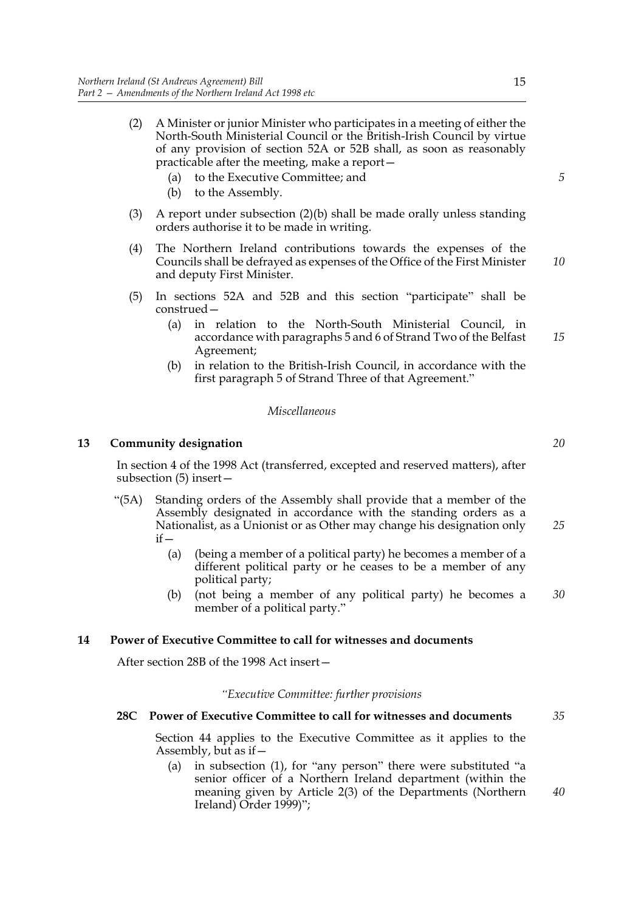(2) A Minister or junior Minister who participates in a meeting of either the North-South Ministerial Council or the British-Irish Council by virtue of any provision of section 52A or 52B shall, as soon as reasonably practicable after the meeting, make a report—

(a) to the Executive Committee; and

(b) to the Assembly.

(3) A report under subsection (2)(b) shall be made orally unless standing orders authorise it to be made in writing.

(4) The Northern Ireland contributions towards the expenses of the Councils shall be defrayed as expenses of the Office of the First Minister and deputy First Minister.

(5) In sections 52A and 52B and this section "participate" shall be construed—

(a) in relation to the North-South Ministerial Council, in accordance with paragraphs 5 and 6 of Strand Two of the Belfast Agreement;

(b) in relation to the British-Irish Council, in accordance with the first paragraph 5 of Strand Three of that Agreement."

*Miscellaneous*

**13 Community designation**

In section 4 of the 1998 Act (transferred, excepted and reserved matters), after subsection (5) insert—

"(5A) Standing orders of the Assembly shall provide that a member of the Assembly designated in accordance with the standing orders as a Nationalist, as a Unionist or as Other may change his designation only if—

(a) (being a member of a political party) he becomes a member of a different political party or he ceases to be a member of any political party;

(b) (not being a member of any political party) he becomes a member of a political party."

**14 Power of Executive Committee to call for witnesses and documents**

After section 28B of the 1998 Act insert—

*"Executive Committee: further provisions*

**28C Power of Executive Committee to call for witnesses and documents**

Section 44 applies to the Executive Committee as it applies to the Assembly, but as if—

(a) in subsection (1), for "any person" there were substituted "a senior officer of a Northern Ireland department (within the meaning given by Article 2(3) of the Departments (Northern Ireland) Order 1999)";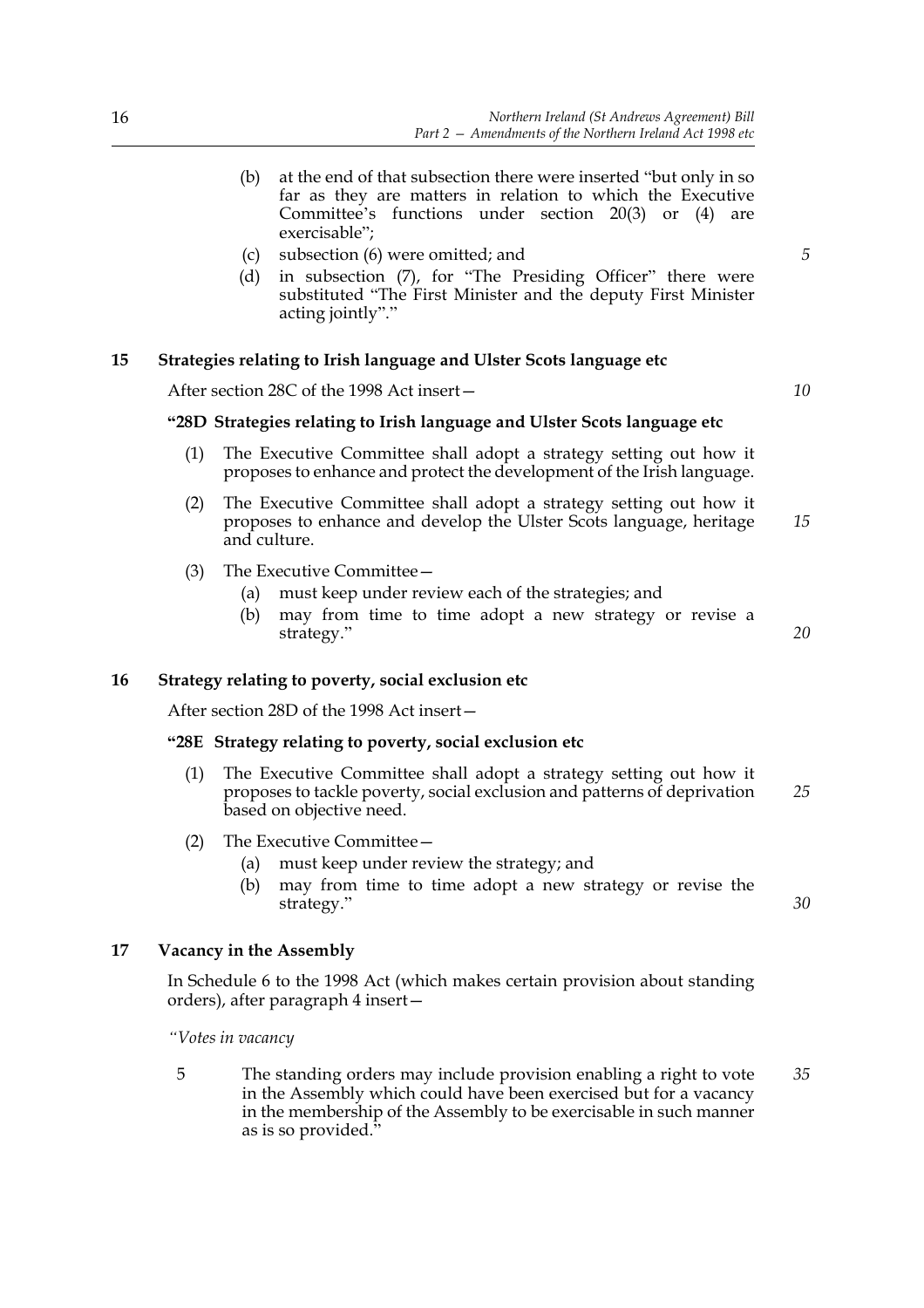(b) at the end of that subsection there were inserted "but only in so far as they are matters in relation to which the Executive Committee's functions under section 20(3) or (4) are exercisable";

(c) subsection (6) were omitted; and

(d) in subsection (7), for "The Presiding Officer" there were substituted "The First Minister and the deputy First Minister acting jointly"."

## 15 Strategies relating to Irish language and Ulster Scots language etc

After section 28C of the 1998 Act insert—

### "28D Strategies relating to Irish language and Ulster Scots language etc

(1) The Executive Committee shall adopt a strategy setting out how it proposes to enhance and protect the development of the Irish language.

(2) The Executive Committee shall adopt a strategy setting out how it proposes to enhance and develop the Ulster Scots language, heritage and culture.

(3) The Executive Committee—

(a) must keep under review each of the strategies; and

(b) may from time to time adopt a new strategy or revise a strategy."

## 16 Strategy relating to poverty, social exclusion etc

After section 28D of the 1998 Act insert—

### "28E Strategy relating to poverty, social exclusion etc

(1) The Executive Committee shall adopt a strategy setting out how it proposes to tackle poverty, social exclusion and patterns of deprivation based on objective need.

(2) The Executive Committee—

(a) must keep under review the strategy; and

(b) may from time to time adopt a new strategy or revise the strategy."

## 17 Vacancy in the Assembly

In Schedule 6 to the 1998 Act (which makes certain provision about standing orders), after paragraph 4 insert—

*"Votes in vacancy*

5 The standing orders may include provision enabling a right to vote in the Assembly which could have been exercised but for a vacancy in the membership of the Assembly to be exercisable in such manner as is so provided."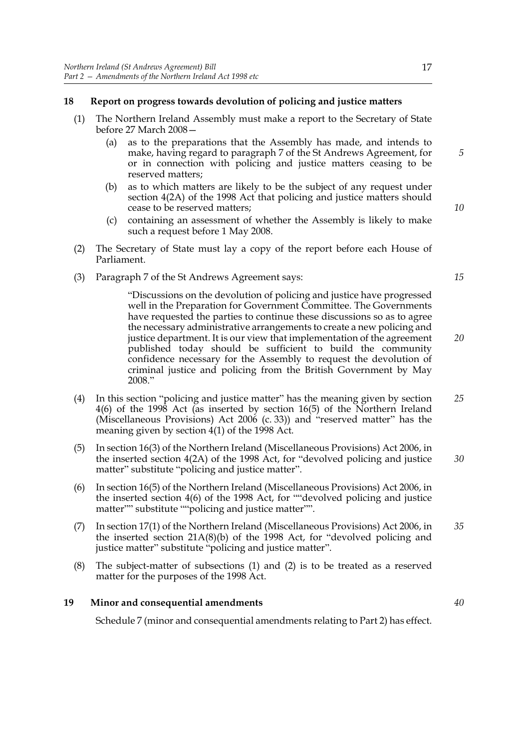**18 Report on progress towards devolution of policing and justice matters**

(1) The Northern Ireland Assembly must make a report to the Secretary of State before 27 March 2008—

(a) as to the preparations that the Assembly has made, and intends to make, having regard to paragraph 7 of the St Andrews Agreement, for or in connection with policing and justice matters ceasing to be reserved matters;

(b) as to which matters are likely to be the subject of any request under section 4(2A) of the 1998 Act that policing and justice matters should cease to be reserved matters;

(c) containing an assessment of whether the Assembly is likely to make such a request before 1 May 2008.

(2) The Secretary of State must lay a copy of the report before each House of Parliament.

(3) Paragraph 7 of the St Andrews Agreement says:

> "Discussions on the devolution of policing and justice have progressed well in the Preparation for Government Committee. The Governments have requested the parties to continue these discussions so as to agree the necessary administrative arrangements to create a new policing and justice department. It is our view that implementation of the agreement published today should be sufficient to build the community confidence necessary for the Assembly to request the devolution of criminal justice and policing from the British Government by May 2008."

(4) In this section "policing and justice matter" has the meaning given by section 4(6) of the 1998 Act (as inserted by section 16(5) of the Northern Ireland (Miscellaneous Provisions) Act 2006 (c. 33)) and "reserved matter" has the meaning given by section 4(1) of the 1998 Act.

(5) In section 16(3) of the Northern Ireland (Miscellaneous Provisions) Act 2006, in the inserted section 4(2A) of the 1998 Act, for "devolved policing and justice matter" substitute "policing and justice matter".

(6) In section 16(5) of the Northern Ireland (Miscellaneous Provisions) Act 2006, in the inserted section 4(6) of the 1998 Act, for ""devolved policing and justice matter"" substitute ""policing and justice matter"".

(7) In section 17(1) of the Northern Ireland (Miscellaneous Provisions) Act 2006, in the inserted section 21A(8)(b) of the 1998 Act, for "devolved policing and justice matter" substitute "policing and justice matter".

(8) The subject-matter of subsections (1) and (2) is to be treated as a reserved matter for the purposes of the 1998 Act.

**19 Minor and consequential amendments**

Schedule 7 (minor and consequential amendments relating to Part 2) has effect.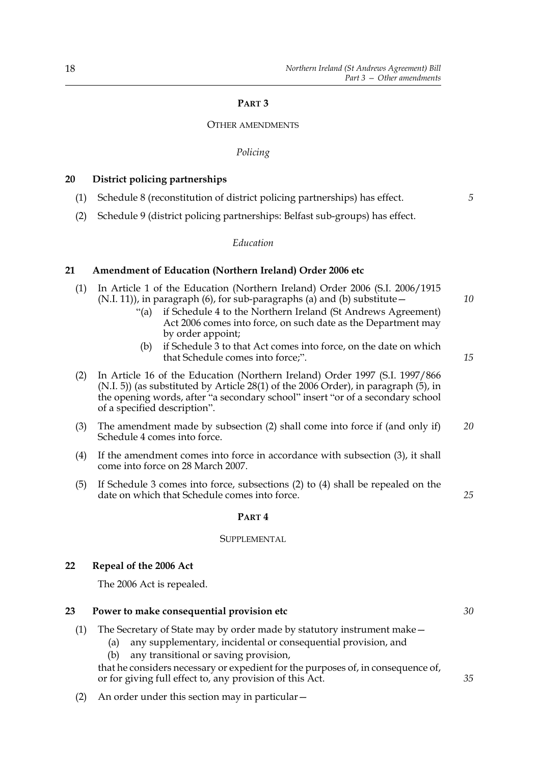## PART 3

OTHER AMENDMENTS

*Policing*

### 20 District policing partnerships

(1) Schedule 8 (reconstitution of district policing partnerships) has effect.

(2) Schedule 9 (district policing partnerships: Belfast sub-groups) has effect.

*Education*

### 21 Amendment of Education (Northern Ireland) Order 2006 etc

(1) In Article 1 of the Education (Northern Ireland) Order 2006 (S.I. 2006/1915 (N.I. 11)), in paragraph (6), for sub-paragraphs (a) and (b) substitute—

> "(a) if Schedule 4 to the Northern Ireland (St Andrews Agreement) Act 2006 comes into force, on such date as the Department may by order appoint;
>
> (b) if Schedule 3 to that Act comes into force, on the date on which that Schedule comes into force;".

(2) In Article 16 of the Education (Northern Ireland) Order 1997 (S.I. 1997/866 (N.I. 5)) (as substituted by Article 28(1) of the 2006 Order), in paragraph (5), in the opening words, after "a secondary school" insert "or of a secondary school of a specified description".

(3) The amendment made by subsection (2) shall come into force if (and only if) Schedule 4 comes into force.

(4) If the amendment comes into force in accordance with subsection (3), it shall come into force on 28 March 2007.

(5) If Schedule 3 comes into force, subsections (2) to (4) shall be repealed on the date on which that Schedule comes into force.

## PART 4

SUPPLEMENTAL

### 22 Repeal of the 2006 Act

The 2006 Act is repealed.

### 23 Power to make consequential provision etc

(1) The Secretary of State may by order made by statutory instrument make—

(a) any supplementary, incidental or consequential provision, and

(b) any transitional or saving provision,

that he considers necessary or expedient for the purposes of, in consequence of, or for giving full effect to, any provision of this Act.

(2) An order under this section may in particular—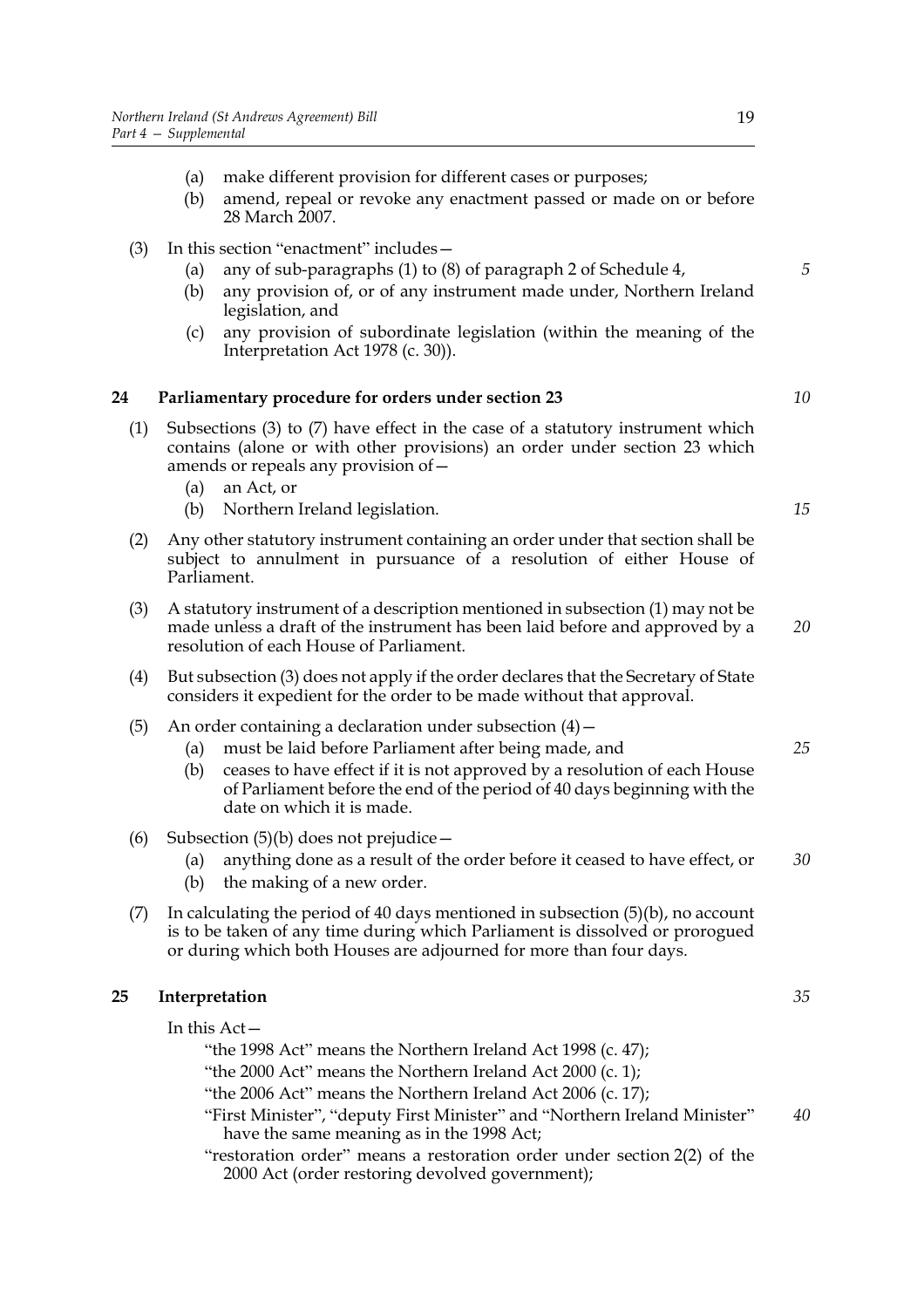(a) make different provision for different cases or purposes;

(b) amend, repeal or revoke any enactment passed or made on or before 28 March 2007.

(3) In this section "enactment" includes—

(a) any of sub-paragraphs (1) to (8) of paragraph 2 of Schedule 4,

(b) any provision of, or of any instrument made under, Northern Ireland legislation, and

(c) any provision of subordinate legislation (within the meaning of the Interpretation Act 1978 (c. 30)).

## 24 Parliamentary procedure for orders under section 23

(1) Subsections (3) to (7) have effect in the case of a statutory instrument which contains (alone or with other provisions) an order under section 23 which amends or repeals any provision of—

(a) an Act, or

(b) Northern Ireland legislation.

(2) Any other statutory instrument containing an order under that section shall be subject to annulment in pursuance of a resolution of either House of Parliament.

(3) A statutory instrument of a description mentioned in subsection (1) may not be made unless a draft of the instrument has been laid before and approved by a resolution of each House of Parliament.

(4) But subsection (3) does not apply if the order declares that the Secretary of State considers it expedient for the order to be made without that approval.

(5) An order containing a declaration under subsection (4)—

(a) must be laid before Parliament after being made, and

(b) ceases to have effect if it is not approved by a resolution of each House of Parliament before the end of the period of 40 days beginning with the date on which it is made.

(6) Subsection (5)(b) does not prejudice—

(a) anything done as a result of the order before it ceased to have effect, or

(b) the making of a new order.

(7) In calculating the period of 40 days mentioned in subsection (5)(b), no account is to be taken of any time during which Parliament is dissolved or prorogued or during which both Houses are adjourned for more than four days.

## 25 Interpretation

In this Act—

"the 1998 Act" means the Northern Ireland Act 1998 (c. 47);

"the 2000 Act" means the Northern Ireland Act 2000 (c. 1);

"the 2006 Act" means the Northern Ireland Act 2006 (c. 17);

"First Minister", "deputy First Minister" and "Northern Ireland Minister" have the same meaning as in the 1998 Act;

"restoration order" means a restoration order under section 2(2) of the 2000 Act (order restoring devolved government);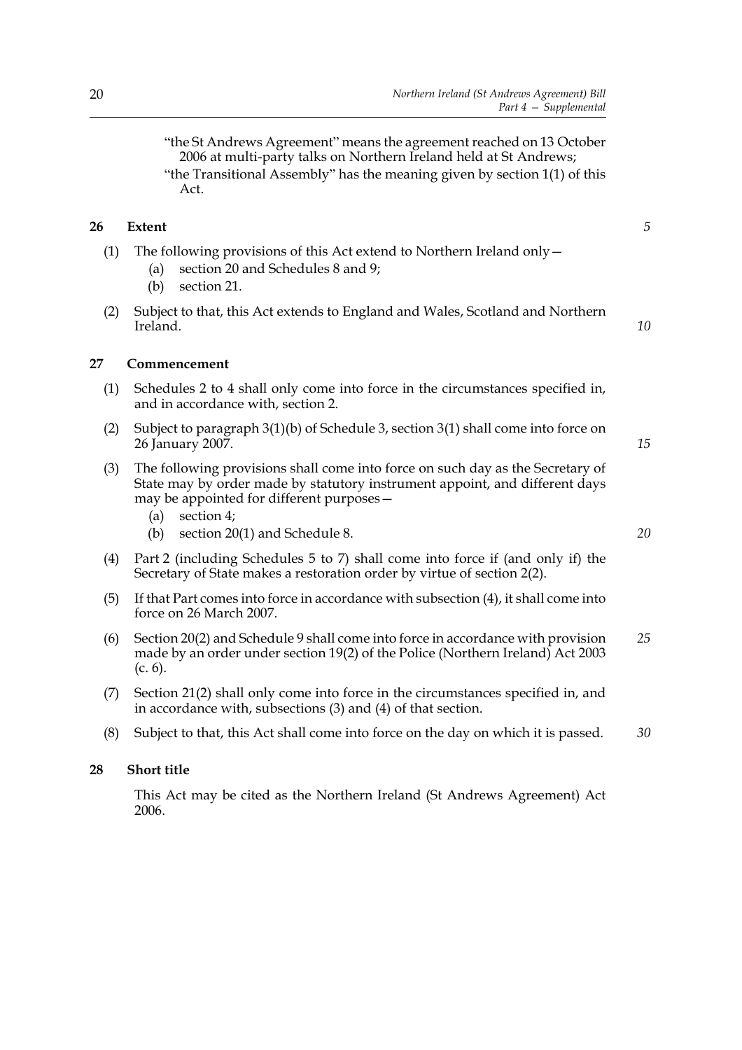"the St Andrews Agreement" means the agreement reached on 13 October 2006 at multi-party talks on Northern Ireland held at St Andrews;

"the Transitional Assembly" has the meaning given by section 1(1) of this Act.

## 26 Extent

(1) The following provisions of this Act extend to Northern Ireland only—

- (a) section 20 and Schedules 8 and 9;
- (b) section 21.

(2) Subject to that, this Act extends to England and Wales, Scotland and Northern Ireland.

## 27 Commencement

(1) Schedules 2 to 4 shall only come into force in the circumstances specified in, and in accordance with, section 2.

(2) Subject to paragraph 3(1)(b) of Schedule 3, section 3(1) shall come into force on 26 January 2007.

(3) The following provisions shall come into force on such day as the Secretary of State may by order made by statutory instrument appoint, and different days may be appointed for different purposes—

- (a) section 4;
- (b) section 20(1) and Schedule 8.

(4) Part 2 (including Schedules 5 to 7) shall come into force if (and only if) the Secretary of State makes a restoration order by virtue of section 2(2).

(5) If that Part comes into force in accordance with subsection (4), it shall come into force on 26 March 2007.

(6) Section 20(2) and Schedule 9 shall come into force in accordance with provision made by an order under section 19(2) of the Police (Northern Ireland) Act 2003 (c. 6).

(7) Section 21(2) shall only come into force in the circumstances specified in, and in accordance with, subsections (3) and (4) of that section.

(8) Subject to that, this Act shall come into force on the day on which it is passed.

## 28 Short title

This Act may be cited as the Northern Ireland (St Andrews Agreement) Act 2006.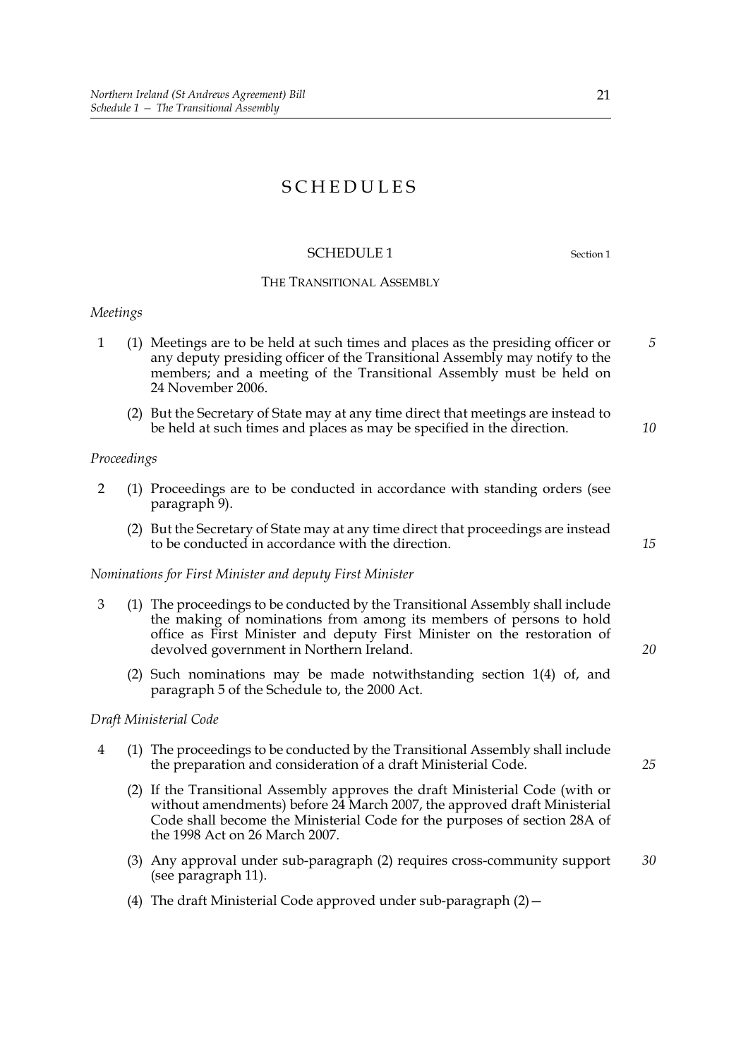# SCHEDULES

## SCHEDULE 1

Section 1

### THE TRANSITIONAL ASSEMBLY

*Meetings*

1 (1) Meetings are to be held at such times and places as the presiding officer or any deputy presiding officer of the Transitional Assembly may notify to the members; and a meeting of the Transitional Assembly must be held on 24 November 2006.

(2) But the Secretary of State may at any time direct that meetings are instead to be held at such times and places as may be specified in the direction.

*Proceedings*

2 (1) Proceedings are to be conducted in accordance with standing orders (see paragraph 9).

(2) But the Secretary of State may at any time direct that proceedings are instead to be conducted in accordance with the direction.

*Nominations for First Minister and deputy First Minister*

3 (1) The proceedings to be conducted by the Transitional Assembly shall include the making of nominations from among its members of persons to hold office as First Minister and deputy First Minister on the restoration of devolved government in Northern Ireland.

(2) Such nominations may be made notwithstanding section 1(4) of, and paragraph 5 of the Schedule to, the 2000 Act.

*Draft Ministerial Code*

4 (1) The proceedings to be conducted by the Transitional Assembly shall include the preparation and consideration of a draft Ministerial Code.

(2) If the Transitional Assembly approves the draft Ministerial Code (with or without amendments) before 24 March 2007, the approved draft Ministerial Code shall become the Ministerial Code for the purposes of section 28A of the 1998 Act on 26 March 2007.

(3) Any approval under sub-paragraph (2) requires cross-community support (see paragraph 11).

(4) The draft Ministerial Code approved under sub-paragraph (2)—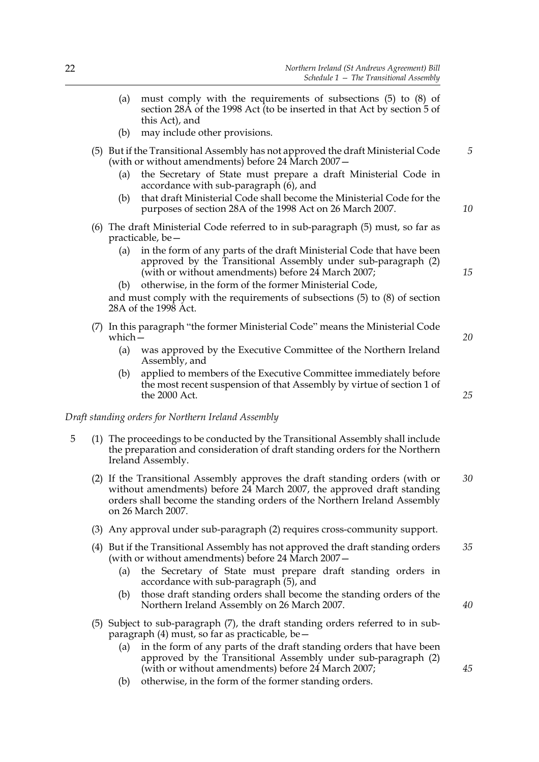(a) must comply with the requirements of subsections (5) to (8) of section 28A of the 1998 Act (to be inserted in that Act by section 5 of this Act), and

(b) may include other provisions.

(5) But if the Transitional Assembly has not approved the draft Ministerial Code (with or without amendments) before 24 March 2007—

(a) the Secretary of State must prepare a draft Ministerial Code in accordance with sub-paragraph (6), and

(b) that draft Ministerial Code shall become the Ministerial Code for the purposes of section 28A of the 1998 Act on 26 March 2007.

(6) The draft Ministerial Code referred to in sub-paragraph (5) must, so far as practicable, be—

(a) in the form of any parts of the draft Ministerial Code that have been approved by the Transitional Assembly under sub-paragraph (2) (with or without amendments) before 24 March 2007;

(b) otherwise, in the form of the former Ministerial Code,

and must comply with the requirements of subsections (5) to (8) of section 28A of the 1998 Act.

(7) In this paragraph "the former Ministerial Code" means the Ministerial Code which—

(a) was approved by the Executive Committee of the Northern Ireland Assembly, and

(b) applied to members of the Executive Committee immediately before the most recent suspension of that Assembly by virtue of section 1 of the 2000 Act.

*Draft standing orders for Northern Ireland Assembly*

5 (1) The proceedings to be conducted by the Transitional Assembly shall include the preparation and consideration of draft standing orders for the Northern Ireland Assembly.

(2) If the Transitional Assembly approves the draft standing orders (with or without amendments) before 24 March 2007, the approved draft standing orders shall become the standing orders of the Northern Ireland Assembly on 26 March 2007.

(3) Any approval under sub-paragraph (2) requires cross-community support.

(4) But if the Transitional Assembly has not approved the draft standing orders (with or without amendments) before 24 March 2007—

(a) the Secretary of State must prepare draft standing orders in accordance with sub-paragraph (5), and

(b) those draft standing orders shall become the standing orders of the Northern Ireland Assembly on 26 March 2007.

(5) Subject to sub-paragraph (7), the draft standing orders referred to in sub-paragraph (4) must, so far as practicable, be—

(a) in the form of any parts of the draft standing orders that have been approved by the Transitional Assembly under sub-paragraph (2) (with or without amendments) before 24 March 2007;

(b) otherwise, in the form of the former standing orders.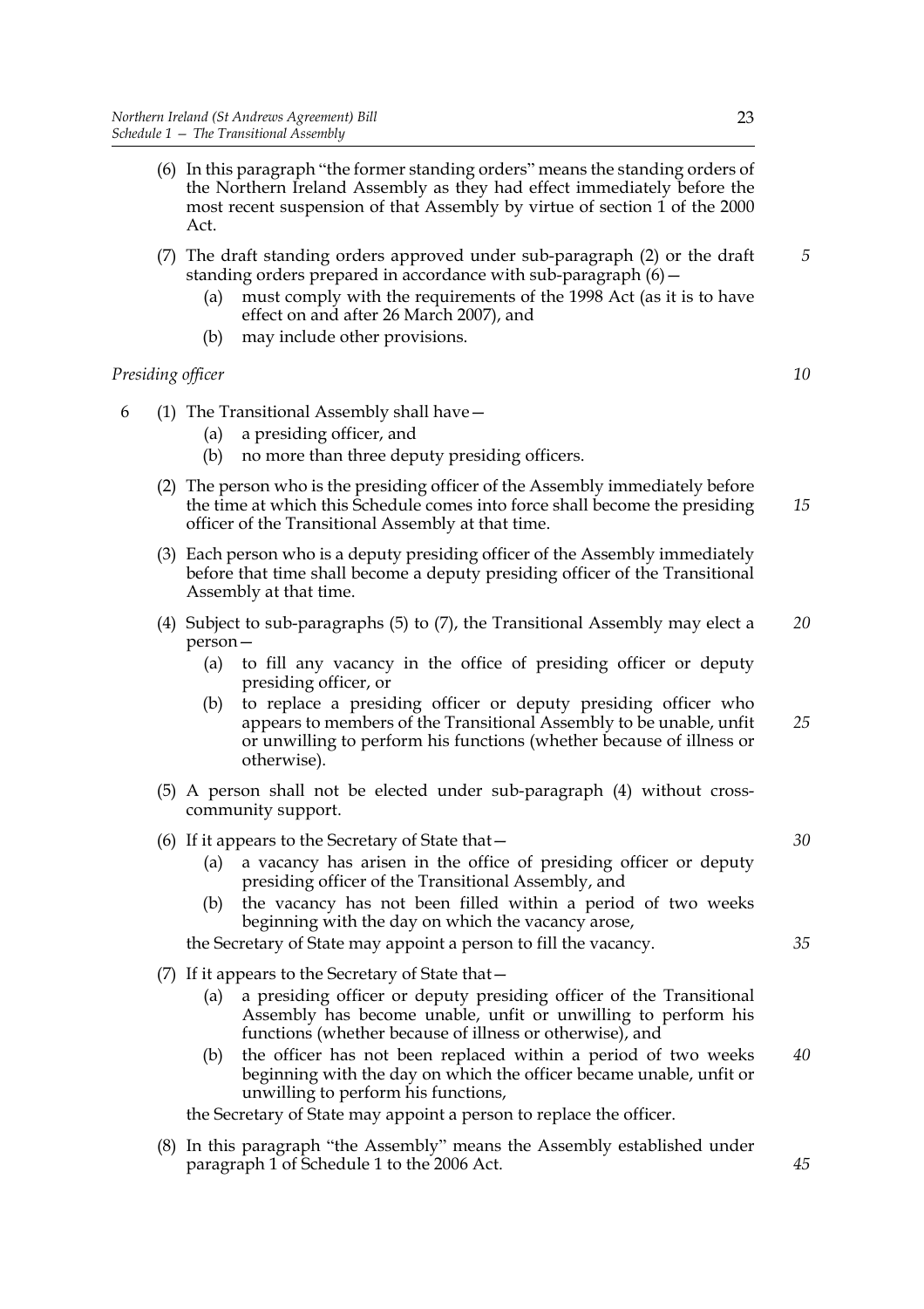(6) In this paragraph "the former standing orders" means the standing orders of the Northern Ireland Assembly as they had effect immediately before the most recent suspension of that Assembly by virtue of section 1 of the 2000 Act.

(7) The draft standing orders approved under sub-paragraph (2) or the draft standing orders prepared in accordance with sub-paragraph (6)—

(a) must comply with the requirements of the 1998 Act (as it is to have effect on and after 26 March 2007), and

(b) may include other provisions.

*Presiding officer*

6 (1) The Transitional Assembly shall have—

(a) a presiding officer, and

(b) no more than three deputy presiding officers.

(2) The person who is the presiding officer of the Assembly immediately before the time at which this Schedule comes into force shall become the presiding officer of the Transitional Assembly at that time.

(3) Each person who is a deputy presiding officer of the Assembly immediately before that time shall become a deputy presiding officer of the Transitional Assembly at that time.

(4) Subject to sub-paragraphs (5) to (7), the Transitional Assembly may elect a person—

(a) to fill any vacancy in the office of presiding officer or deputy presiding officer, or

(b) to replace a presiding officer or deputy presiding officer who appears to members of the Transitional Assembly to be unable, unfit or unwilling to perform his functions (whether because of illness or otherwise).

(5) A person shall not be elected under sub-paragraph (4) without cross-community support.

(6) If it appears to the Secretary of State that—

(a) a vacancy has arisen in the office of presiding officer or deputy presiding officer of the Transitional Assembly, and

(b) the vacancy has not been filled within a period of two weeks beginning with the day on which the vacancy arose,

the Secretary of State may appoint a person to fill the vacancy.

(7) If it appears to the Secretary of State that—

(a) a presiding officer or deputy presiding officer of the Transitional Assembly has become unable, unfit or unwilling to perform his functions (whether because of illness or otherwise), and

(b) the officer has not been replaced within a period of two weeks beginning with the day on which the officer became unable, unfit or unwilling to perform his functions,

the Secretary of State may appoint a person to replace the officer.

(8) In this paragraph "the Assembly" means the Assembly established under paragraph 1 of Schedule 1 to the 2006 Act.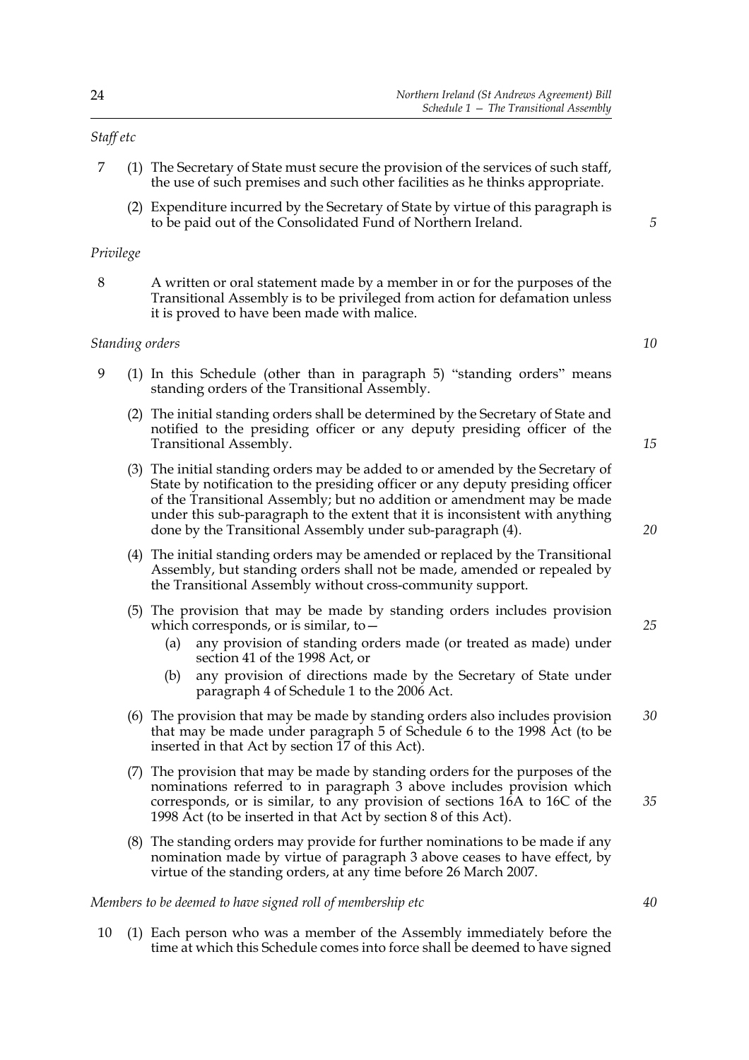*Staff etc*

7 (1) The Secretary of State must secure the provision of the services of such staff, the use of such premises and such other facilities as he thinks appropriate.

(2) Expenditure incurred by the Secretary of State by virtue of this paragraph is to be paid out of the Consolidated Fund of Northern Ireland.

*Privilege*

8 A written or oral statement made by a member in or for the purposes of the Transitional Assembly is to be privileged from action for defamation unless it is proved to have been made with malice.

*Standing orders*

9 (1) In this Schedule (other than in paragraph 5) "standing orders" means standing orders of the Transitional Assembly.

(2) The initial standing orders shall be determined by the Secretary of State and notified to the presiding officer or any deputy presiding officer of the Transitional Assembly.

(3) The initial standing orders may be added to or amended by the Secretary of State by notification to the presiding officer or any deputy presiding officer of the Transitional Assembly; but no addition or amendment may be made under this sub-paragraph to the extent that it is inconsistent with anything done by the Transitional Assembly under sub-paragraph (4).

(4) The initial standing orders may be amended or replaced by the Transitional Assembly, but standing orders shall not be made, amended or repealed by the Transitional Assembly without cross-community support.

(5) The provision that may be made by standing orders includes provision which corresponds, or is similar, to—

(a) any provision of standing orders made (or treated as made) under section 41 of the 1998 Act, or

(b) any provision of directions made by the Secretary of State under paragraph 4 of Schedule 1 to the 2006 Act.

(6) The provision that may be made by standing orders also includes provision that may be made under paragraph 5 of Schedule 6 to the 1998 Act (to be inserted in that Act by section 17 of this Act).

(7) The provision that may be made by standing orders for the purposes of the nominations referred to in paragraph 3 above includes provision which corresponds, or is similar, to any provision of sections 16A to 16C of the 1998 Act (to be inserted in that Act by section 8 of this Act).

(8) The standing orders may provide for further nominations to be made if any nomination made by virtue of paragraph 3 above ceases to have effect, by virtue of the standing orders, at any time before 26 March 2007.

*Members to be deemed to have signed roll of membership etc*

10 (1) Each person who was a member of the Assembly immediately before the time at which this Schedule comes into force shall be deemed to have signed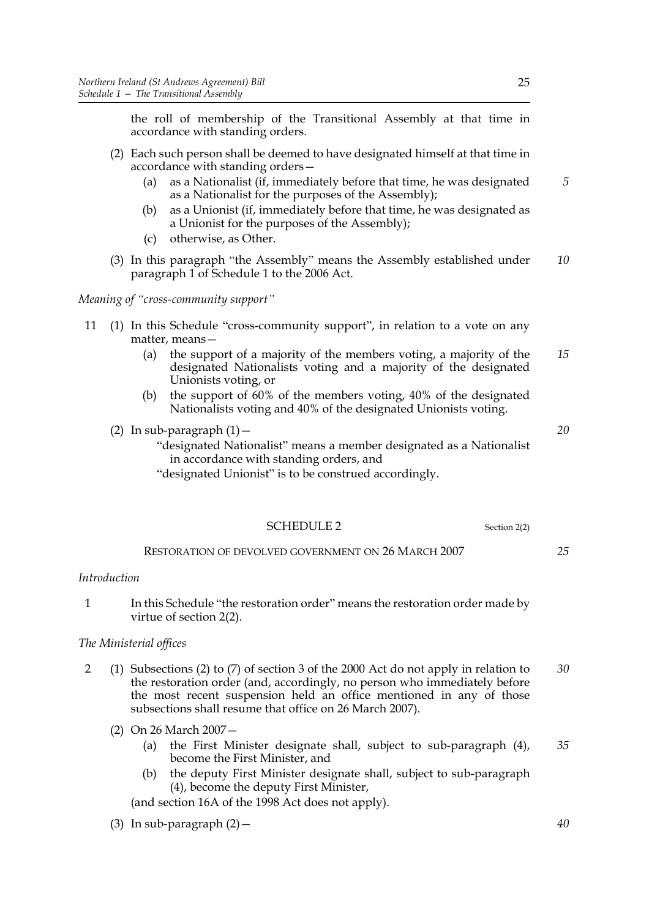the roll of membership of the Transitional Assembly at that time in accordance with standing orders.

(2) Each such person shall be deemed to have designated himself at that time in accordance with standing orders—

- (a) as a Nationalist (if, immediately before that time, he was designated as a Nationalist for the purposes of the Assembly);
- (b) as a Unionist (if, immediately before that time, he was designated as a Unionist for the purposes of the Assembly);
- (c) otherwise, as Other.

(3) In this paragraph "the Assembly" means the Assembly established under paragraph 1 of Schedule 1 to the 2006 Act.

*Meaning of "cross-community support"*

11 (1) In this Schedule "cross-community support", in relation to a vote on any matter, means—

- (a) the support of a majority of the members voting, a majority of the designated Nationalists voting and a majority of the designated Unionists voting, or
- (b) the support of 60% of the members voting, 40% of the designated Nationalists voting and 40% of the designated Unionists voting.

(2) In sub-paragraph (1)—

"designated Nationalist" means a member designated as a Nationalist in accordance with standing orders, and

"designated Unionist" is to be construed accordingly.

## SCHEDULE 2

Section 2(2)

RESTORATION OF DEVOLVED GOVERNMENT ON 26 MARCH 2007

*Introduction*

1 In this Schedule "the restoration order" means the restoration order made by virtue of section 2(2).

*The Ministerial offices*

2 (1) Subsections (2) to (7) of section 3 of the 2000 Act do not apply in relation to the restoration order (and, accordingly, no person who immediately before the most recent suspension held an office mentioned in any of those subsections shall resume that office on 26 March 2007).

(2) On 26 March 2007—

- (a) the First Minister designate shall, subject to sub-paragraph (4), become the First Minister, and
- (b) the deputy First Minister designate shall, subject to sub-paragraph (4), become the deputy First Minister,

(and section 16A of the 1998 Act does not apply).

(3) In sub-paragraph (2)—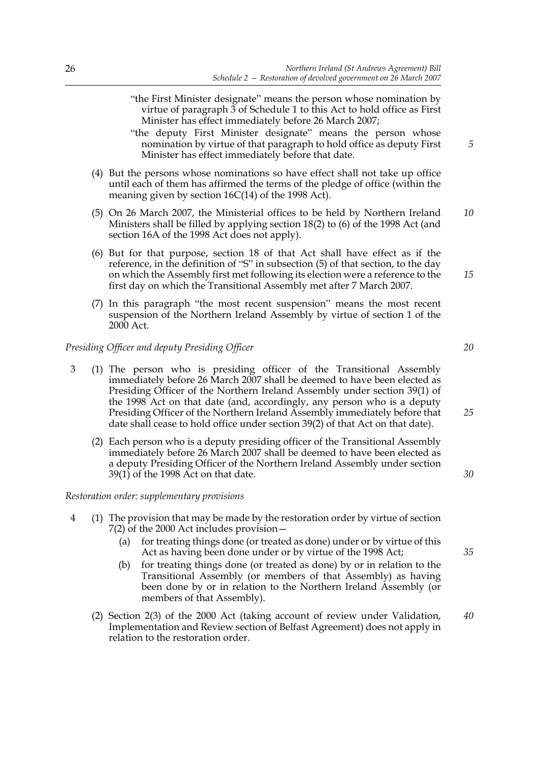"the First Minister designate" means the person whose nomination by virtue of paragraph 3 of Schedule 1 to this Act to hold office as First Minister has effect immediately before 26 March 2007;

"the deputy First Minister designate" means the person whose nomination by virtue of that paragraph to hold office as deputy First Minister has effect immediately before that date.

(4) But the persons whose nominations so have effect shall not take up office until each of them has affirmed the terms of the pledge of office (within the meaning given by section 16C(14) of the 1998 Act).

(5) On 26 March 2007, the Ministerial offices to be held by Northern Ireland Ministers shall be filled by applying section 18(2) to (6) of the 1998 Act (and section 16A of the 1998 Act does not apply).

(6) But for that purpose, section 18 of that Act shall have effect as if the reference, in the definition of "S" in subsection (5) of that section, to the day on which the Assembly first met following its election were a reference to the first day on which the Transitional Assembly met after 7 March 2007.

(7) In this paragraph "the most recent suspension" means the most recent suspension of the Northern Ireland Assembly by virtue of section 1 of the 2000 Act.

*Presiding Officer and deputy Presiding Officer*

3 (1) The person who is presiding officer of the Transitional Assembly immediately before 26 March 2007 shall be deemed to have been elected as Presiding Officer of the Northern Ireland Assembly under section 39(1) of the 1998 Act on that date (and, accordingly, any person who is a deputy Presiding Officer of the Northern Ireland Assembly immediately before that date shall cease to hold office under section 39(2) of that Act on that date).

(2) Each person who is a deputy presiding officer of the Transitional Assembly immediately before 26 March 2007 shall be deemed to have been elected as a deputy Presiding Officer of the Northern Ireland Assembly under section 39(1) of the 1998 Act on that date.

*Restoration order: supplementary provisions*

4 (1) The provision that may be made by the restoration order by virtue of section 7(2) of the 2000 Act includes provision—

(a) for treating things done (or treated as done) under or by virtue of this Act as having been done under or by virtue of the 1998 Act;

(b) for treating things done (or treated as done) by or in relation to the Transitional Assembly (or members of that Assembly) as having been done by or in relation to the Northern Ireland Assembly (or members of that Assembly).

(2) Section 2(3) of the 2000 Act (taking account of review under Validation, Implementation and Review section of Belfast Agreement) does not apply in relation to the restoration order.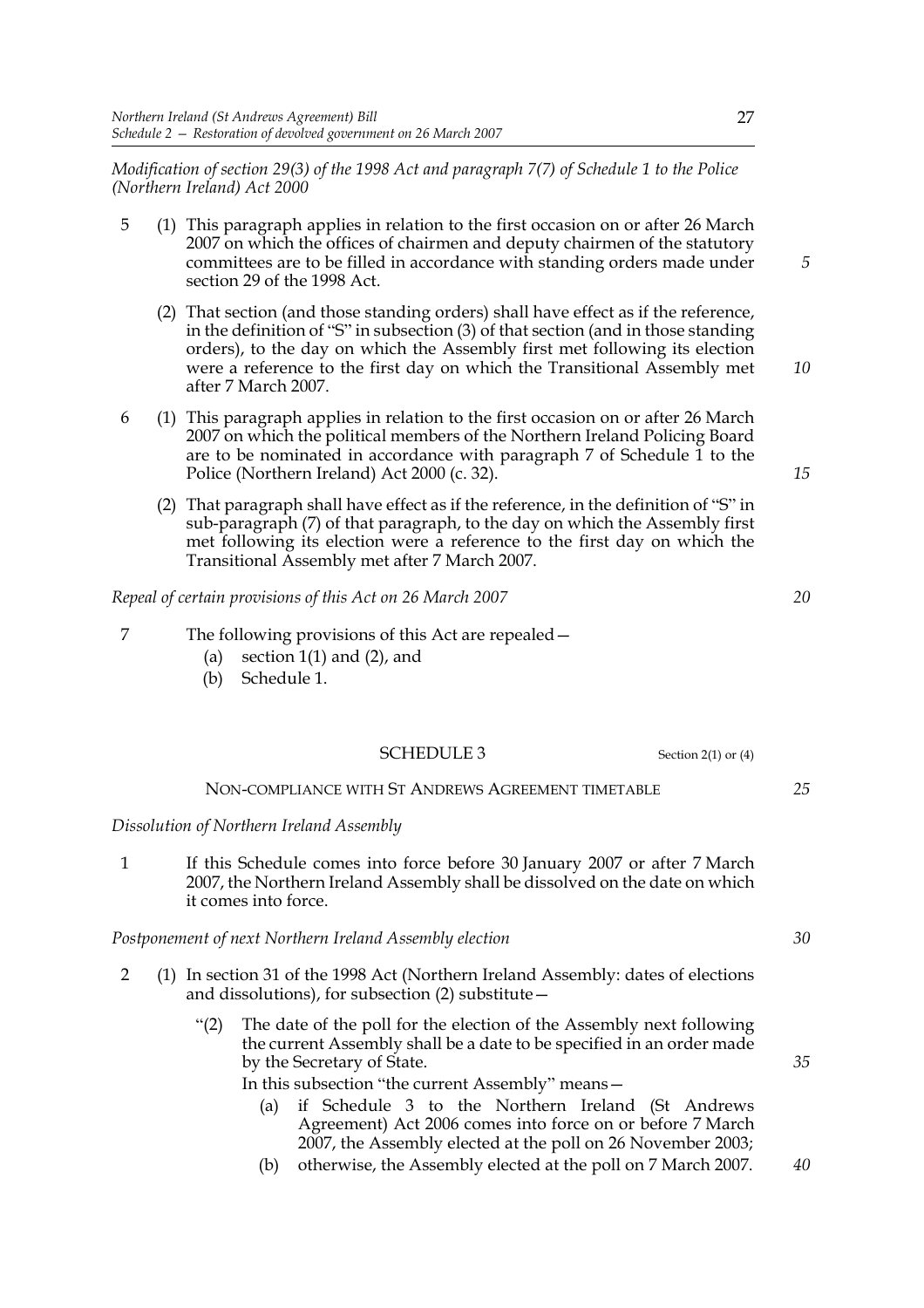*Modification of section 29(3) of the 1998 Act and paragraph 7(7) of Schedule 1 to the Police (Northern Ireland) Act 2000*

5 (1) This paragraph applies in relation to the first occasion on or after 26 March 2007 on which the offices of chairmen and deputy chairmen of the statutory committees are to be filled in accordance with standing orders made under section 29 of the 1998 Act.

(2) That section (and those standing orders) shall have effect as if the reference, in the definition of "S" in subsection (3) of that section (and in those standing orders), to the day on which the Assembly first met following its election were a reference to the first day on which the Transitional Assembly met after 7 March 2007.

6 (1) This paragraph applies in relation to the first occasion on or after 26 March 2007 on which the political members of the Northern Ireland Policing Board are to be nominated in accordance with paragraph 7 of Schedule 1 to the Police (Northern Ireland) Act 2000 (c. 32).

(2) That paragraph shall have effect as if the reference, in the definition of "S" in sub-paragraph (7) of that paragraph, to the day on which the Assembly first met following its election were a reference to the first day on which the Transitional Assembly met after 7 March 2007.

*Repeal of certain provisions of this Act on 26 March 2007*

7 The following provisions of this Act are repealed—

(a) section 1(1) and (2), and

(b) Schedule 1.

## SCHEDULE 3

Section 2(1) or (4)

### NON-COMPLIANCE WITH ST ANDREWS AGREEMENT TIMETABLE

*Dissolution of Northern Ireland Assembly*

1 If this Schedule comes into force before 30 January 2007 or after 7 March 2007, the Northern Ireland Assembly shall be dissolved on the date on which it comes into force.

*Postponement of next Northern Ireland Assembly election*

2 (1) In section 31 of the 1998 Act (Northern Ireland Assembly: dates of elections and dissolutions), for subsection (2) substitute—

"(2) The date of the poll for the election of the Assembly next following the current Assembly shall be a date to be specified in an order made by the Secretary of State.

In this subsection "the current Assembly" means—

(a) if Schedule 3 to the Northern Ireland (St Andrews Agreement) Act 2006 comes into force on or before 7 March 2007, the Assembly elected at the poll on 26 November 2003;

(b) otherwise, the Assembly elected at the poll on 7 March 2007.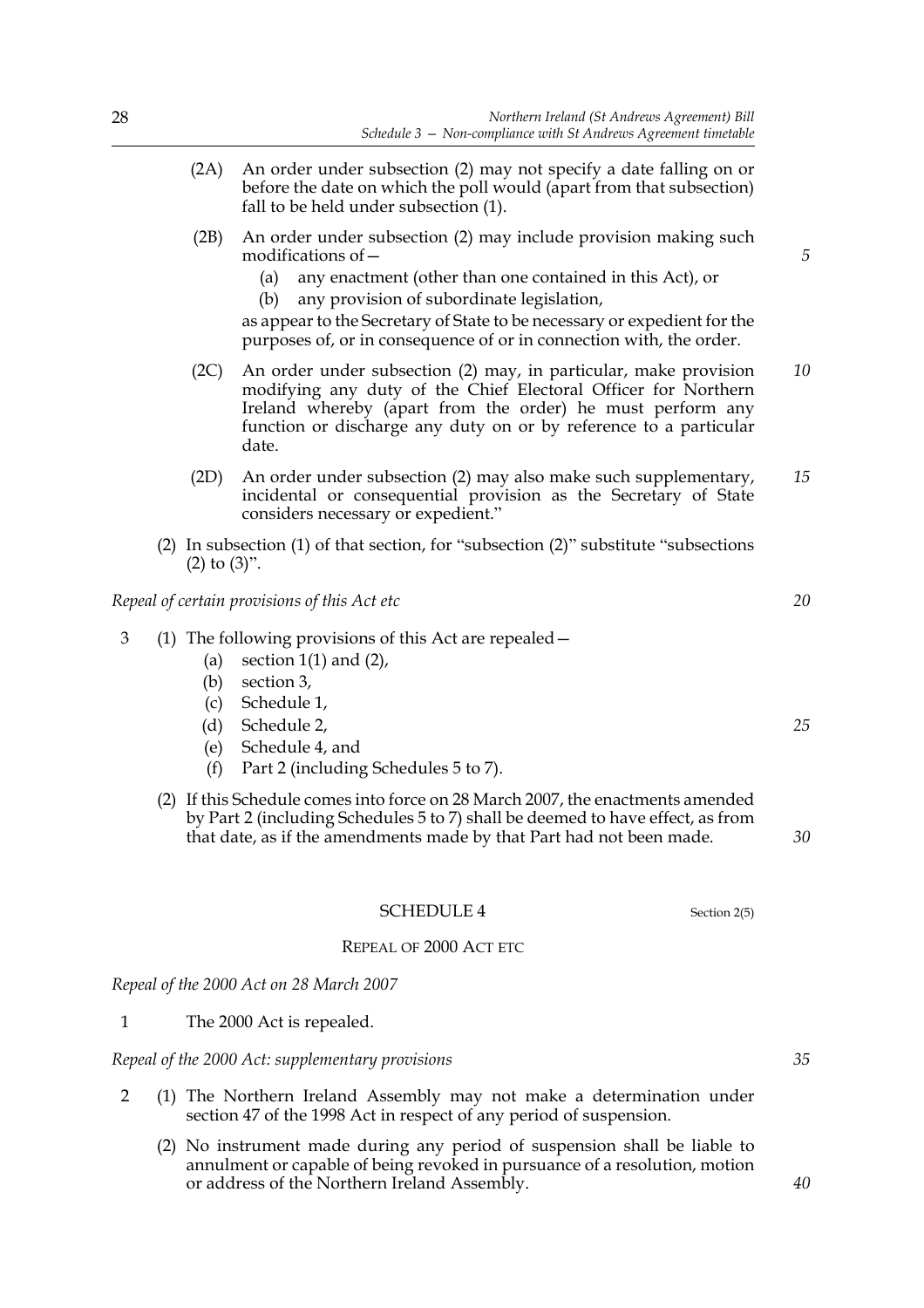(2A) An order under subsection (2) may not specify a date falling on or before the date on which the poll would (apart from that subsection) fall to be held under subsection (1).

(2B) An order under subsection (2) may include provision making such modifications of—

(a) any enactment (other than one contained in this Act), or

(b) any provision of subordinate legislation,

as appear to the Secretary of State to be necessary or expedient for the purposes of, or in consequence of or in connection with, the order.

(2C) An order under subsection (2) may, in particular, make provision modifying any duty of the Chief Electoral Officer for Northern Ireland whereby (apart from the order) he must perform any function or discharge any duty on or by reference to a particular date.

(2D) An order under subsection (2) may also make such supplementary, incidental or consequential provision as the Secretary of State considers necessary or expedient."

(2) In subsection (1) of that section, for "subsection (2)" substitute "subsections (2) to (3)".

*Repeal of certain provisions of this Act etc*

3 (1) The following provisions of this Act are repealed—

(a) section 1(1) and (2),

(b) section 3,

(c) Schedule 1,

(d) Schedule 2,

(e) Schedule 4, and

(f) Part 2 (including Schedules 5 to 7).

(2) If this Schedule comes into force on 28 March 2007, the enactments amended by Part 2 (including Schedules 5 to 7) shall be deemed to have effect, as from that date, as if the amendments made by that Part had not been made.

## SCHEDULE 4

Section 2(5)

### REPEAL OF 2000 ACT ETC

*Repeal of the 2000 Act on 28 March 2007*

1 The 2000 Act is repealed.

*Repeal of the 2000 Act: supplementary provisions*

2 (1) The Northern Ireland Assembly may not make a determination under section 47 of the 1998 Act in respect of any period of suspension.

(2) No instrument made during any period of suspension shall be liable to annulment or capable of being revoked in pursuance of a resolution, motion or address of the Northern Ireland Assembly.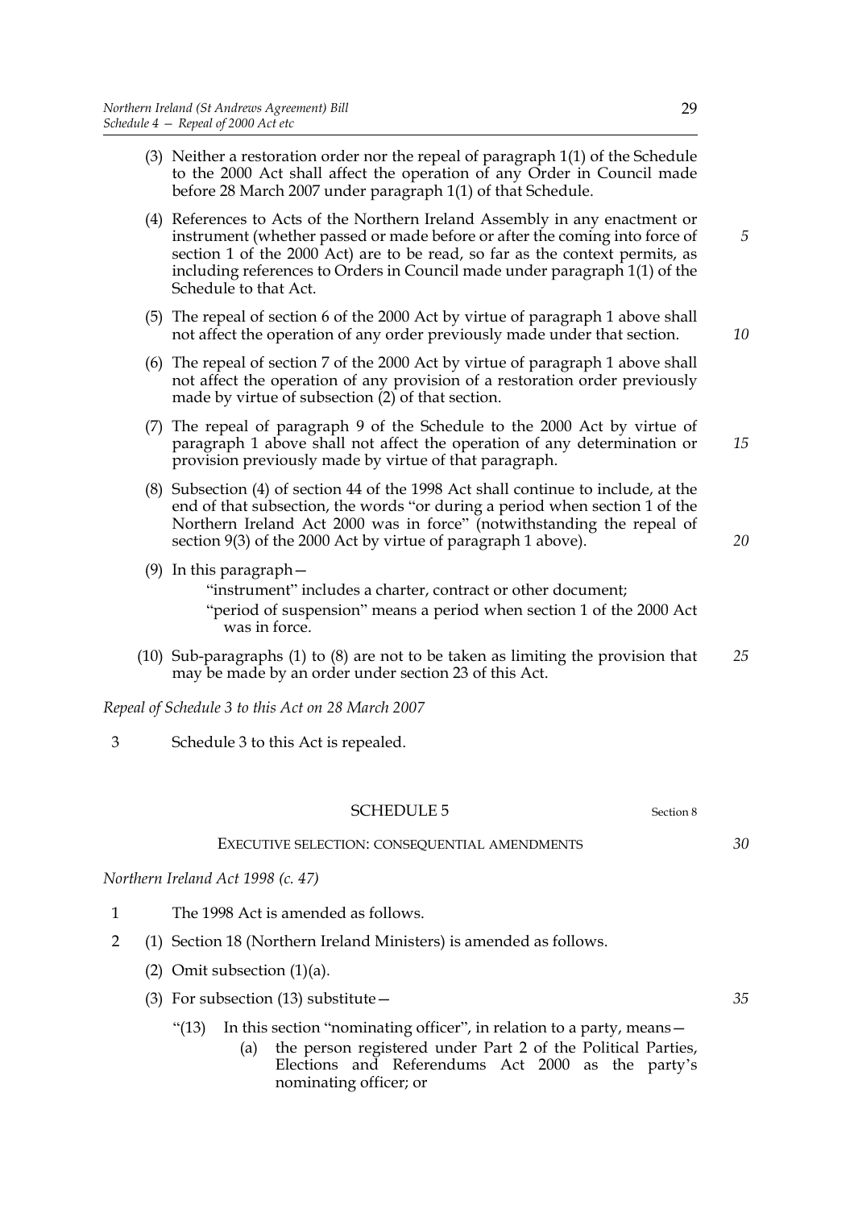(3) Neither a restoration order nor the repeal of paragraph 1(1) of the Schedule to the 2000 Act shall affect the operation of any Order in Council made before 28 March 2007 under paragraph 1(1) of that Schedule.

(4) References to Acts of the Northern Ireland Assembly in any enactment or instrument (whether passed or made before or after the coming into force of section 1 of the 2000 Act) are to be read, so far as the context permits, as including references to Orders in Council made under paragraph 1(1) of the Schedule to that Act.

(5) The repeal of section 6 of the 2000 Act by virtue of paragraph 1 above shall not affect the operation of any order previously made under that section.

(6) The repeal of section 7 of the 2000 Act by virtue of paragraph 1 above shall not affect the operation of any provision of a restoration order previously made by virtue of subsection (2) of that section.

(7) The repeal of paragraph 9 of the Schedule to the 2000 Act by virtue of paragraph 1 above shall not affect the operation of any determination or provision previously made by virtue of that paragraph.

(8) Subsection (4) of section 44 of the 1998 Act shall continue to include, at the end of that subsection, the words "or during a period when section 1 of the Northern Ireland Act 2000 was in force" (notwithstanding the repeal of section 9(3) of the 2000 Act by virtue of paragraph 1 above).

(9) In this paragraph—

"instrument" includes a charter, contract or other document;

"period of suspension" means a period when section 1 of the 2000 Act was in force.

(10) Sub-paragraphs (1) to (8) are not to be taken as limiting the provision that may be made by an order under section 23 of this Act.

*Repeal of Schedule 3 to this Act on 28 March 2007*

3 Schedule 3 to this Act is repealed.

## SCHEDULE 5

Section 8

### EXECUTIVE SELECTION: CONSEQUENTIAL AMENDMENTS

*Northern Ireland Act 1998 (c. 47)*

1 The 1998 Act is amended as follows.

2 (1) Section 18 (Northern Ireland Ministers) is amended as follows.

(2) Omit subsection (1)(a).

(3) For subsection (13) substitute—

"(13) In this section "nominating officer", in relation to a party, means—

(a) the person registered under Part 2 of the Political Parties, Elections and Referendums Act 2000 as the party's nominating officer; or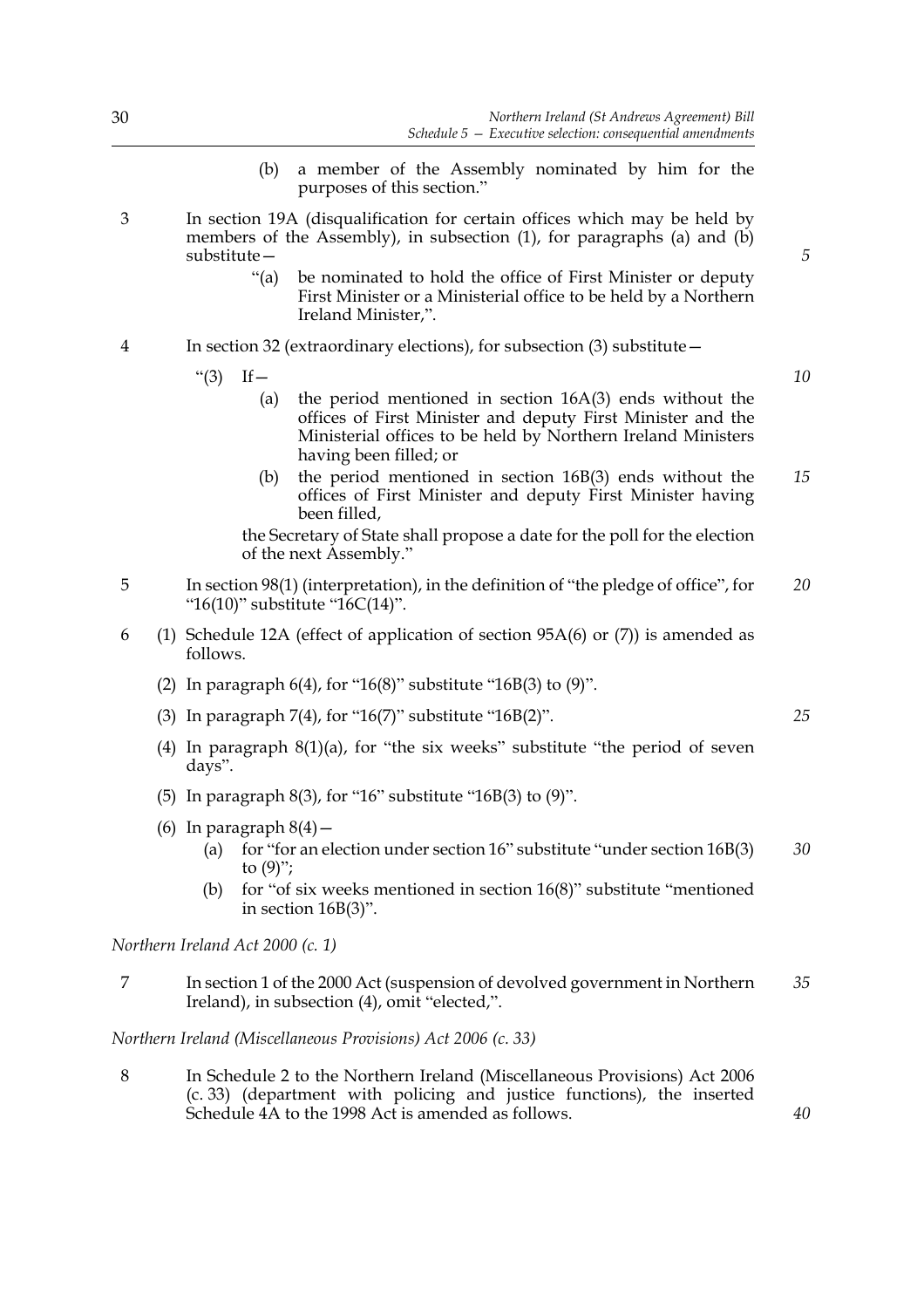(b) a member of the Assembly nominated by him for the purposes of this section."

3 In section 19A (disqualification for certain offices which may be held by members of the Assembly), in subsection (1), for paragraphs (a) and (b) substitute—

"(a) be nominated to hold the office of First Minister or deputy First Minister or a Ministerial office to be held by a Northern Ireland Minister,".

4 In section 32 (extraordinary elections), for subsection (3) substitute—

"(3) If—

(a) the period mentioned in section 16A(3) ends without the offices of First Minister and deputy First Minister and the Ministerial offices to be held by Northern Ireland Ministers having been filled; or

(b) the period mentioned in section 16B(3) ends without the offices of First Minister and deputy First Minister having been filled,

the Secretary of State shall propose a date for the poll for the election of the next Assembly."

5 In section 98(1) (interpretation), in the definition of "the pledge of office", for "16(10)" substitute "16C(14)".

6 (1) Schedule 12A (effect of application of section 95A(6) or (7)) is amended as follows.

(2) In paragraph 6(4), for "16(8)" substitute "16B(3) to (9)".

(3) In paragraph 7(4), for "16(7)" substitute "16B(2)".

(4) In paragraph 8(1)(a), for "the six weeks" substitute "the period of seven days".

(5) In paragraph 8(3), for "16" substitute "16B(3) to (9)".

(6) In paragraph 8(4)—

(a) for "for an election under section 16" substitute "under section 16B(3) to (9)";

(b) for "of six weeks mentioned in section 16(8)" substitute "mentioned in section 16B(3)".

*Northern Ireland Act 2000 (c. 1)*

7 In section 1 of the 2000 Act (suspension of devolved government in Northern Ireland), in subsection (4), omit "elected,".

*Northern Ireland (Miscellaneous Provisions) Act 2006 (c. 33)*

8 In Schedule 2 to the Northern Ireland (Miscellaneous Provisions) Act 2006 (c. 33) (department with policing and justice functions), the inserted Schedule 4A to the 1998 Act is amended as follows.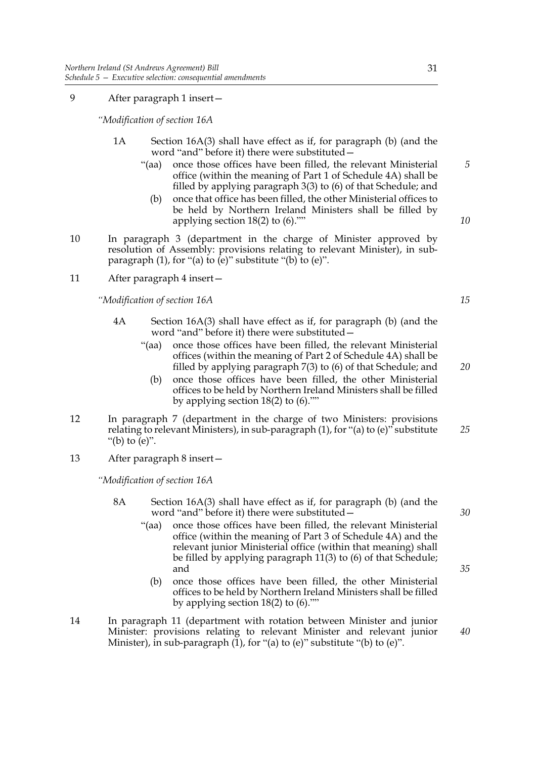9 After paragraph 1 insert—

*"Modification of section 16A*

1A Section 16A(3) shall have effect as if, for paragraph (b) (and the word "and" before it) there were substituted—

"(aa) once those offices have been filled, the relevant Ministerial office (within the meaning of Part 1 of Schedule 4A) shall be filled by applying paragraph 3(3) to (6) of that Schedule; and

(b) once that office has been filled, the other Ministerial offices to be held by Northern Ireland Ministers shall be filled by applying section 18(2) to (6).""

10 In paragraph 3 (department in the charge of Minister approved by resolution of Assembly: provisions relating to relevant Minister), in sub-paragraph (1), for "(a) to (e)" substitute "(b) to (e)".

11 After paragraph 4 insert—

*"Modification of section 16A*

4A Section 16A(3) shall have effect as if, for paragraph (b) (and the word "and" before it) there were substituted—

"(aa) once those offices have been filled, the relevant Ministerial offices (within the meaning of Part 2 of Schedule 4A) shall be filled by applying paragraph 7(3) to (6) of that Schedule; and

(b) once those offices have been filled, the other Ministerial offices to be held by Northern Ireland Ministers shall be filled by applying section 18(2) to (6).""

12 In paragraph 7 (department in the charge of two Ministers: provisions relating to relevant Ministers), in sub-paragraph (1), for "(a) to (e)" substitute "(b) to (e)".

13 After paragraph 8 insert—

*"Modification of section 16A*

8A Section 16A(3) shall have effect as if, for paragraph (b) (and the word "and" before it) there were substituted—

"(aa) once those offices have been filled, the relevant Ministerial office (within the meaning of Part 3 of Schedule 4A) and the relevant junior Ministerial office (within that meaning) shall be filled by applying paragraph 11(3) to (6) of that Schedule; and

(b) once those offices have been filled, the other Ministerial offices to be held by Northern Ireland Ministers shall be filled by applying section 18(2) to (6).""

14 In paragraph 11 (department with rotation between Minister and junior Minister: provisions relating to relevant Minister and relevant junior Minister), in sub-paragraph (1), for "(a) to (e)" substitute "(b) to (e)".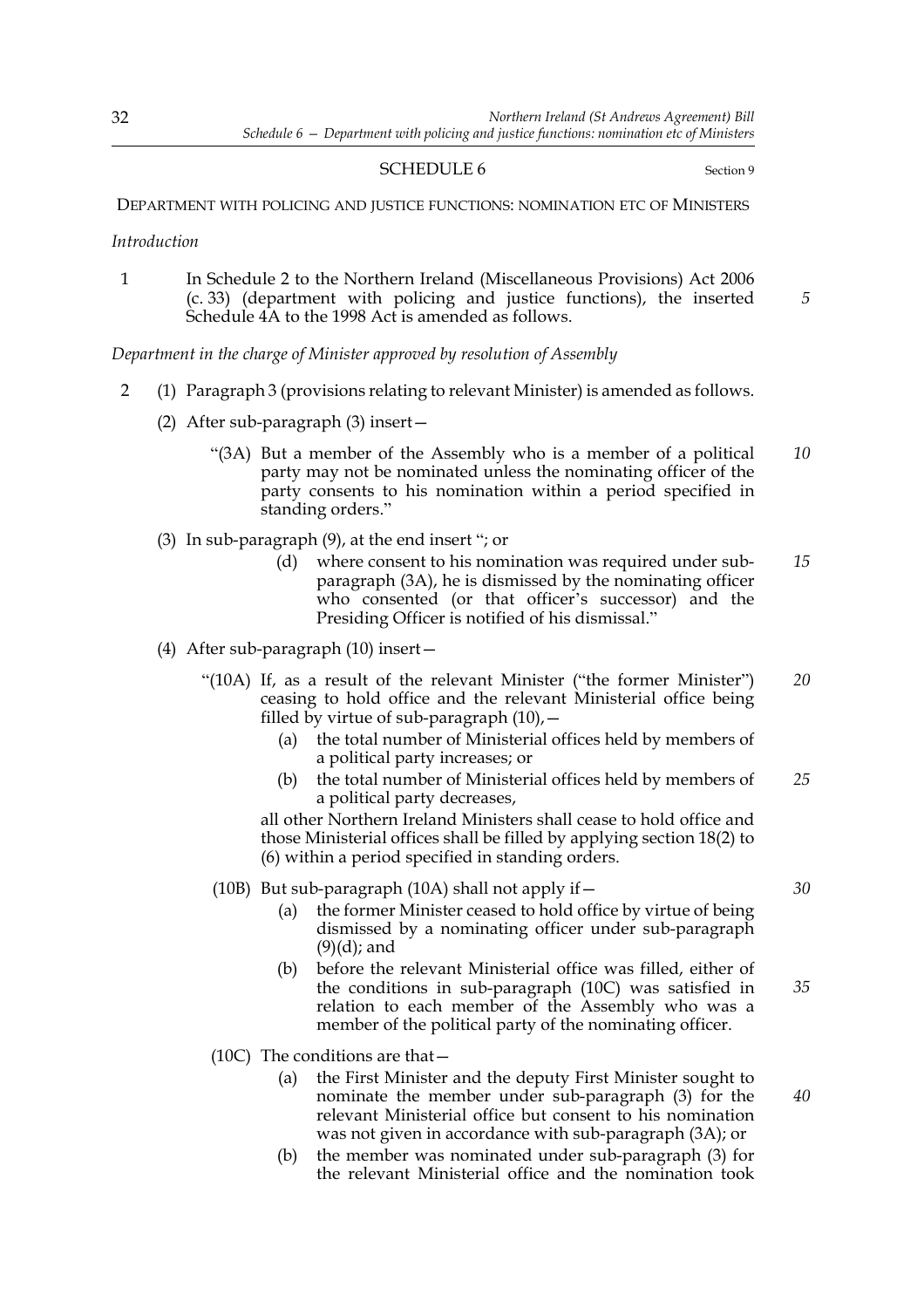## SCHEDULE 6

Section 9

DEPARTMENT WITH POLICING AND JUSTICE FUNCTIONS: NOMINATION ETC OF MINISTERS

*Introduction*

1 In Schedule 2 to the Northern Ireland (Miscellaneous Provisions) Act 2006 (c. 33) (department with policing and justice functions), the inserted Schedule 4A to the 1998 Act is amended as follows.

*Department in the charge of Minister approved by resolution of Assembly*

2 (1) Paragraph 3 (provisions relating to relevant Minister) is amended as follows.

(2) After sub-paragraph (3) insert—

"(3A) But a member of the Assembly who is a member of a political party may not be nominated unless the nominating officer of the party consents to his nomination within a period specified in standing orders."

(3) In sub-paragraph (9), at the end insert "; or

(d) where consent to his nomination was required under sub-paragraph (3A), he is dismissed by the nominating officer who consented (or that officer's successor) and the Presiding Officer is notified of his dismissal."

(4) After sub-paragraph (10) insert—

"(10A) If, as a result of the relevant Minister ("the former Minister") ceasing to hold office and the relevant Ministerial office being filled by virtue of sub-paragraph (10),—

(a) the total number of Ministerial offices held by members of a political party increases; or

(b) the total number of Ministerial offices held by members of a political party decreases,

all other Northern Ireland Ministers shall cease to hold office and those Ministerial offices shall be filled by applying section 18(2) to (6) within a period specified in standing orders.

(10B) But sub-paragraph (10A) shall not apply if—

(a) the former Minister ceased to hold office by virtue of being dismissed by a nominating officer under sub-paragraph (9)(d); and

(b) before the relevant Ministerial office was filled, either of the conditions in sub-paragraph (10C) was satisfied in relation to each member of the Assembly who was a member of the political party of the nominating officer.

(10C) The conditions are that—

(a) the First Minister and the deputy First Minister sought to nominate the member under sub-paragraph (3) for the relevant Ministerial office but consent to his nomination was not given in accordance with sub-paragraph (3A); or

(b) the member was nominated under sub-paragraph (3) for the relevant Ministerial office and the nomination took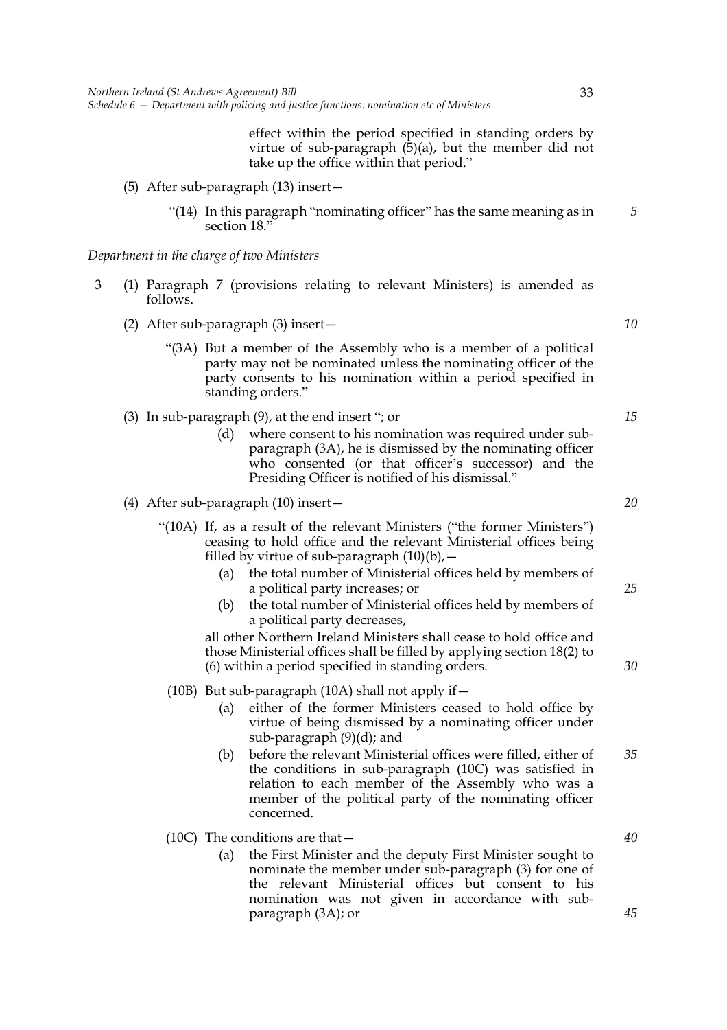effect within the period specified in standing orders by virtue of sub-paragraph (5)(a), but the member did not take up the office within that period."

(5) After sub-paragraph (13) insert—

"(14) In this paragraph "nominating officer" has the same meaning as in section 18."

*Department in the charge of two Ministers*

3 (1) Paragraph 7 (provisions relating to relevant Ministers) is amended as follows.

(2) After sub-paragraph (3) insert—

"(3A) But a member of the Assembly who is a member of a political party may not be nominated unless the nominating officer of the party consents to his nomination within a period specified in standing orders."

(3) In sub-paragraph (9), at the end insert "; or

(d) where consent to his nomination was required under sub-paragraph (3A), he is dismissed by the nominating officer who consented (or that officer's successor) and the Presiding Officer is notified of his dismissal."

(4) After sub-paragraph (10) insert—

"(10A) If, as a result of the relevant Ministers ("the former Ministers") ceasing to hold office and the relevant Ministerial offices being filled by virtue of sub-paragraph (10)(b),—

(a) the total number of Ministerial offices held by members of a political party increases; or

(b) the total number of Ministerial offices held by members of a political party decreases,

all other Northern Ireland Ministers shall cease to hold office and those Ministerial offices shall be filled by applying section 18(2) to (6) within a period specified in standing orders.

(10B) But sub-paragraph (10A) shall not apply if—

(a) either of the former Ministers ceased to hold office by virtue of being dismissed by a nominating officer under sub-paragraph (9)(d); and

(b) before the relevant Ministerial offices were filled, either of the conditions in sub-paragraph (10C) was satisfied in relation to each member of the Assembly who was a member of the political party of the nominating officer concerned.

(10C) The conditions are that—

(a) the First Minister and the deputy First Minister sought to nominate the member under sub-paragraph (3) for one of the relevant Ministerial offices but consent to his nomination was not given in accordance with sub-paragraph (3A); or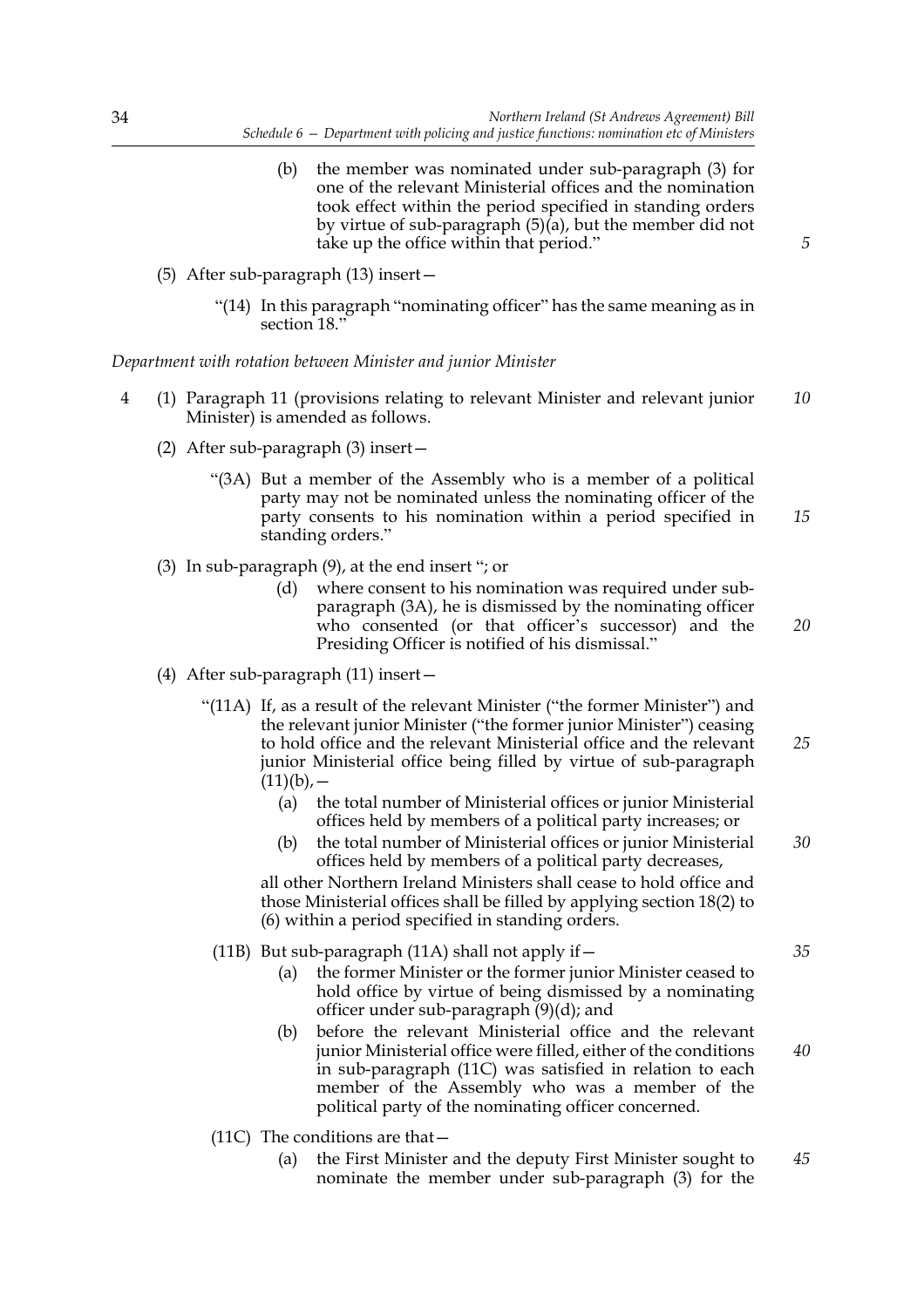(b) the member was nominated under sub-paragraph (3) for one of the relevant Ministerial offices and the nomination took effect within the period specified in standing orders by virtue of sub-paragraph (5)(a), but the member did not take up the office within that period."

(5) After sub-paragraph (13) insert—

"(14) In this paragraph "nominating officer" has the same meaning as in section 18."

*Department with rotation between Minister and junior Minister*

4 (1) Paragraph 11 (provisions relating to relevant Minister and relevant junior Minister) is amended as follows.

(2) After sub-paragraph (3) insert—

"(3A) But a member of the Assembly who is a member of a political party may not be nominated unless the nominating officer of the party consents to his nomination within a period specified in standing orders."

(3) In sub-paragraph (9), at the end insert "; or

(d) where consent to his nomination was required under sub-paragraph (3A), he is dismissed by the nominating officer who consented (or that officer's successor) and the Presiding Officer is notified of his dismissal."

(4) After sub-paragraph (11) insert—

"(11A) If, as a result of the relevant Minister ("the former Minister") and the relevant junior Minister ("the former junior Minister") ceasing to hold office and the relevant Ministerial office and the relevant junior Ministerial office being filled by virtue of sub-paragraph (11)(b),—

(a) the total number of Ministerial offices or junior Ministerial offices held by members of a political party increases; or

(b) the total number of Ministerial offices or junior Ministerial offices held by members of a political party decreases,

all other Northern Ireland Ministers shall cease to hold office and those Ministerial offices shall be filled by applying section 18(2) to (6) within a period specified in standing orders.

(11B) But sub-paragraph (11A) shall not apply if—

(a) the former Minister or the former junior Minister ceased to hold office by virtue of being dismissed by a nominating officer under sub-paragraph (9)(d); and

(b) before the relevant Ministerial office and the relevant junior Ministerial office were filled, either of the conditions in sub-paragraph (11C) was satisfied in relation to each member of the Assembly who was a member of the political party of the nominating officer concerned.

(11C) The conditions are that—

(a) the First Minister and the deputy First Minister sought to nominate the member under sub-paragraph (3) for the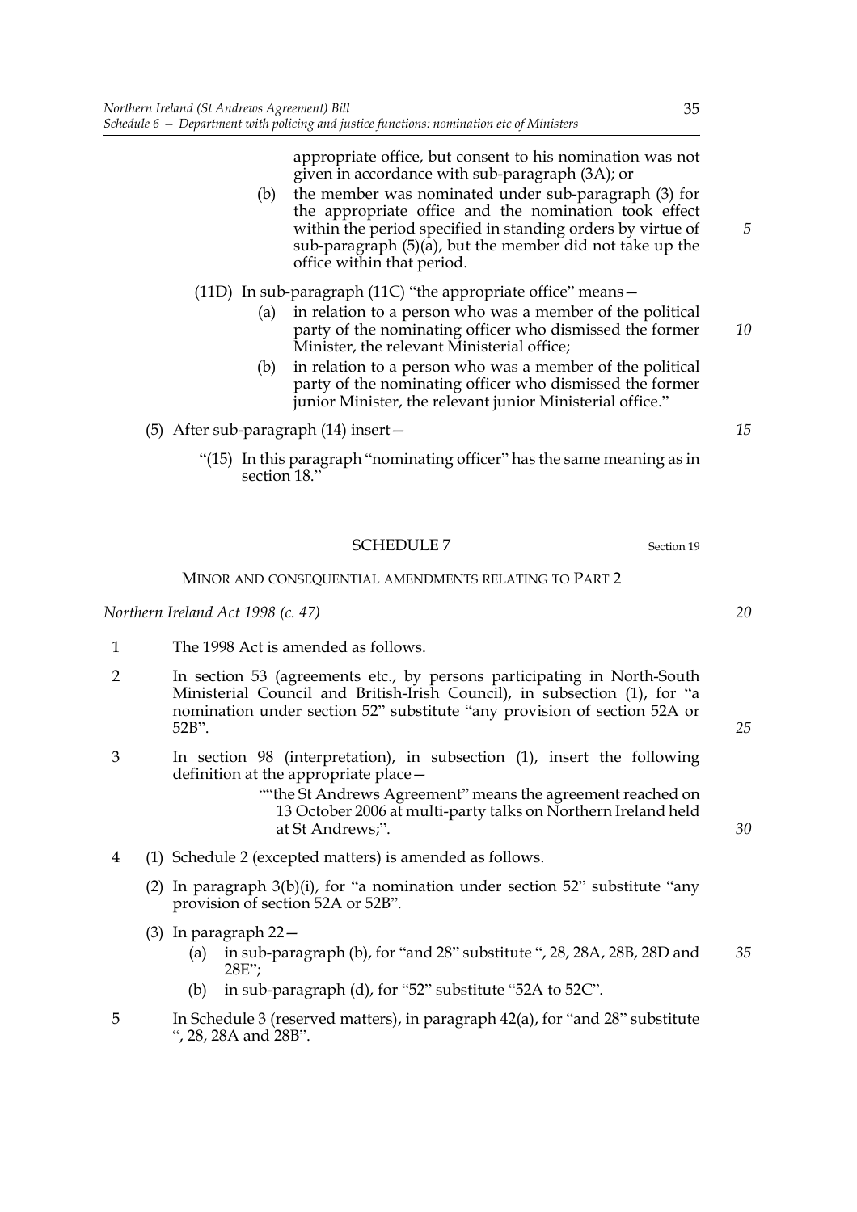appropriate office, but consent to his nomination was not given in accordance with sub-paragraph (3A); or

(b) the member was nominated under sub-paragraph (3) for the appropriate office and the nomination took effect within the period specified in standing orders by virtue of sub-paragraph (5)(a), but the member did not take up the office within that period.

(11D) In sub-paragraph (11C) "the appropriate office" means—

(a) in relation to a person who was a member of the political party of the nominating officer who dismissed the former Minister, the relevant Ministerial office;

(b) in relation to a person who was a member of the political party of the nominating officer who dismissed the former junior Minister, the relevant junior Ministerial office."

(5) After sub-paragraph (14) insert—

"(15) In this paragraph "nominating officer" has the same meaning as in section 18."

SCHEDULE 7

Section 19

MINOR AND CONSEQUENTIAL AMENDMENTS RELATING TO PART 2

*Northern Ireland Act 1998 (c. 47)*

1 The 1998 Act is amended as follows.

2 In section 53 (agreements etc., by persons participating in North-South Ministerial Council and British-Irish Council), in subsection (1), for "a nomination under section 52" substitute "any provision of section 52A or 52B".

3 In section 98 (interpretation), in subsection (1), insert the following definition at the appropriate place—

""the St Andrews Agreement" means the agreement reached on 13 October 2006 at multi-party talks on Northern Ireland held at St Andrews;".

4 (1) Schedule 2 (excepted matters) is amended as follows.

(2) In paragraph 3(b)(i), for "a nomination under section 52" substitute "any provision of section 52A or 52B".

(3) In paragraph 22—

(a) in sub-paragraph (b), for "and 28" substitute ", 28, 28A, 28B, 28D and 28E";

(b) in sub-paragraph (d), for "52" substitute "52A to 52C".

5 In Schedule 3 (reserved matters), in paragraph 42(a), for "and 28" substitute ", 28, 28A and 28B".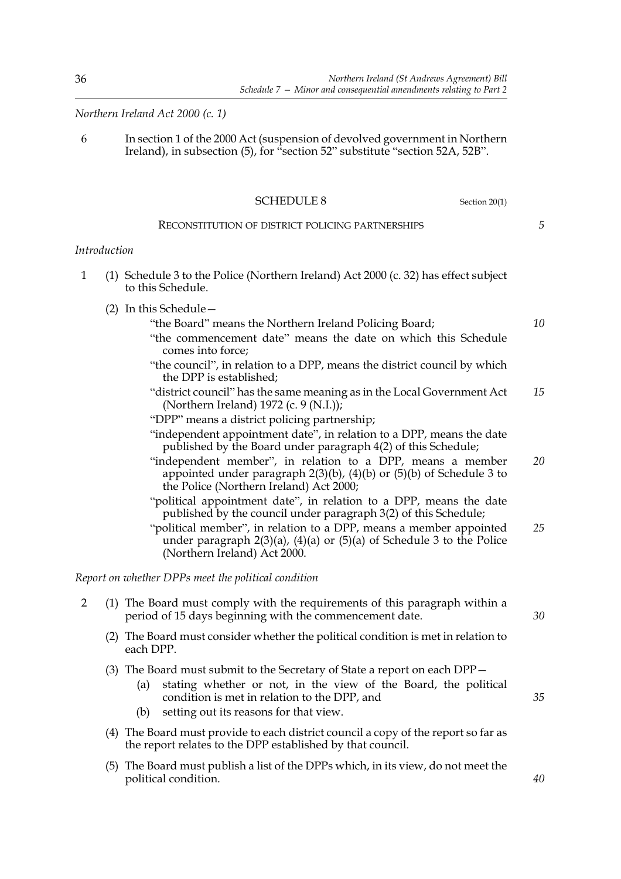*Northern Ireland Act 2000 (c. 1)*

6 In section 1 of the 2000 Act (suspension of devolved government in Northern Ireland), in subsection (5), for "section 52" substitute "section 52A, 52B".

## SCHEDULE 8

Section 20(1)

### RECONSTITUTION OF DISTRICT POLICING PARTNERSHIPS

*Introduction*

1 (1) Schedule 3 to the Police (Northern Ireland) Act 2000 (c. 32) has effect subject to this Schedule.

(2) In this Schedule—

"the Board" means the Northern Ireland Policing Board;

"the commencement date" means the date on which this Schedule comes into force;

"the council", in relation to a DPP, means the district council by which the DPP is established;

"district council" has the same meaning as in the Local Government Act (Northern Ireland) 1972 (c. 9 (N.I.));

"DPP" means a district policing partnership;

"independent appointment date", in relation to a DPP, means the date published by the Board under paragraph 4(2) of this Schedule;

"independent member", in relation to a DPP, means a member appointed under paragraph 2(3)(b), (4)(b) or (5)(b) of Schedule 3 to the Police (Northern Ireland) Act 2000;

"political appointment date", in relation to a DPP, means the date published by the council under paragraph 3(2) of this Schedule;

"political member", in relation to a DPP, means a member appointed under paragraph 2(3)(a), (4)(a) or (5)(a) of Schedule 3 to the Police (Northern Ireland) Act 2000.

*Report on whether DPPs meet the political condition*

2 (1) The Board must comply with the requirements of this paragraph within a period of 15 days beginning with the commencement date.

(2) The Board must consider whether the political condition is met in relation to each DPP.

(3) The Board must submit to the Secretary of State a report on each DPP—

(a) stating whether or not, in the view of the Board, the political condition is met in relation to the DPP, and

(b) setting out its reasons for that view.

(4) The Board must provide to each district council a copy of the report so far as the report relates to the DPP established by that council.

(5) The Board must publish a list of the DPPs which, in its view, do not meet the political condition.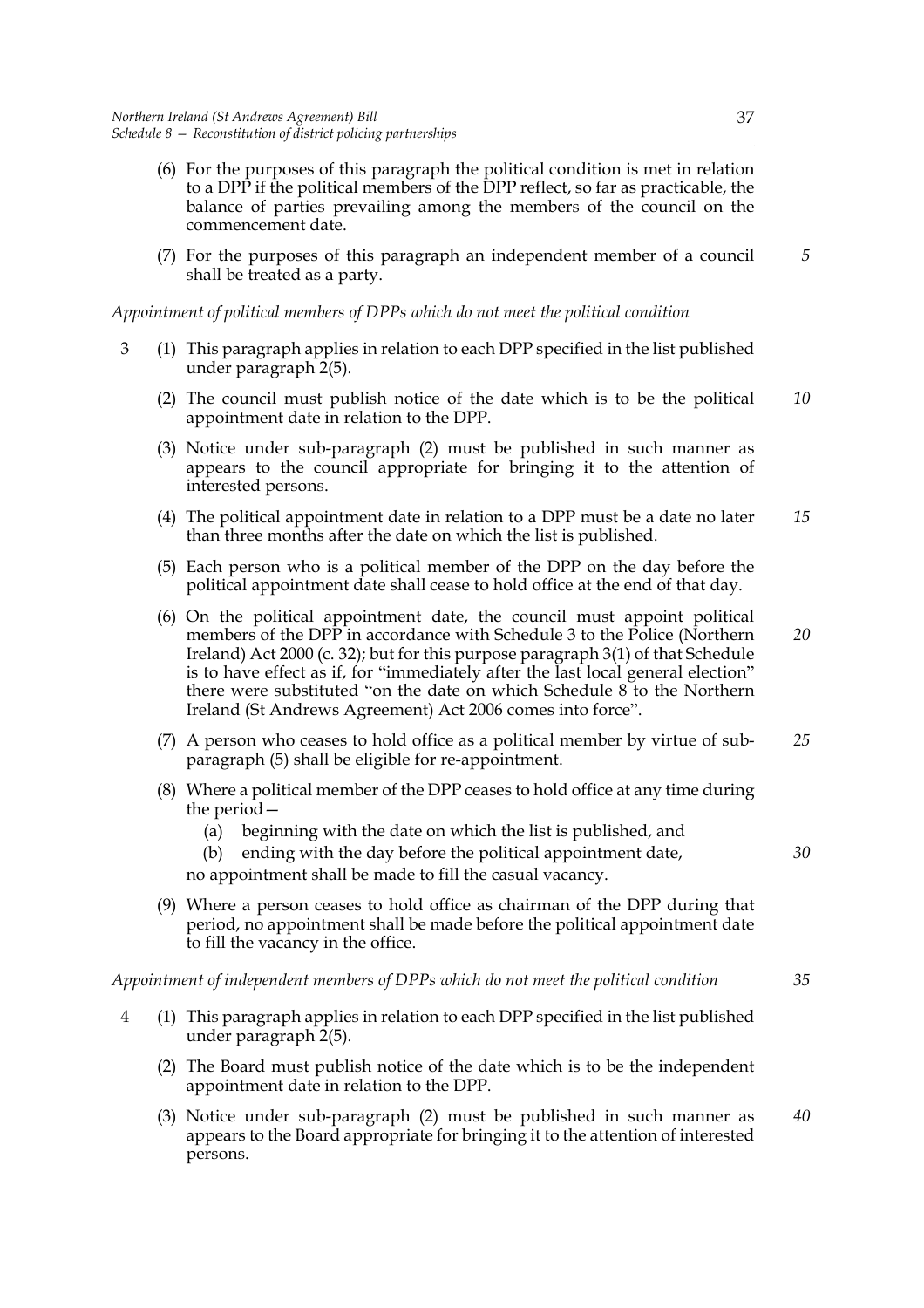(6) For the purposes of this paragraph the political condition is met in relation to a DPP if the political members of the DPP reflect, so far as practicable, the balance of parties prevailing among the members of the council on the commencement date.

(7) For the purposes of this paragraph an independent member of a council shall be treated as a party.

*Appointment of political members of DPPs which do not meet the political condition*

3 (1) This paragraph applies in relation to each DPP specified in the list published under paragraph 2(5).

(2) The council must publish notice of the date which is to be the political appointment date in relation to the DPP.

(3) Notice under sub-paragraph (2) must be published in such manner as appears to the council appropriate for bringing it to the attention of interested persons.

(4) The political appointment date in relation to a DPP must be a date no later than three months after the date on which the list is published.

(5) Each person who is a political member of the DPP on the day before the political appointment date shall cease to hold office at the end of that day.

(6) On the political appointment date, the council must appoint political members of the DPP in accordance with Schedule 3 to the Police (Northern Ireland) Act 2000 (c. 32); but for this purpose paragraph 3(1) of that Schedule is to have effect as if, for "immediately after the last local general election" there were substituted "on the date on which Schedule 8 to the Northern Ireland (St Andrews Agreement) Act 2006 comes into force".

(7) A person who ceases to hold office as a political member by virtue of sub-paragraph (5) shall be eligible for re-appointment.

(8) Where a political member of the DPP ceases to hold office at any time during the period—

(a) beginning with the date on which the list is published, and

(b) ending with the day before the political appointment date,

no appointment shall be made to fill the casual vacancy.

(9) Where a person ceases to hold office as chairman of the DPP during that period, no appointment shall be made before the political appointment date to fill the vacancy in the office.

*Appointment of independent members of DPPs which do not meet the political condition*

4 (1) This paragraph applies in relation to each DPP specified in the list published under paragraph 2(5).

(2) The Board must publish notice of the date which is to be the independent appointment date in relation to the DPP.

(3) Notice under sub-paragraph (2) must be published in such manner as appears to the Board appropriate for bringing it to the attention of interested persons.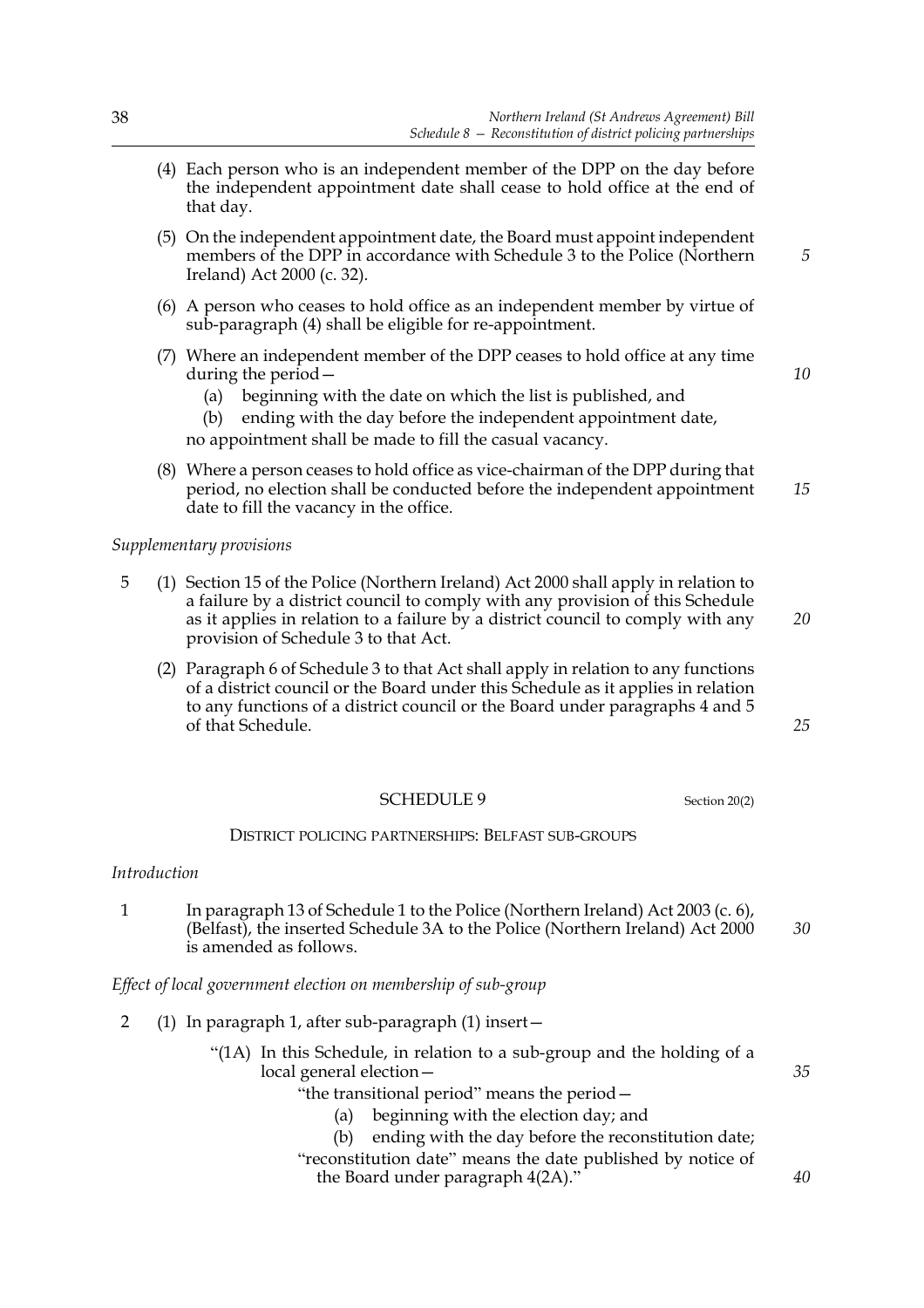(4) Each person who is an independent member of the DPP on the day before the independent appointment date shall cease to hold office at the end of that day.

(5) On the independent appointment date, the Board must appoint independent members of the DPP in accordance with Schedule 3 to the Police (Northern Ireland) Act 2000 (c. 32).

(6) A person who ceases to hold office as an independent member by virtue of sub-paragraph (4) shall be eligible for re-appointment.

(7) Where an independent member of the DPP ceases to hold office at any time during the period—

(a) beginning with the date on which the list is published, and

(b) ending with the day before the independent appointment date,

no appointment shall be made to fill the casual vacancy.

(8) Where a person ceases to hold office as vice-chairman of the DPP during that period, no election shall be conducted before the independent appointment date to fill the vacancy in the office.

*Supplementary provisions*

5 (1) Section 15 of the Police (Northern Ireland) Act 2000 shall apply in relation to a failure by a district council to comply with any provision of this Schedule as it applies in relation to a failure by a district council to comply with any provision of Schedule 3 to that Act.

(2) Paragraph 6 of Schedule 3 to that Act shall apply in relation to any functions of a district council or the Board under this Schedule as it applies in relation to any functions of a district council or the Board under paragraphs 4 and 5 of that Schedule.

## SCHEDULE 9

Section 20(2)

### DISTRICT POLICING PARTNERSHIPS: BELFAST SUB-GROUPS

*Introduction*

1 In paragraph 13 of Schedule 1 to the Police (Northern Ireland) Act 2003 (c. 6), (Belfast), the inserted Schedule 3A to the Police (Northern Ireland) Act 2000 is amended as follows.

*Effect of local government election on membership of sub-group*

2 (1) In paragraph 1, after sub-paragraph (1) insert—

"(1A) In this Schedule, in relation to a sub-group and the holding of a local general election—

"the transitional period" means the period—

(a) beginning with the election day; and

(b) ending with the day before the reconstitution date;

"reconstitution date" means the date published by notice of the Board under paragraph 4(2A)."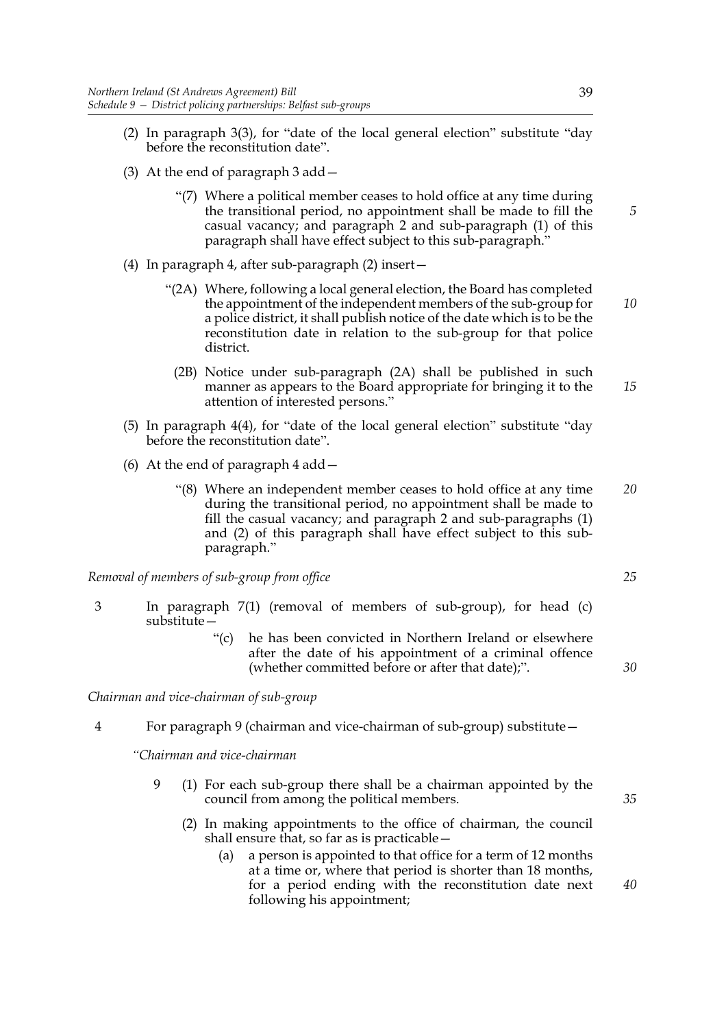(2) In paragraph 3(3), for "date of the local general election" substitute "day before the reconstitution date".

(3) At the end of paragraph 3 add—

"(7) Where a political member ceases to hold office at any time during the transitional period, no appointment shall be made to fill the casual vacancy; and paragraph 2 and sub-paragraph (1) of this paragraph shall have effect subject to this sub-paragraph."

(4) In paragraph 4, after sub-paragraph (2) insert—

"(2A) Where, following a local general election, the Board has completed the appointment of the independent members of the sub-group for a police district, it shall publish notice of the date which is to be the reconstitution date in relation to the sub-group for that police district.

(2B) Notice under sub-paragraph (2A) shall be published in such manner as appears to the Board appropriate for bringing it to the attention of interested persons."

(5) In paragraph 4(4), for "date of the local general election" substitute "day before the reconstitution date".

(6) At the end of paragraph 4 add—

"(8) Where an independent member ceases to hold office at any time during the transitional period, no appointment shall be made to fill the casual vacancy; and paragraph 2 and sub-paragraphs (1) and (2) of this paragraph shall have effect subject to this sub-paragraph."

*Removal of members of sub-group from office*

3 In paragraph 7(1) (removal of members of sub-group), for head (c) substitute—

"(c) he has been convicted in Northern Ireland or elsewhere after the date of his appointment of a criminal offence (whether committed before or after that date);".

*Chairman and vice-chairman of sub-group*

4 For paragraph 9 (chairman and vice-chairman of sub-group) substitute—

*"Chairman and vice-chairman*

9 (1) For each sub-group there shall be a chairman appointed by the council from among the political members.

(2) In making appointments to the office of chairman, the council shall ensure that, so far as is practicable—

(a) a person is appointed to that office for a term of 12 months at a time or, where that period is shorter than 18 months, for a period ending with the reconstitution date next following his appointment;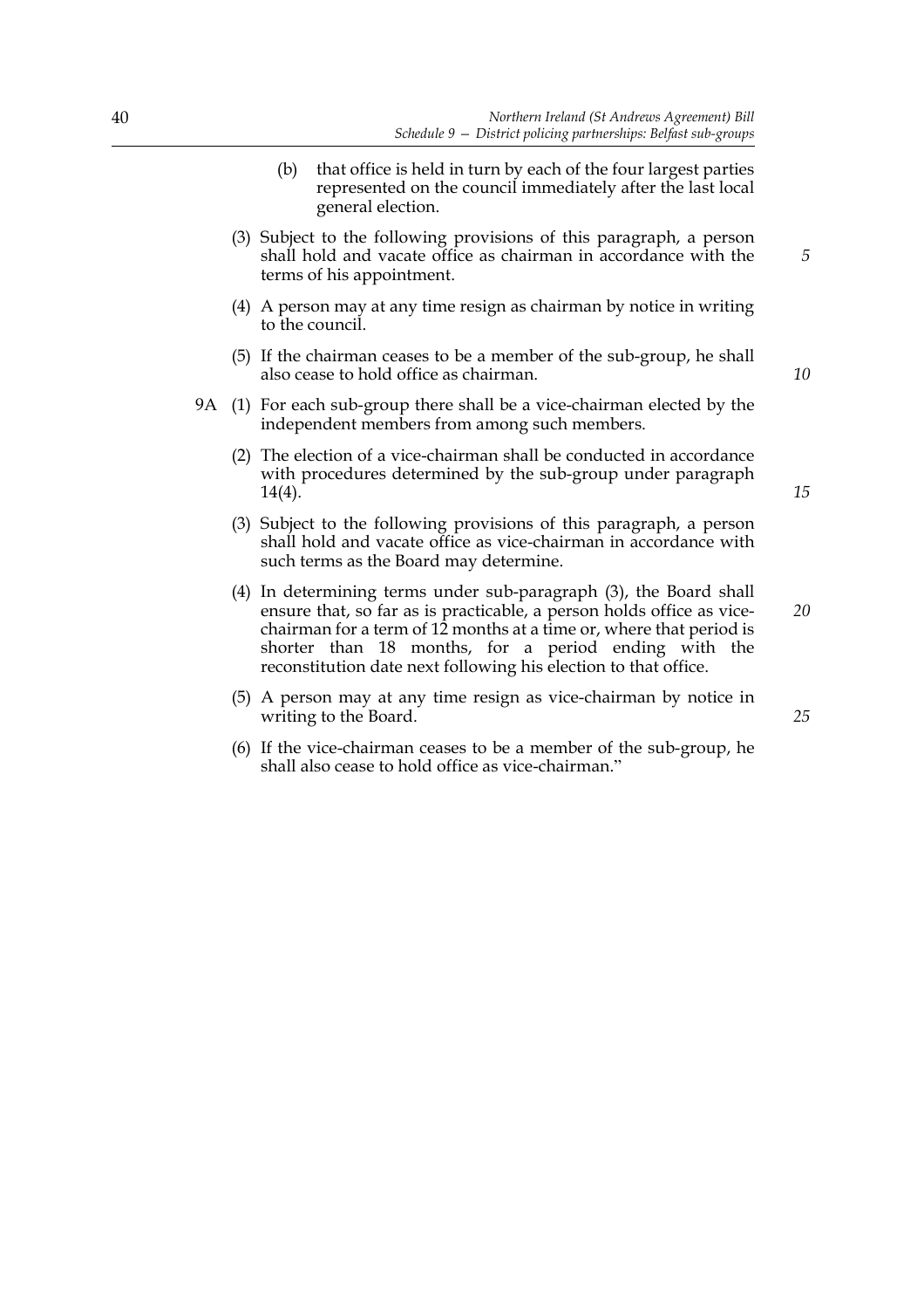(b) that office is held in turn by each of the four largest parties represented on the council immediately after the last local general election.

(3) Subject to the following provisions of this paragraph, a person shall hold and vacate office as chairman in accordance with the terms of his appointment.

(4) A person may at any time resign as chairman by notice in writing to the council.

(5) If the chairman ceases to be a member of the sub-group, he shall also cease to hold office as chairman.

9A (1) For each sub-group there shall be a vice-chairman elected by the independent members from among such members.

(2) The election of a vice-chairman shall be conducted in accordance with procedures determined by the sub-group under paragraph 14(4).

(3) Subject to the following provisions of this paragraph, a person shall hold and vacate office as vice-chairman in accordance with such terms as the Board may determine.

(4) In determining terms under sub-paragraph (3), the Board shall ensure that, so far as is practicable, a person holds office as vice-chairman for a term of 12 months at a time or, where that period is shorter than 18 months, for a period ending with the reconstitution date next following his election to that office.

(5) A person may at any time resign as vice-chairman by notice in writing to the Board.

(6) If the vice-chairman ceases to be a member of the sub-group, he shall also cease to hold office as vice-chairman."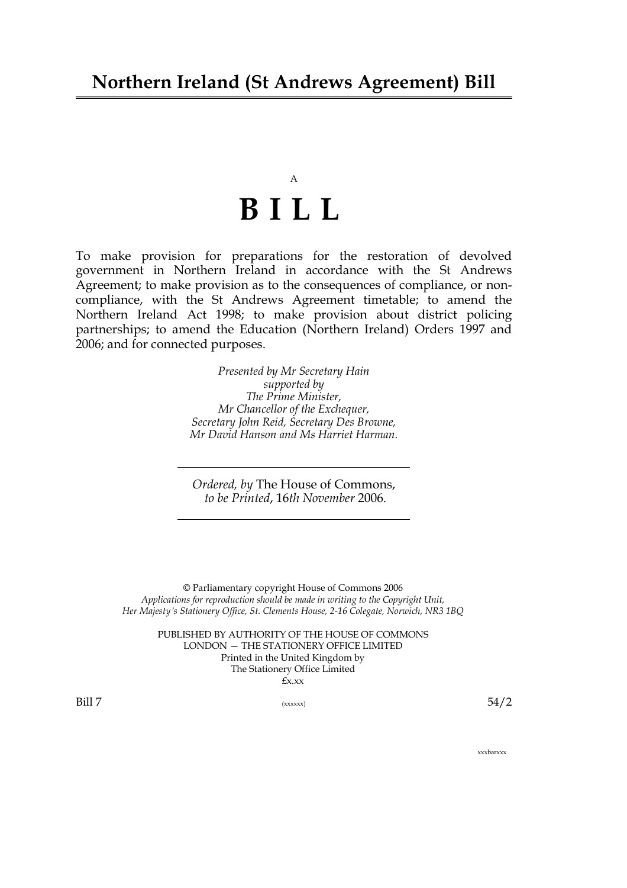# Northern Ireland (St Andrews Agreement) Bill

A

# B I L L

To make provision for preparations for the restoration of devolved government in Northern Ireland in accordance with the St Andrews Agreement; to make provision as to the consequences of compliance, or non-compliance, with the St Andrews Agreement timetable; to amend the Northern Ireland Act 1998; to make provision about district policing partnerships; to amend the Education (Northern Ireland) Orders 1997 and 2006; and for connected purposes.

*Presented by Mr Secretary Hain*
*supported by*
*The Prime Minister,*
*Mr Chancellor of the Exchequer,*
*Secretary John Reid, Secretary Des Browne,*
*Mr David Hanson and Ms Harriet Harman.*

---

*Ordered, by* The House of Commons,
*to be Printed*, 16*th November* 2006.

---

© Parliamentary copyright House of Commons 2006
*Applications for reproduction should be made in writing to the Copyright Unit, Her Majesty's Stationery Office, St. Clements House, 2-16 Colegate, Norwich, NR3 1BQ*

PUBLISHED BY AUTHORITY OF THE HOUSE OF COMMONS
LONDON — THE STATIONERY OFFICE LIMITED
Printed in the United Kingdom by
The Stationery Office Limited
£x.xx

Bill 7 (xxxxxx) 54/2

xxxbarxxx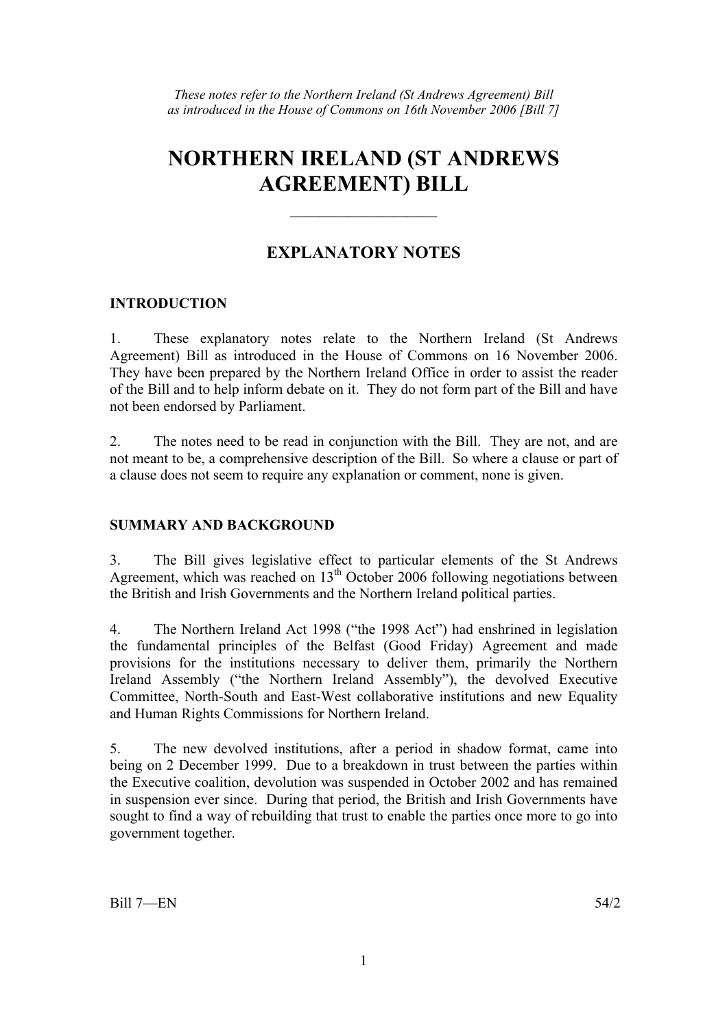*These notes refer to the Northern Ireland (St Andrews Agreement) Bill as introduced in the House of Commons on 16th November 2006 [Bill 7]*

# NORTHERN IRELAND (ST ANDREWS AGREEMENT) BILL

## EXPLANATORY NOTES

### INTRODUCTION

1. These explanatory notes relate to the Northern Ireland (St Andrews Agreement) Bill as introduced in the House of Commons on 16 November 2006. They have been prepared by the Northern Ireland Office in order to assist the reader of the Bill and to help inform debate on it. They do not form part of the Bill and have not been endorsed by Parliament.

2. The notes need to be read in conjunction with the Bill. They are not, and are not meant to be, a comprehensive description of the Bill. So where a clause or part of a clause does not seem to require any explanation or comment, none is given.

### SUMMARY AND BACKGROUND

3. The Bill gives legislative effect to particular elements of the St Andrews Agreement, which was reached on 13th October 2006 following negotiations between the British and Irish Governments and the Northern Ireland political parties.

4. The Northern Ireland Act 1998 ("the 1998 Act") had enshrined in legislation the fundamental principles of the Belfast (Good Friday) Agreement and made provisions for the institutions necessary to deliver them, primarily the Northern Ireland Assembly ("the Northern Ireland Assembly"), the devolved Executive Committee, North-South and East-West collaborative institutions and new Equality and Human Rights Commissions for Northern Ireland.

5. The new devolved institutions, after a period in shadow format, came into being on 2 December 1999. Due to a breakdown in trust between the parties within the Executive coalition, devolution was suspended in October 2002 and has remained in suspension ever since. During that period, the British and Irish Governments have sought to find a way of rebuilding that trust to enable the parties once more to go into government together.

Bill 7—EN 54/2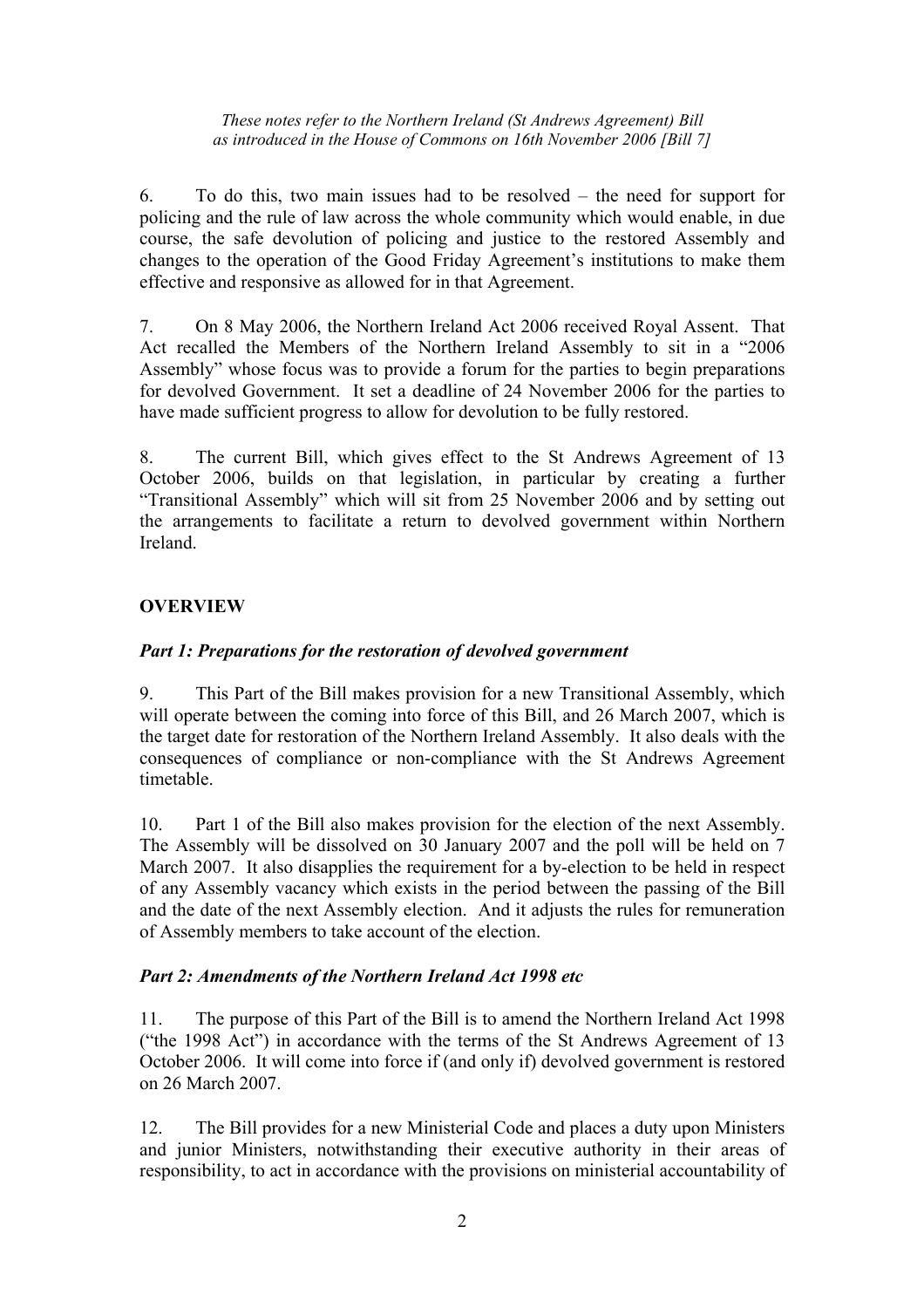6. To do this, two main issues had to be resolved – the need for support for policing and the rule of law across the whole community which would enable, in due course, the safe devolution of policing and justice to the restored Assembly and changes to the operation of the Good Friday Agreement's institutions to make them effective and responsive as allowed for in that Agreement.

7. On 8 May 2006, the Northern Ireland Act 2006 received Royal Assent. That Act recalled the Members of the Northern Ireland Assembly to sit in a "2006 Assembly" whose focus was to provide a forum for the parties to begin preparations for devolved Government. It set a deadline of 24 November 2006 for the parties to have made sufficient progress to allow for devolution to be fully restored.

8. The current Bill, which gives effect to the St Andrews Agreement of 13 October 2006, builds on that legislation, in particular by creating a further "Transitional Assembly" which will sit from 25 November 2006 and by setting out the arrangements to facilitate a return to devolved government within Northern Ireland.

## OVERVIEW

### *Part 1: Preparations for the restoration of devolved government*

9. This Part of the Bill makes provision for a new Transitional Assembly, which will operate between the coming into force of this Bill, and 26 March 2007, which is the target date for restoration of the Northern Ireland Assembly. It also deals with the consequences of compliance or non-compliance with the St Andrews Agreement timetable.

10. Part 1 of the Bill also makes provision for the election of the next Assembly. The Assembly will be dissolved on 30 January 2007 and the poll will be held on 7 March 2007. It also disapplies the requirement for a by-election to be held in respect of any Assembly vacancy which exists in the period between the passing of the Bill and the date of the next Assembly election. And it adjusts the rules for remuneration of Assembly members to take account of the election.

### *Part 2: Amendments of the Northern Ireland Act 1998 etc*

11. The purpose of this Part of the Bill is to amend the Northern Ireland Act 1998 ("the 1998 Act") in accordance with the terms of the St Andrews Agreement of 13 October 2006. It will come into force if (and only if) devolved government is restored on 26 March 2007.

12. The Bill provides for a new Ministerial Code and places a duty upon Ministers and junior Ministers, notwithstanding their executive authority in their areas of responsibility, to act in accordance with the provisions on ministerial accountability of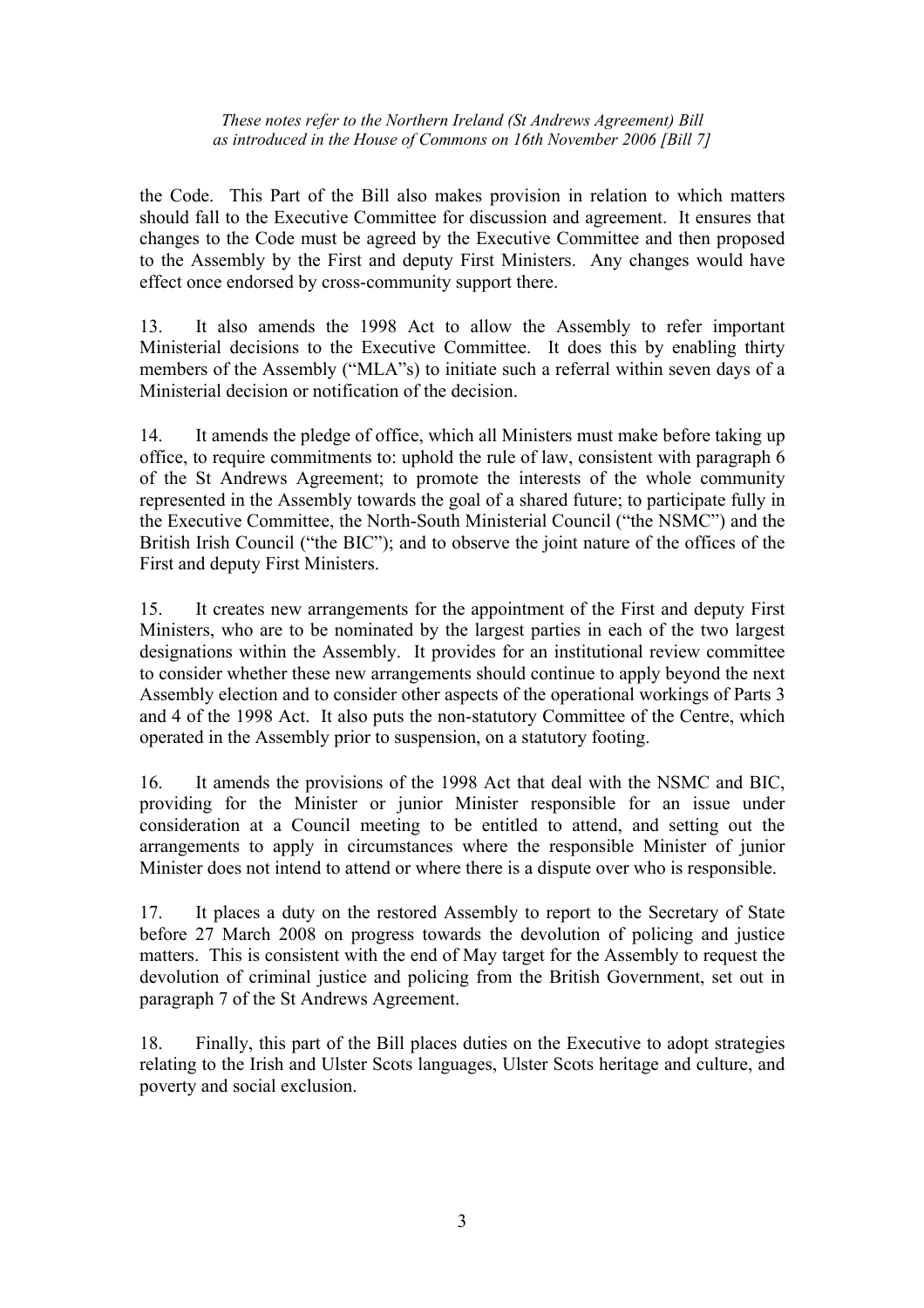the Code. This Part of the Bill also makes provision in relation to which matters should fall to the Executive Committee for discussion and agreement. It ensures that changes to the Code must be agreed by the Executive Committee and then proposed to the Assembly by the First and deputy First Ministers. Any changes would have effect once endorsed by cross-community support there.

13. It also amends the 1998 Act to allow the Assembly to refer important Ministerial decisions to the Executive Committee. It does this by enabling thirty members of the Assembly ("MLA"s) to initiate such a referral within seven days of a Ministerial decision or notification of the decision.

14. It amends the pledge of office, which all Ministers must make before taking up office, to require commitments to: uphold the rule of law, consistent with paragraph 6 of the St Andrews Agreement; to promote the interests of the whole community represented in the Assembly towards the goal of a shared future; to participate fully in the Executive Committee, the North-South Ministerial Council ("the NSMC") and the British Irish Council ("the BIC"); and to observe the joint nature of the offices of the First and deputy First Ministers.

15. It creates new arrangements for the appointment of the First and deputy First Ministers, who are to be nominated by the largest parties in each of the two largest designations within the Assembly. It provides for an institutional review committee to consider whether these new arrangements should continue to apply beyond the next Assembly election and to consider other aspects of the operational workings of Parts 3 and 4 of the 1998 Act. It also puts the non-statutory Committee of the Centre, which operated in the Assembly prior to suspension, on a statutory footing.

16. It amends the provisions of the 1998 Act that deal with the NSMC and BIC, providing for the Minister or junior Minister responsible for an issue under consideration at a Council meeting to be entitled to attend, and setting out the arrangements to apply in circumstances where the responsible Minister of junior Minister does not intend to attend or where there is a dispute over who is responsible.

17. It places a duty on the restored Assembly to report to the Secretary of State before 27 March 2008 on progress towards the devolution of policing and justice matters. This is consistent with the end of May target for the Assembly to request the devolution of criminal justice and policing from the British Government, set out in paragraph 7 of the St Andrews Agreement.

18. Finally, this part of the Bill places duties on the Executive to adopt strategies relating to the Irish and Ulster Scots languages, Ulster Scots heritage and culture, and poverty and social exclusion.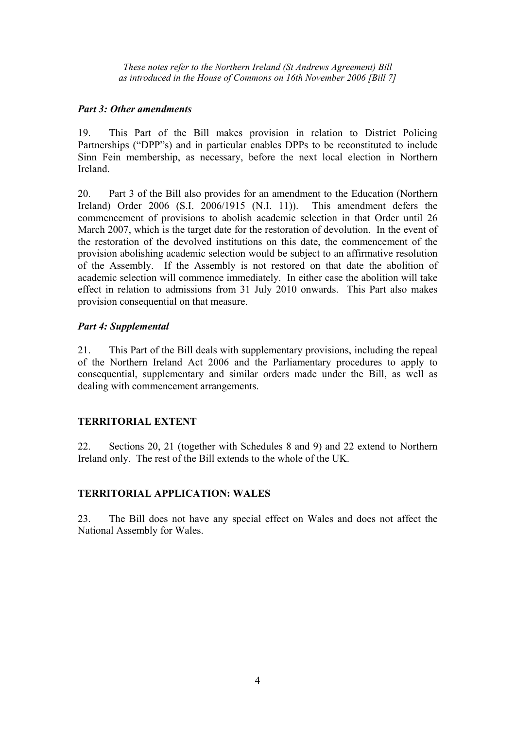*These notes refer to the Northern Ireland (St Andrews Agreement) Bill as introduced in the House of Commons on 16th November 2006 [Bill 7]*

***Part 3: Other amendments***

19. This Part of the Bill makes provision in relation to District Policing Partnerships ("DPP"s) and in particular enables DPPs to be reconstituted to include Sinn Fein membership, as necessary, before the next local election in Northern Ireland.

20. Part 3 of the Bill also provides for an amendment to the Education (Northern Ireland) Order 2006 (S.I. 2006/1915 (N.I. 11)). This amendment defers the commencement of provisions to abolish academic selection in that Order until 26 March 2007, which is the target date for the restoration of devolution. In the event of the restoration of the devolved institutions on this date, the commencement of the provision abolishing academic selection would be subject to an affirmative resolution of the Assembly. If the Assembly is not restored on that date the abolition of academic selection will commence immediately. In either case the abolition will take effect in relation to admissions from 31 July 2010 onwards. This Part also makes provision consequential on that measure.

***Part 4: Supplemental***

21. This Part of the Bill deals with supplementary provisions, including the repeal of the Northern Ireland Act 2006 and the Parliamentary procedures to apply to consequential, supplementary and similar orders made under the Bill, as well as dealing with commencement arrangements.

## TERRITORIAL EXTENT

22. Sections 20, 21 (together with Schedules 8 and 9) and 22 extend to Northern Ireland only. The rest of the Bill extends to the whole of the UK.

## TERRITORIAL APPLICATION: WALES

23. The Bill does not have any special effect on Wales and does not affect the National Assembly for Wales.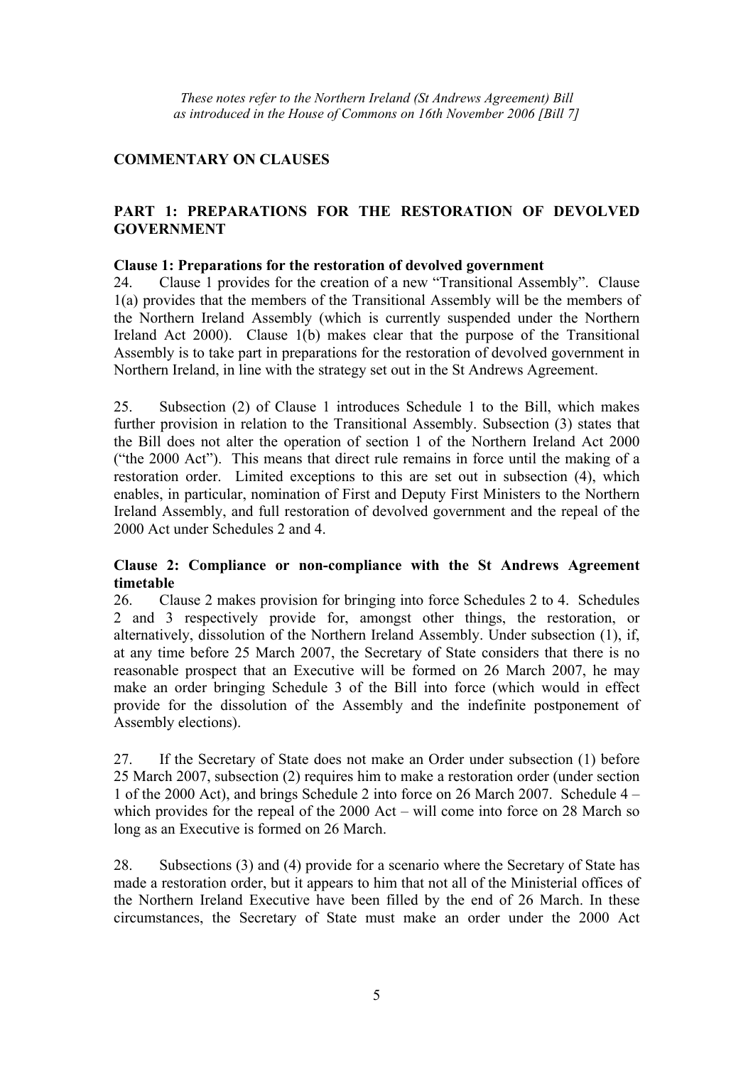*These notes refer to the Northern Ireland (St Andrews Agreement) Bill as introduced in the House of Commons on 16th November 2006 [Bill 7]*

## COMMENTARY ON CLAUSES

## PART 1: PREPARATIONS FOR THE RESTORATION OF DEVOLVED GOVERNMENT

### Clause 1: Preparations for the restoration of devolved government

24. Clause 1 provides for the creation of a new "Transitional Assembly". Clause 1(a) provides that the members of the Transitional Assembly will be the members of the Northern Ireland Assembly (which is currently suspended under the Northern Ireland Act 2000). Clause 1(b) makes clear that the purpose of the Transitional Assembly is to take part in preparations for the restoration of devolved government in Northern Ireland, in line with the strategy set out in the St Andrews Agreement.

25. Subsection (2) of Clause 1 introduces Schedule 1 to the Bill, which makes further provision in relation to the Transitional Assembly. Subsection (3) states that the Bill does not alter the operation of section 1 of the Northern Ireland Act 2000 ("the 2000 Act"). This means that direct rule remains in force until the making of a restoration order. Limited exceptions to this are set out in subsection (4), which enables, in particular, nomination of First and Deputy First Ministers to the Northern Ireland Assembly, and full restoration of devolved government and the repeal of the 2000 Act under Schedules 2 and 4.

### Clause 2: Compliance or non-compliance with the St Andrews Agreement timetable

26. Clause 2 makes provision for bringing into force Schedules 2 to 4. Schedules 2 and 3 respectively provide for, amongst other things, the restoration, or alternatively, dissolution of the Northern Ireland Assembly. Under subsection (1), if, at any time before 25 March 2007, the Secretary of State considers that there is no reasonable prospect that an Executive will be formed on 26 March 2007, he may make an order bringing Schedule 3 of the Bill into force (which would in effect provide for the dissolution of the Assembly and the indefinite postponement of Assembly elections).

27. If the Secretary of State does not make an Order under subsection (1) before 25 March 2007, subsection (2) requires him to make a restoration order (under section 1 of the 2000 Act), and brings Schedule 2 into force on 26 March 2007. Schedule 4 – which provides for the repeal of the 2000 Act – will come into force on 28 March so long as an Executive is formed on 26 March.

28. Subsections (3) and (4) provide for a scenario where the Secretary of State has made a restoration order, but it appears to him that not all of the Ministerial offices of the Northern Ireland Executive have been filled by the end of 26 March. In these circumstances, the Secretary of State must make an order under the 2000 Act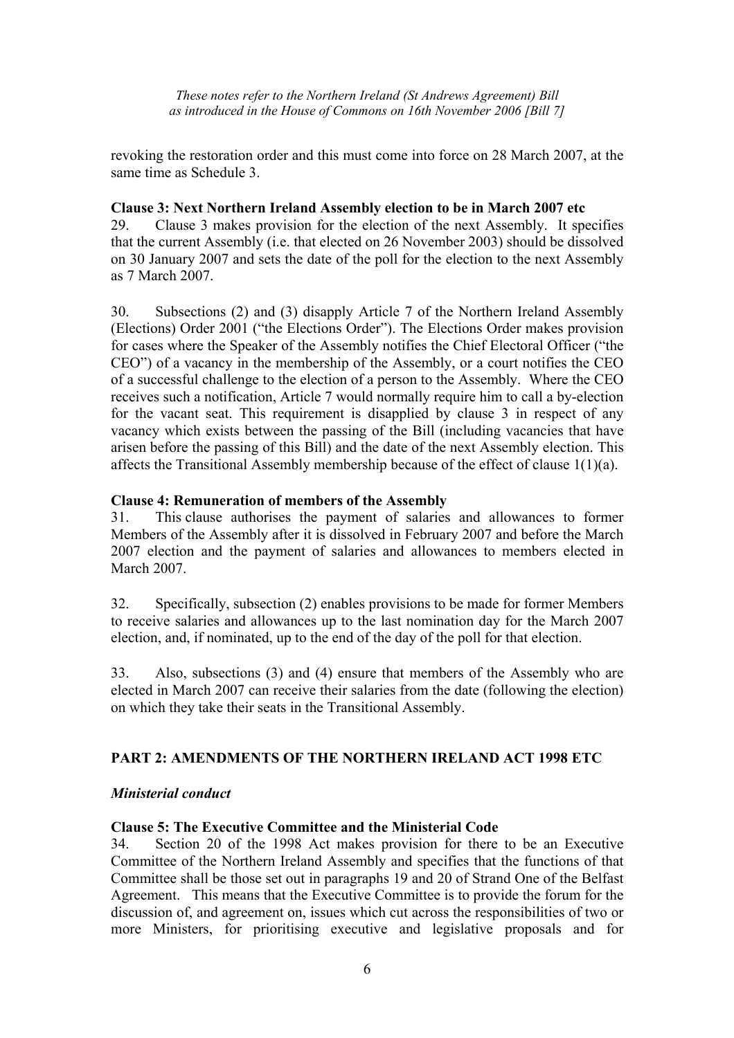revoking the restoration order and this must come into force on 28 March 2007, at the same time as Schedule 3.

**Clause 3: Next Northern Ireland Assembly election to be in March 2007 etc**

29. Clause 3 makes provision for the election of the next Assembly. It specifies that the current Assembly (i.e. that elected on 26 November 2003) should be dissolved on 30 January 2007 and sets the date of the poll for the election to the next Assembly as 7 March 2007.

30. Subsections (2) and (3) disapply Article 7 of the Northern Ireland Assembly (Elections) Order 2001 ("the Elections Order"). The Elections Order makes provision for cases where the Speaker of the Assembly notifies the Chief Electoral Officer ("the CEO") of a vacancy in the membership of the Assembly, or a court notifies the CEO of a successful challenge to the election of a person to the Assembly. Where the CEO receives such a notification, Article 7 would normally require him to call a by-election for the vacant seat. This requirement is disapplied by clause 3 in respect of any vacancy which exists between the passing of the Bill (including vacancies that have arisen before the passing of this Bill) and the date of the next Assembly election. This affects the Transitional Assembly membership because of the effect of clause 1(1)(a).

**Clause 4: Remuneration of members of the Assembly**

31. This clause authorises the payment of salaries and allowances to former Members of the Assembly after it is dissolved in February 2007 and before the March 2007 election and the payment of salaries and allowances to members elected in March 2007.

32. Specifically, subsection (2) enables provisions to be made for former Members to receive salaries and allowances up to the last nomination day for the March 2007 election, and, if nominated, up to the end of the day of the poll for that election.

33. Also, subsections (3) and (4) ensure that members of the Assembly who are elected in March 2007 can receive their salaries from the date (following the election) on which they take their seats in the Transitional Assembly.

## PART 2: AMENDMENTS OF THE NORTHERN IRELAND ACT 1998 ETC

### *Ministerial conduct*

**Clause 5: The Executive Committee and the Ministerial Code**

34. Section 20 of the 1998 Act makes provision for there to be an Executive Committee of the Northern Ireland Assembly and specifies that the functions of that Committee shall be those set out in paragraphs 19 and 20 of Strand One of the Belfast Agreement. This means that the Executive Committee is to provide the forum for the discussion of, and agreement on, issues which cut across the responsibilities of two or more Ministers, for prioritising executive and legislative proposals and for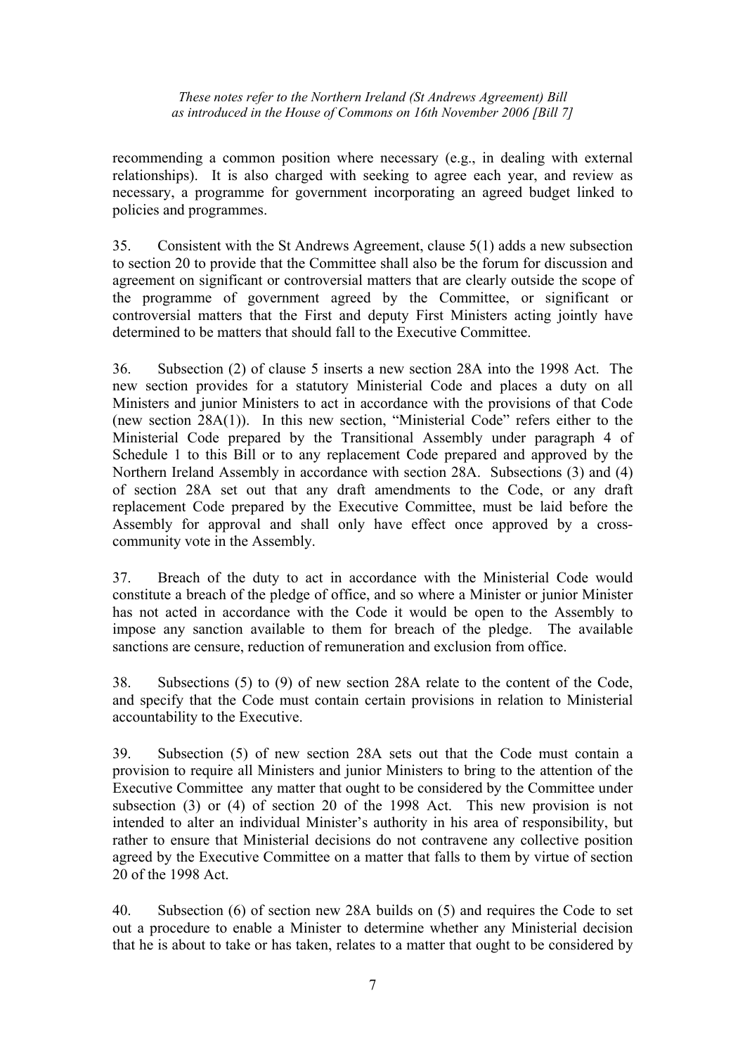recommending a common position where necessary (e.g., in dealing with external relationships). It is also charged with seeking to agree each year, and review as necessary, a programme for government incorporating an agreed budget linked to policies and programmes.

35. Consistent with the St Andrews Agreement, clause 5(1) adds a new subsection to section 20 to provide that the Committee shall also be the forum for discussion and agreement on significant or controversial matters that are clearly outside the scope of the programme of government agreed by the Committee, or significant or controversial matters that the First and deputy First Ministers acting jointly have determined to be matters that should fall to the Executive Committee.

36. Subsection (2) of clause 5 inserts a new section 28A into the 1998 Act. The new section provides for a statutory Ministerial Code and places a duty on all Ministers and junior Ministers to act in accordance with the provisions of that Code (new section 28A(1)). In this new section, "Ministerial Code" refers either to the Ministerial Code prepared by the Transitional Assembly under paragraph 4 of Schedule 1 to this Bill or to any replacement Code prepared and approved by the Northern Ireland Assembly in accordance with section 28A. Subsections (3) and (4) of section 28A set out that any draft amendments to the Code, or any draft replacement Code prepared by the Executive Committee, must be laid before the Assembly for approval and shall only have effect once approved by a cross-community vote in the Assembly.

37. Breach of the duty to act in accordance with the Ministerial Code would constitute a breach of the pledge of office, and so where a Minister or junior Minister has not acted in accordance with the Code it would be open to the Assembly to impose any sanction available to them for breach of the pledge. The available sanctions are censure, reduction of remuneration and exclusion from office.

38. Subsections (5) to (9) of new section 28A relate to the content of the Code, and specify that the Code must contain certain provisions in relation to Ministerial accountability to the Executive.

39. Subsection (5) of new section 28A sets out that the Code must contain a provision to require all Ministers and junior Ministers to bring to the attention of the Executive Committee any matter that ought to be considered by the Committee under subsection (3) or (4) of section 20 of the 1998 Act. This new provision is not intended to alter an individual Minister's authority in his area of responsibility, but rather to ensure that Ministerial decisions do not contravene any collective position agreed by the Executive Committee on a matter that falls to them by virtue of section 20 of the 1998 Act.

40. Subsection (6) of section new 28A builds on (5) and requires the Code to set out a procedure to enable a Minister to determine whether any Ministerial decision that he is about to take or has taken, relates to a matter that ought to be considered by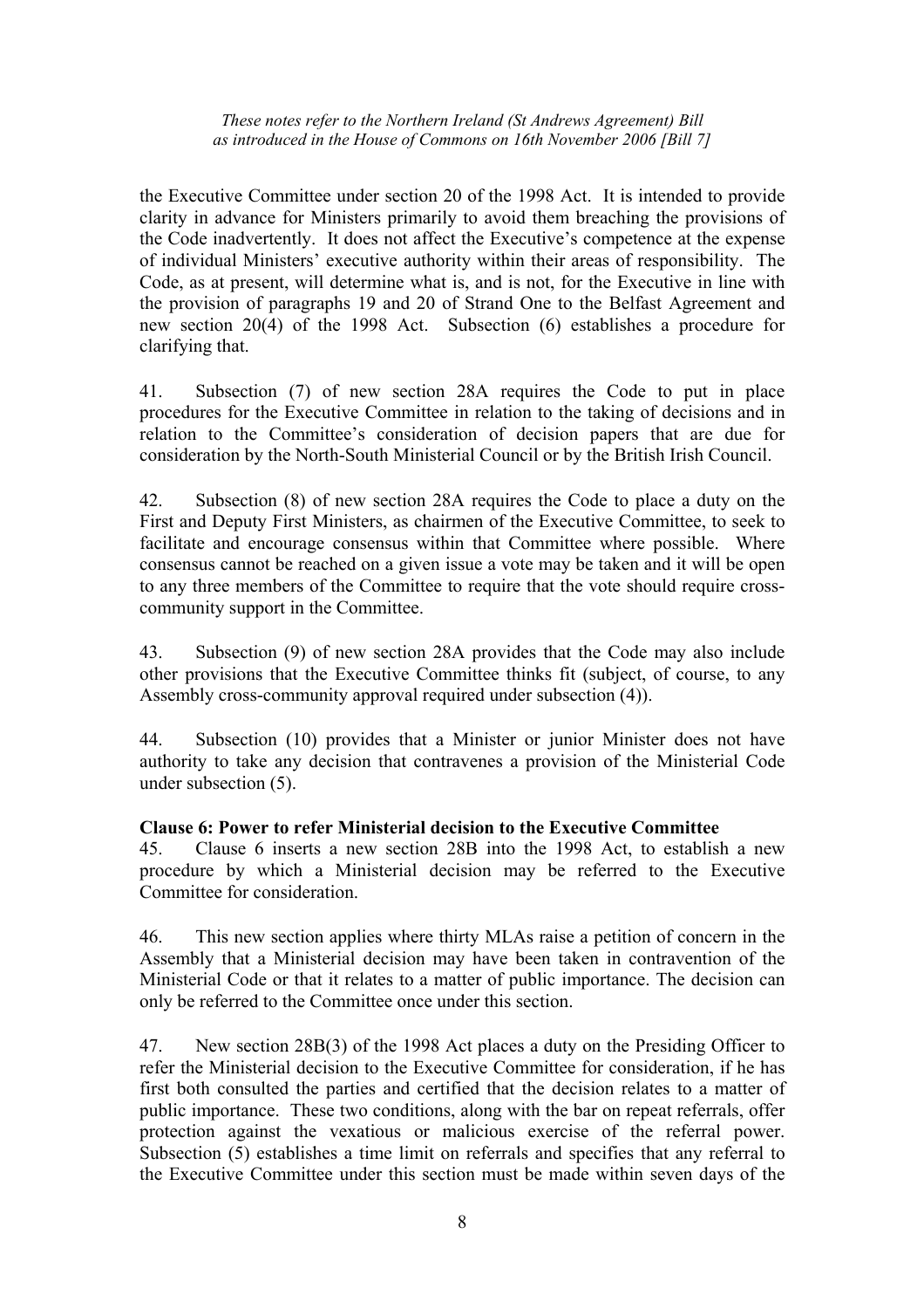the Executive Committee under section 20 of the 1998 Act. It is intended to provide clarity in advance for Ministers primarily to avoid them breaching the provisions of the Code inadvertently. It does not affect the Executive's competence at the expense of individual Ministers' executive authority within their areas of responsibility. The Code, as at present, will determine what is, and is not, for the Executive in line with the provision of paragraphs 19 and 20 of Strand One to the Belfast Agreement and new section 20(4) of the 1998 Act. Subsection (6) establishes a procedure for clarifying that.

41. Subsection (7) of new section 28A requires the Code to put in place procedures for the Executive Committee in relation to the taking of decisions and in relation to the Committee's consideration of decision papers that are due for consideration by the North-South Ministerial Council or by the British Irish Council.

42. Subsection (8) of new section 28A requires the Code to place a duty on the First and Deputy First Ministers, as chairmen of the Executive Committee, to seek to facilitate and encourage consensus within that Committee where possible. Where consensus cannot be reached on a given issue a vote may be taken and it will be open to any three members of the Committee to require that the vote should require cross-community support in the Committee.

43. Subsection (9) of new section 28A provides that the Code may also include other provisions that the Executive Committee thinks fit (subject, of course, to any Assembly cross-community approval required under subsection (4)).

44. Subsection (10) provides that a Minister or junior Minister does not have authority to take any decision that contravenes a provision of the Ministerial Code under subsection (5).

**Clause 6: Power to refer Ministerial decision to the Executive Committee**

45. Clause 6 inserts a new section 28B into the 1998 Act, to establish a new procedure by which a Ministerial decision may be referred to the Executive Committee for consideration.

46. This new section applies where thirty MLAs raise a petition of concern in the Assembly that a Ministerial decision may have been taken in contravention of the Ministerial Code or that it relates to a matter of public importance. The decision can only be referred to the Committee once under this section.

47. New section 28B(3) of the 1998 Act places a duty on the Presiding Officer to refer the Ministerial decision to the Executive Committee for consideration, if he has first both consulted the parties and certified that the decision relates to a matter of public importance. These two conditions, along with the bar on repeat referrals, offer protection against the vexatious or malicious exercise of the referral power. Subsection (5) establishes a time limit on referrals and specifies that any referral to the Executive Committee under this section must be made within seven days of the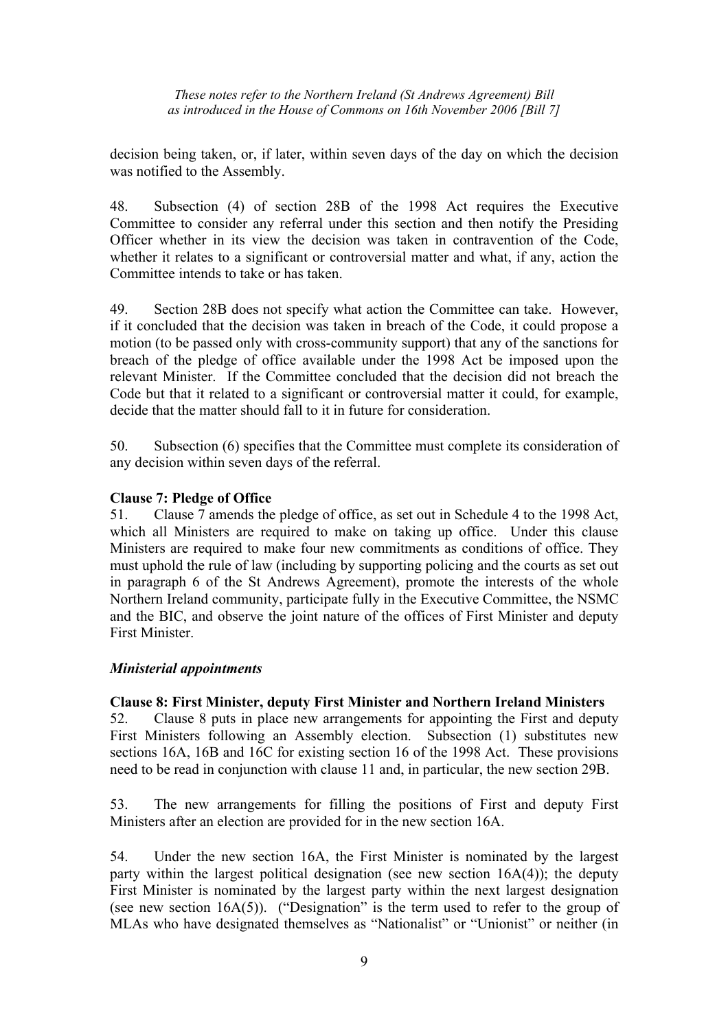decision being taken, or, if later, within seven days of the day on which the decision was notified to the Assembly.

48. Subsection (4) of section 28B of the 1998 Act requires the Executive Committee to consider any referral under this section and then notify the Presiding Officer whether in its view the decision was taken in contravention of the Code, whether it relates to a significant or controversial matter and what, if any, action the Committee intends to take or has taken.

49. Section 28B does not specify what action the Committee can take. However, if it concluded that the decision was taken in breach of the Code, it could propose a motion (to be passed only with cross-community support) that any of the sanctions for breach of the pledge of office available under the 1998 Act be imposed upon the relevant Minister. If the Committee concluded that the decision did not breach the Code but that it related to a significant or controversial matter it could, for example, decide that the matter should fall to it in future for consideration.

50. Subsection (6) specifies that the Committee must complete its consideration of any decision within seven days of the referral.

**Clause 7: Pledge of Office**

51. Clause 7 amends the pledge of office, as set out in Schedule 4 to the 1998 Act, which all Ministers are required to make on taking up office. Under this clause Ministers are required to make four new commitments as conditions of office. They must uphold the rule of law (including by supporting policing and the courts as set out in paragraph 6 of the St Andrews Agreement), promote the interests of the whole Northern Ireland community, participate fully in the Executive Committee, the NSMC and the BIC, and observe the joint nature of the offices of First Minister and deputy First Minister.

***Ministerial appointments***

**Clause 8: First Minister, deputy First Minister and Northern Ireland Ministers**

52. Clause 8 puts in place new arrangements for appointing the First and deputy First Ministers following an Assembly election. Subsection (1) substitutes new sections 16A, 16B and 16C for existing section 16 of the 1998 Act. These provisions need to be read in conjunction with clause 11 and, in particular, the new section 29B.

53. The new arrangements for filling the positions of First and deputy First Ministers after an election are provided for in the new section 16A.

54. Under the new section 16A, the First Minister is nominated by the largest party within the largest political designation (see new section 16A(4)); the deputy First Minister is nominated by the largest party within the next largest designation (see new section 16A(5)). ("Designation" is the term used to refer to the group of MLAs who have designated themselves as "Nationalist" or "Unionist" or neither (in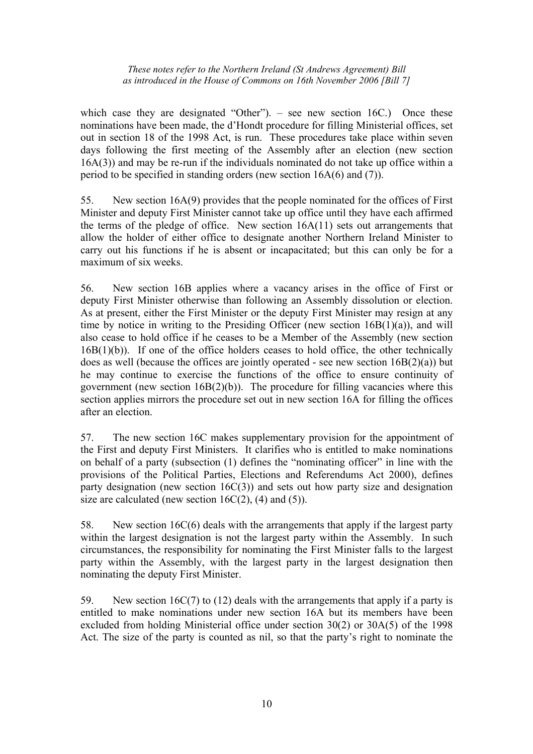which case they are designated "Other"). – see new section 16C.) Once these nominations have been made, the d'Hondt procedure for filling Ministerial offices, set out in section 18 of the 1998 Act, is run. These procedures take place within seven days following the first meeting of the Assembly after an election (new section 16A(3)) and may be re-run if the individuals nominated do not take up office within a period to be specified in standing orders (new section 16A(6) and (7)).

55. New section 16A(9) provides that the people nominated for the offices of First Minister and deputy First Minister cannot take up office until they have each affirmed the terms of the pledge of office. New section 16A(11) sets out arrangements that allow the holder of either office to designate another Northern Ireland Minister to carry out his functions if he is absent or incapacitated; but this can only be for a maximum of six weeks.

56. New section 16B applies where a vacancy arises in the office of First or deputy First Minister otherwise than following an Assembly dissolution or election. As at present, either the First Minister or the deputy First Minister may resign at any time by notice in writing to the Presiding Officer (new section 16B(1)(a)), and will also cease to hold office if he ceases to be a Member of the Assembly (new section 16B(1)(b)). If one of the office holders ceases to hold office, the other technically does as well (because the offices are jointly operated - see new section 16B(2)(a)) but he may continue to exercise the functions of the office to ensure continuity of government (new section 16B(2)(b)). The procedure for filling vacancies where this section applies mirrors the procedure set out in new section 16A for filling the offices after an election.

57. The new section 16C makes supplementary provision for the appointment of the First and deputy First Ministers. It clarifies who is entitled to make nominations on behalf of a party (subsection (1) defines the "nominating officer" in line with the provisions of the Political Parties, Elections and Referendums Act 2000), defines party designation (new section 16C(3)) and sets out how party size and designation size are calculated (new section 16C(2), (4) and (5)).

58. New section 16C(6) deals with the arrangements that apply if the largest party within the largest designation is not the largest party within the Assembly. In such circumstances, the responsibility for nominating the First Minister falls to the largest party within the Assembly, with the largest party in the largest designation then nominating the deputy First Minister.

59. New section 16C(7) to (12) deals with the arrangements that apply if a party is entitled to make nominations under new section 16A but its members have been excluded from holding Ministerial office under section 30(2) or 30A(5) of the 1998 Act. The size of the party is counted as nil, so that the party's right to nominate the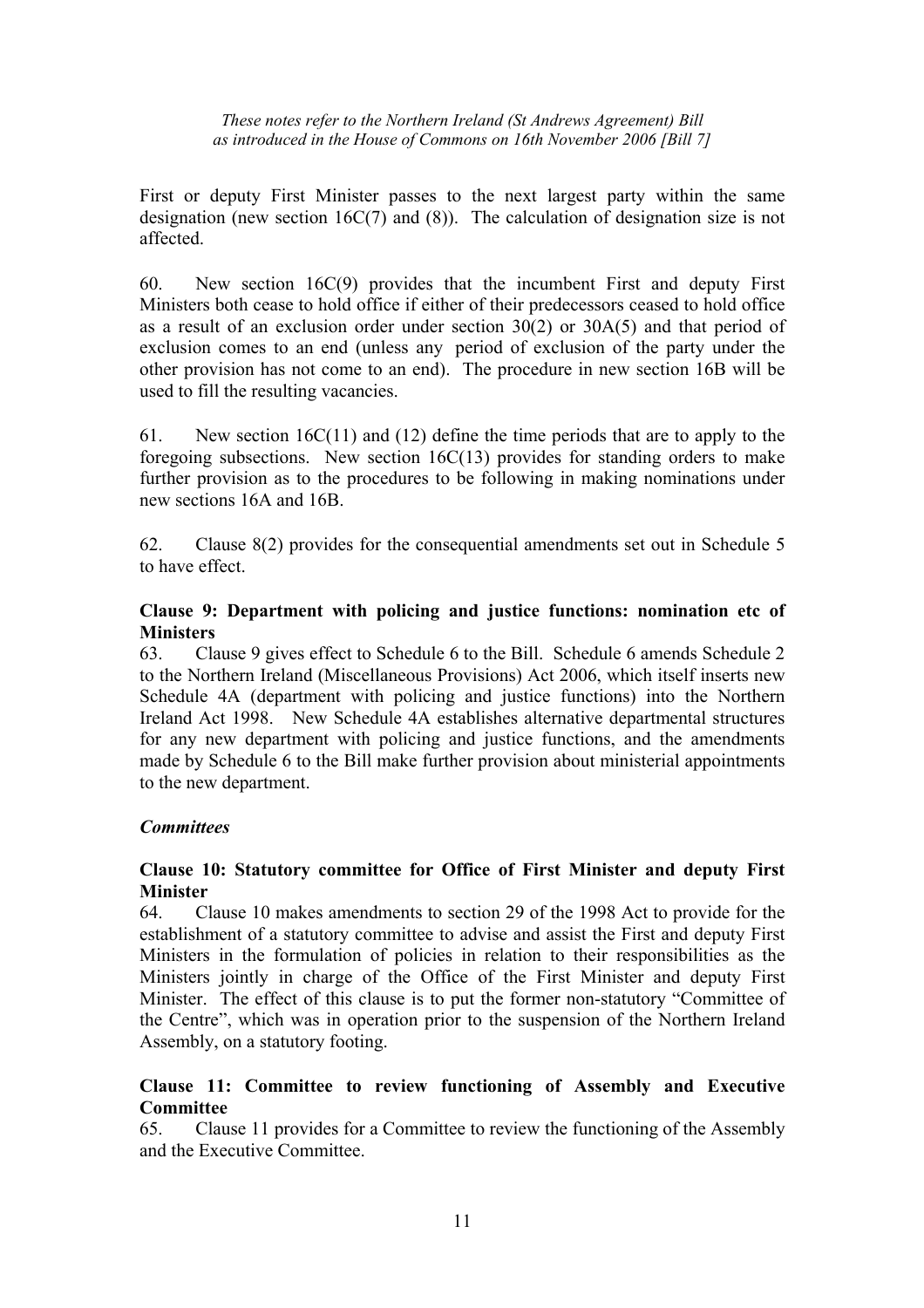First or deputy First Minister passes to the next largest party within the same designation (new section 16C(7) and (8)). The calculation of designation size is not affected.

60. New section 16C(9) provides that the incumbent First and deputy First Ministers both cease to hold office if either of their predecessors ceased to hold office as a result of an exclusion order under section 30(2) or 30A(5) and that period of exclusion comes to an end (unless any period of exclusion of the party under the other provision has not come to an end). The procedure in new section 16B will be used to fill the resulting vacancies.

61. New section 16C(11) and (12) define the time periods that are to apply to the foregoing subsections. New section 16C(13) provides for standing orders to make further provision as to the procedures to be following in making nominations under new sections 16A and 16B.

62. Clause 8(2) provides for the consequential amendments set out in Schedule 5 to have effect.

**Clause 9: Department with policing and justice functions: nomination etc of Ministers**

63. Clause 9 gives effect to Schedule 6 to the Bill. Schedule 6 amends Schedule 2 to the Northern Ireland (Miscellaneous Provisions) Act 2006, which itself inserts new Schedule 4A (department with policing and justice functions) into the Northern Ireland Act 1998. New Schedule 4A establishes alternative departmental structures for any new department with policing and justice functions, and the amendments made by Schedule 6 to the Bill make further provision about ministerial appointments to the new department.

***Committees***

**Clause 10: Statutory committee for Office of First Minister and deputy First Minister**

64. Clause 10 makes amendments to section 29 of the 1998 Act to provide for the establishment of a statutory committee to advise and assist the First and deputy First Ministers in the formulation of policies in relation to their responsibilities as the Ministers jointly in charge of the Office of the First Minister and deputy First Minister. The effect of this clause is to put the former non-statutory "Committee of the Centre", which was in operation prior to the suspension of the Northern Ireland Assembly, on a statutory footing.

**Clause 11: Committee to review functioning of Assembly and Executive Committee**

65. Clause 11 provides for a Committee to review the functioning of the Assembly and the Executive Committee.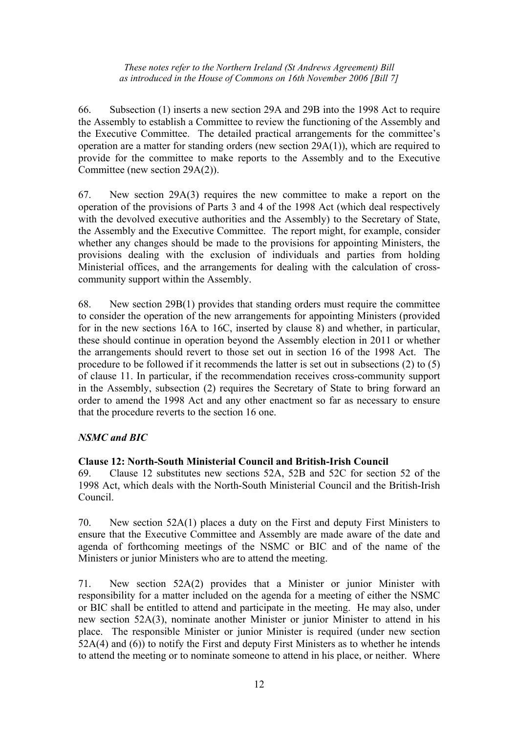66. Subsection (1) inserts a new section 29A and 29B into the 1998 Act to require the Assembly to establish a Committee to review the functioning of the Assembly and the Executive Committee. The detailed practical arrangements for the committee's operation are a matter for standing orders (new section 29A(1)), which are required to provide for the committee to make reports to the Assembly and to the Executive Committee (new section 29A(2)).

67. New section 29A(3) requires the new committee to make a report on the operation of the provisions of Parts 3 and 4 of the 1998 Act (which deal respectively with the devolved executive authorities and the Assembly) to the Secretary of State, the Assembly and the Executive Committee. The report might, for example, consider whether any changes should be made to the provisions for appointing Ministers, the provisions dealing with the exclusion of individuals and parties from holding Ministerial offices, and the arrangements for dealing with the calculation of cross-community support within the Assembly.

68. New section 29B(1) provides that standing orders must require the committee to consider the operation of the new arrangements for appointing Ministers (provided for in the new sections 16A to 16C, inserted by clause 8) and whether, in particular, these should continue in operation beyond the Assembly election in 2011 or whether the arrangements should revert to those set out in section 16 of the 1998 Act. The procedure to be followed if it recommends the latter is set out in subsections (2) to (5) of clause 11. In particular, if the recommendation receives cross-community support in the Assembly, subsection (2) requires the Secretary of State to bring forward an order to amend the 1998 Act and any other enactment so far as necessary to ensure that the procedure reverts to the section 16 one.

### *NSMC and BIC*

**Clause 12: North-South Ministerial Council and British-Irish Council**

69. Clause 12 substitutes new sections 52A, 52B and 52C for section 52 of the 1998 Act, which deals with the North-South Ministerial Council and the British-Irish Council.

70. New section 52A(1) places a duty on the First and deputy First Ministers to ensure that the Executive Committee and Assembly are made aware of the date and agenda of forthcoming meetings of the NSMC or BIC and of the name of the Ministers or junior Ministers who are to attend the meeting.

71. New section 52A(2) provides that a Minister or junior Minister with responsibility for a matter included on the agenda for a meeting of either the NSMC or BIC shall be entitled to attend and participate in the meeting. He may also, under new section 52A(3), nominate another Minister or junior Minister to attend in his place. The responsible Minister or junior Minister is required (under new section 52A(4) and (6)) to notify the First and deputy First Ministers as to whether he intends to attend the meeting or to nominate someone to attend in his place, or neither. Where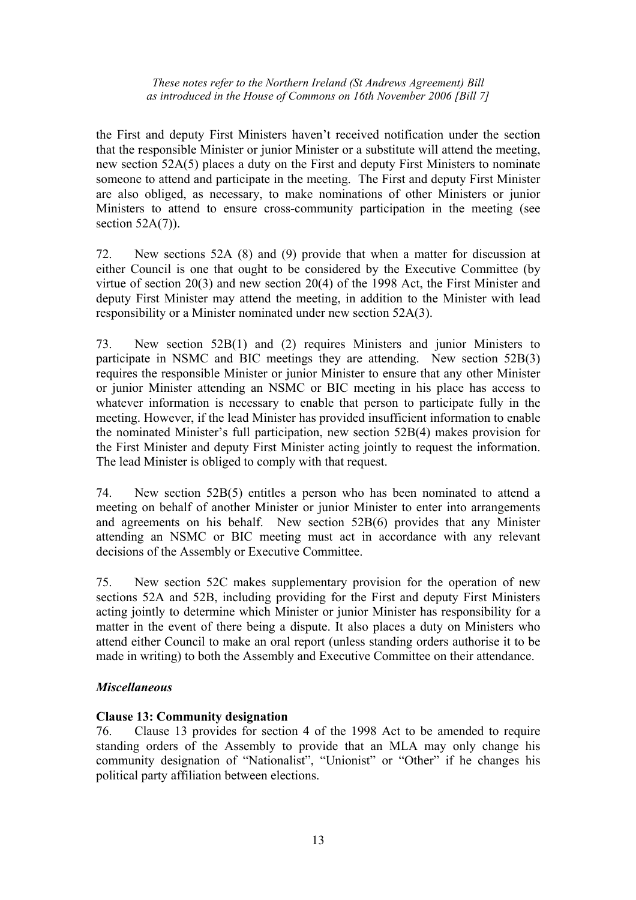the First and deputy First Ministers haven't received notification under the section that the responsible Minister or junior Minister or a substitute will attend the meeting, new section 52A(5) places a duty on the First and deputy First Ministers to nominate someone to attend and participate in the meeting. The First and deputy First Minister are also obliged, as necessary, to make nominations of other Ministers or junior Ministers to attend to ensure cross-community participation in the meeting (see section 52A(7)).

72. New sections 52A (8) and (9) provide that when a matter for discussion at either Council is one that ought to be considered by the Executive Committee (by virtue of section 20(3) and new section 20(4) of the 1998 Act, the First Minister and deputy First Minister may attend the meeting, in addition to the Minister with lead responsibility or a Minister nominated under new section 52A(3).

73. New section 52B(1) and (2) requires Ministers and junior Ministers to participate in NSMC and BIC meetings they are attending. New section 52B(3) requires the responsible Minister or junior Minister to ensure that any other Minister or junior Minister attending an NSMC or BIC meeting in his place has access to whatever information is necessary to enable that person to participate fully in the meeting. However, if the lead Minister has provided insufficient information to enable the nominated Minister's full participation, new section 52B(4) makes provision for the First Minister and deputy First Minister acting jointly to request the information. The lead Minister is obliged to comply with that request.

74. New section 52B(5) entitles a person who has been nominated to attend a meeting on behalf of another Minister or junior Minister to enter into arrangements and agreements on his behalf. New section 52B(6) provides that any Minister attending an NSMC or BIC meeting must act in accordance with any relevant decisions of the Assembly or Executive Committee.

75. New section 52C makes supplementary provision for the operation of new sections 52A and 52B, including providing for the First and deputy First Ministers acting jointly to determine which Minister or junior Minister has responsibility for a matter in the event of there being a dispute. It also places a duty on Ministers who attend either Council to make an oral report (unless standing orders authorise it to be made in writing) to both the Assembly and Executive Committee on their attendance.

### *Miscellaneous*

**Clause 13: Community designation**

76. Clause 13 provides for section 4 of the 1998 Act to be amended to require standing orders of the Assembly to provide that an MLA may only change his community designation of "Nationalist", "Unionist" or "Other" if he changes his political party affiliation between elections.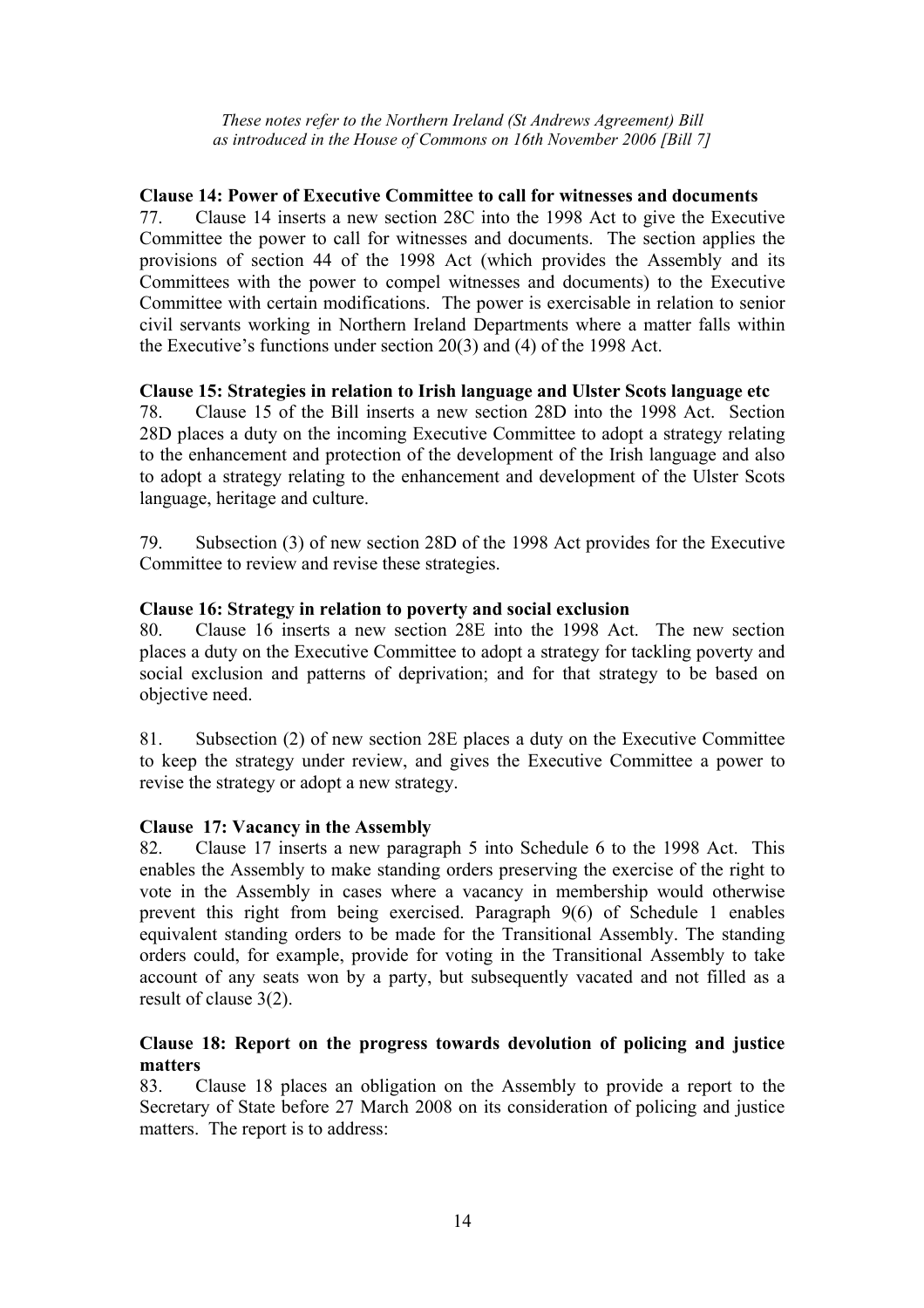*These notes refer to the Northern Ireland (St Andrews Agreement) Bill as introduced in the House of Commons on 16th November 2006 [Bill 7]*

**Clause 14: Power of Executive Committee to call for witnesses and documents**

77. Clause 14 inserts a new section 28C into the 1998 Act to give the Executive Committee the power to call for witnesses and documents. The section applies the provisions of section 44 of the 1998 Act (which provides the Assembly and its Committees with the power to compel witnesses and documents) to the Executive Committee with certain modifications. The power is exercisable in relation to senior civil servants working in Northern Ireland Departments where a matter falls within the Executive's functions under section 20(3) and (4) of the 1998 Act.

**Clause 15: Strategies in relation to Irish language and Ulster Scots language etc**

78. Clause 15 of the Bill inserts a new section 28D into the 1998 Act. Section 28D places a duty on the incoming Executive Committee to adopt a strategy relating to the enhancement and protection of the development of the Irish language and also to adopt a strategy relating to the enhancement and development of the Ulster Scots language, heritage and culture.

79. Subsection (3) of new section 28D of the 1998 Act provides for the Executive Committee to review and revise these strategies.

**Clause 16: Strategy in relation to poverty and social exclusion**

80. Clause 16 inserts a new section 28E into the 1998 Act. The new section places a duty on the Executive Committee to adopt a strategy for tackling poverty and social exclusion and patterns of deprivation; and for that strategy to be based on objective need.

81. Subsection (2) of new section 28E places a duty on the Executive Committee to keep the strategy under review, and gives the Executive Committee a power to revise the strategy or adopt a new strategy.

**Clause 17: Vacancy in the Assembly**

82. Clause 17 inserts a new paragraph 5 into Schedule 6 to the 1998 Act. This enables the Assembly to make standing orders preserving the exercise of the right to vote in the Assembly in cases where a vacancy in membership would otherwise prevent this right from being exercised. Paragraph 9(6) of Schedule 1 enables equivalent standing orders to be made for the Transitional Assembly. The standing orders could, for example, provide for voting in the Transitional Assembly to take account of any seats won by a party, but subsequently vacated and not filled as a result of clause 3(2).

**Clause 18: Report on the progress towards devolution of policing and justice matters**

83. Clause 18 places an obligation on the Assembly to provide a report to the Secretary of State before 27 March 2008 on its consideration of policing and justice matters. The report is to address: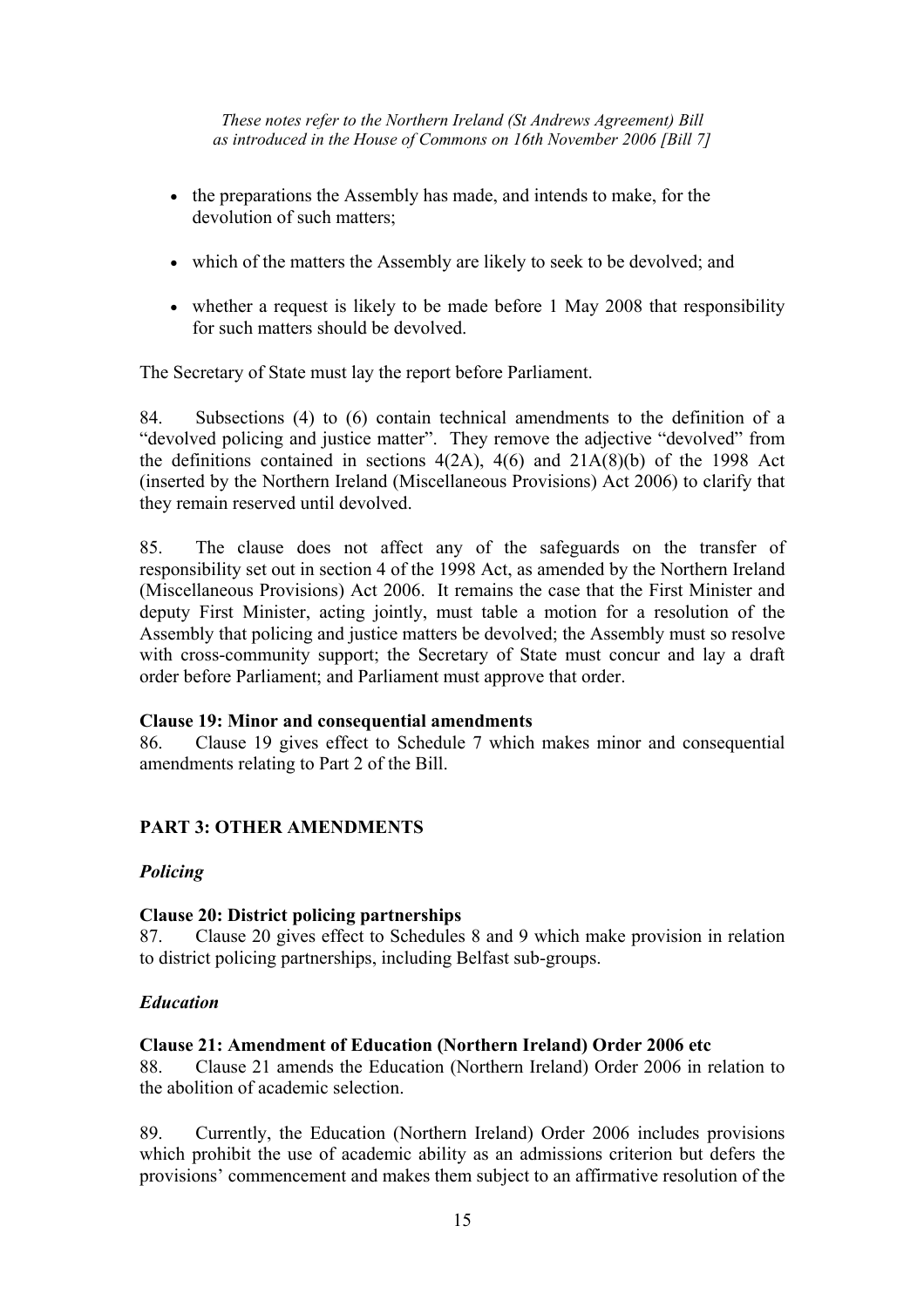- the preparations the Assembly has made, and intends to make, for the devolution of such matters;
- which of the matters the Assembly are likely to seek to be devolved; and
- whether a request is likely to be made before 1 May 2008 that responsibility for such matters should be devolved.

The Secretary of State must lay the report before Parliament.

84. Subsections (4) to (6) contain technical amendments to the definition of a "devolved policing and justice matter". They remove the adjective "devolved" from the definitions contained in sections 4(2A), 4(6) and 21A(8)(b) of the 1998 Act (inserted by the Northern Ireland (Miscellaneous Provisions) Act 2006) to clarify that they remain reserved until devolved.

85. The clause does not affect any of the safeguards on the transfer of responsibility set out in section 4 of the 1998 Act, as amended by the Northern Ireland (Miscellaneous Provisions) Act 2006. It remains the case that the First Minister and deputy First Minister, acting jointly, must table a motion for a resolution of the Assembly that policing and justice matters be devolved; the Assembly must so resolve with cross-community support; the Secretary of State must concur and lay a draft order before Parliament; and Parliament must approve that order.

**Clause 19: Minor and consequential amendments**

86. Clause 19 gives effect to Schedule 7 which makes minor and consequential amendments relating to Part 2 of the Bill.

## PART 3: OTHER AMENDMENTS

### *Policing*

**Clause 20: District policing partnerships**

87. Clause 20 gives effect to Schedules 8 and 9 which make provision in relation to district policing partnerships, including Belfast sub-groups.

### *Education*

**Clause 21: Amendment of Education (Northern Ireland) Order 2006 etc**

88. Clause 21 amends the Education (Northern Ireland) Order 2006 in relation to the abolition of academic selection.

89. Currently, the Education (Northern Ireland) Order 2006 includes provisions which prohibit the use of academic ability as an admissions criterion but defers the provisions' commencement and makes them subject to an affirmative resolution of the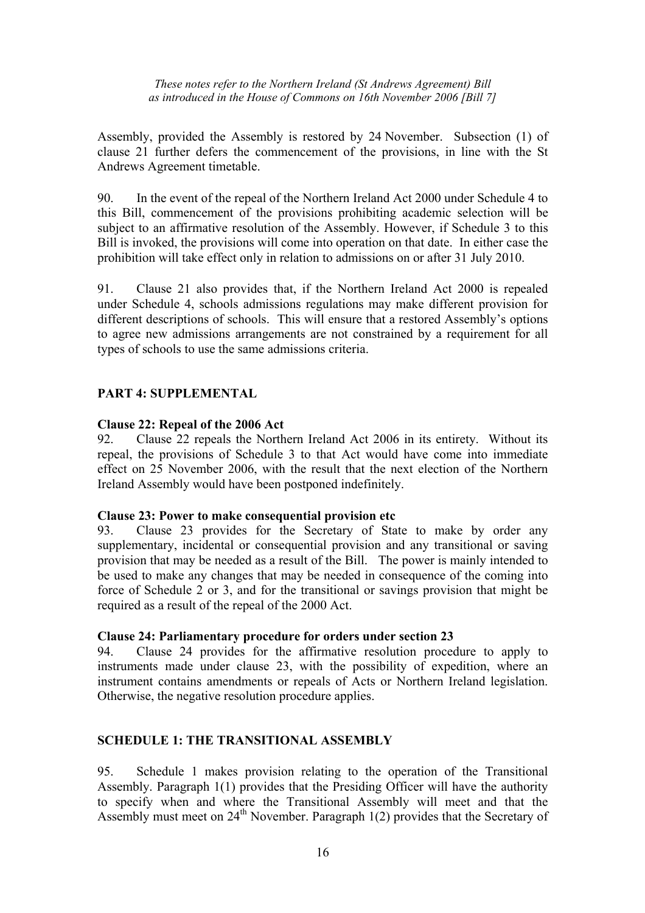Assembly, provided the Assembly is restored by 24 November. Subsection (1) of clause 21 further defers the commencement of the provisions, in line with the St Andrews Agreement timetable.

90. In the event of the repeal of the Northern Ireland Act 2000 under Schedule 4 to this Bill, commencement of the provisions prohibiting academic selection will be subject to an affirmative resolution of the Assembly. However, if Schedule 3 to this Bill is invoked, the provisions will come into operation on that date. In either case the prohibition will take effect only in relation to admissions on or after 31 July 2010.

91. Clause 21 also provides that, if the Northern Ireland Act 2000 is repealed under Schedule 4, schools admissions regulations may make different provision for different descriptions of schools. This will ensure that a restored Assembly's options to agree new admissions arrangements are not constrained by a requirement for all types of schools to use the same admissions criteria.

## PART 4: SUPPLEMENTAL

### Clause 22: Repeal of the 2006 Act

92. Clause 22 repeals the Northern Ireland Act 2006 in its entirety. Without its repeal, the provisions of Schedule 3 to that Act would have come into immediate effect on 25 November 2006, with the result that the next election of the Northern Ireland Assembly would have been postponed indefinitely.

### Clause 23: Power to make consequential provision etc

93. Clause 23 provides for the Secretary of State to make by order any supplementary, incidental or consequential provision and any transitional or saving provision that may be needed as a result of the Bill. The power is mainly intended to be used to make any changes that may be needed in consequence of the coming into force of Schedule 2 or 3, and for the transitional or savings provision that might be required as a result of the repeal of the 2000 Act.

### Clause 24: Parliamentary procedure for orders under section 23

94. Clause 24 provides for the affirmative resolution procedure to apply to instruments made under clause 23, with the possibility of expedition, where an instrument contains amendments or repeals of Acts or Northern Ireland legislation. Otherwise, the negative resolution procedure applies.

## SCHEDULE 1: THE TRANSITIONAL ASSEMBLY

95. Schedule 1 makes provision relating to the operation of the Transitional Assembly. Paragraph 1(1) provides that the Presiding Officer will have the authority to specify when and where the Transitional Assembly will meet and that the Assembly must meet on 24th November. Paragraph 1(2) provides that the Secretary of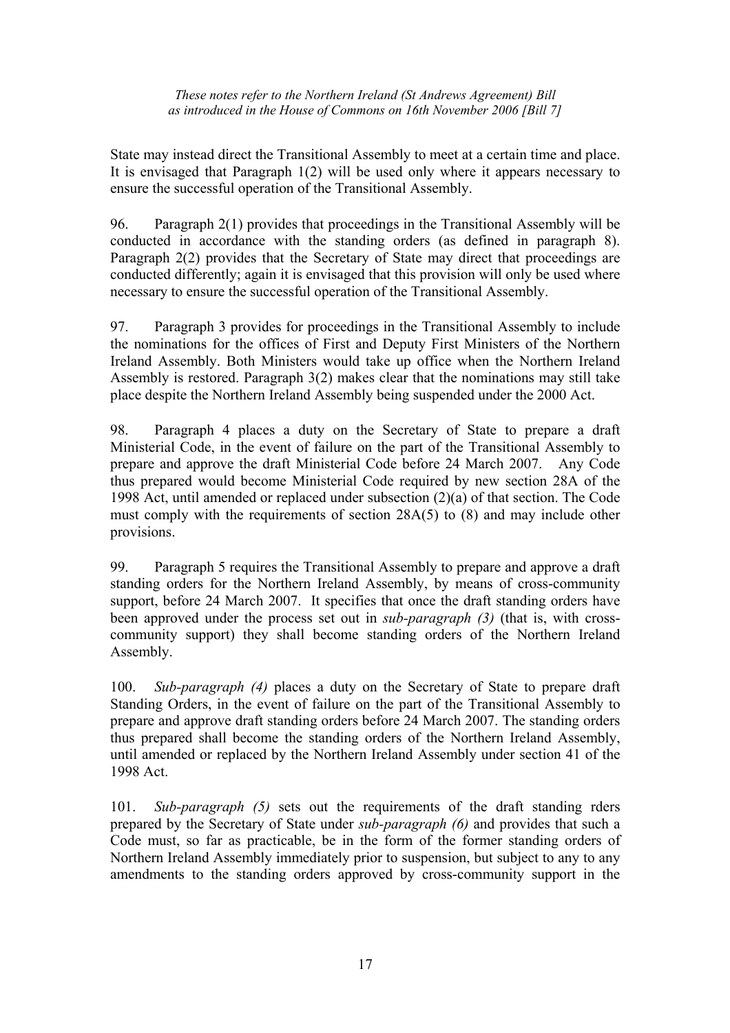State may instead direct the Transitional Assembly to meet at a certain time and place. It is envisaged that Paragraph 1(2) will be used only where it appears necessary to ensure the successful operation of the Transitional Assembly.

96. Paragraph 2(1) provides that proceedings in the Transitional Assembly will be conducted in accordance with the standing orders (as defined in paragraph 8). Paragraph 2(2) provides that the Secretary of State may direct that proceedings are conducted differently; again it is envisaged that this provision will only be used where necessary to ensure the successful operation of the Transitional Assembly.

97. Paragraph 3 provides for proceedings in the Transitional Assembly to include the nominations for the offices of First and Deputy First Ministers of the Northern Ireland Assembly. Both Ministers would take up office when the Northern Ireland Assembly is restored. Paragraph 3(2) makes clear that the nominations may still take place despite the Northern Ireland Assembly being suspended under the 2000 Act.

98. Paragraph 4 places a duty on the Secretary of State to prepare a draft Ministerial Code, in the event of failure on the part of the Transitional Assembly to prepare and approve the draft Ministerial Code before 24 March 2007. Any Code thus prepared would become Ministerial Code required by new section 28A of the 1998 Act, until amended or replaced under subsection (2)(a) of that section. The Code must comply with the requirements of section 28A(5) to (8) and may include other provisions.

99. Paragraph 5 requires the Transitional Assembly to prepare and approve a draft standing orders for the Northern Ireland Assembly, by means of cross-community support, before 24 March 2007. It specifies that once the draft standing orders have been approved under the process set out in *sub-paragraph (3)* (that is, with cross-community support) they shall become standing orders of the Northern Ireland Assembly.

100. *Sub-paragraph (4)* places a duty on the Secretary of State to prepare draft Standing Orders, in the event of failure on the part of the Transitional Assembly to prepare and approve draft standing orders before 24 March 2007. The standing orders thus prepared shall become the standing orders of the Northern Ireland Assembly, until amended or replaced by the Northern Ireland Assembly under section 41 of the 1998 Act.

101. *Sub-paragraph (5)* sets out the requirements of the draft standing rders prepared by the Secretary of State under *sub-paragraph (6)* and provides that such a Code must, so far as practicable, be in the form of the former standing orders of Northern Ireland Assembly immediately prior to suspension, but subject to any to any amendments to the standing orders approved by cross-community support in the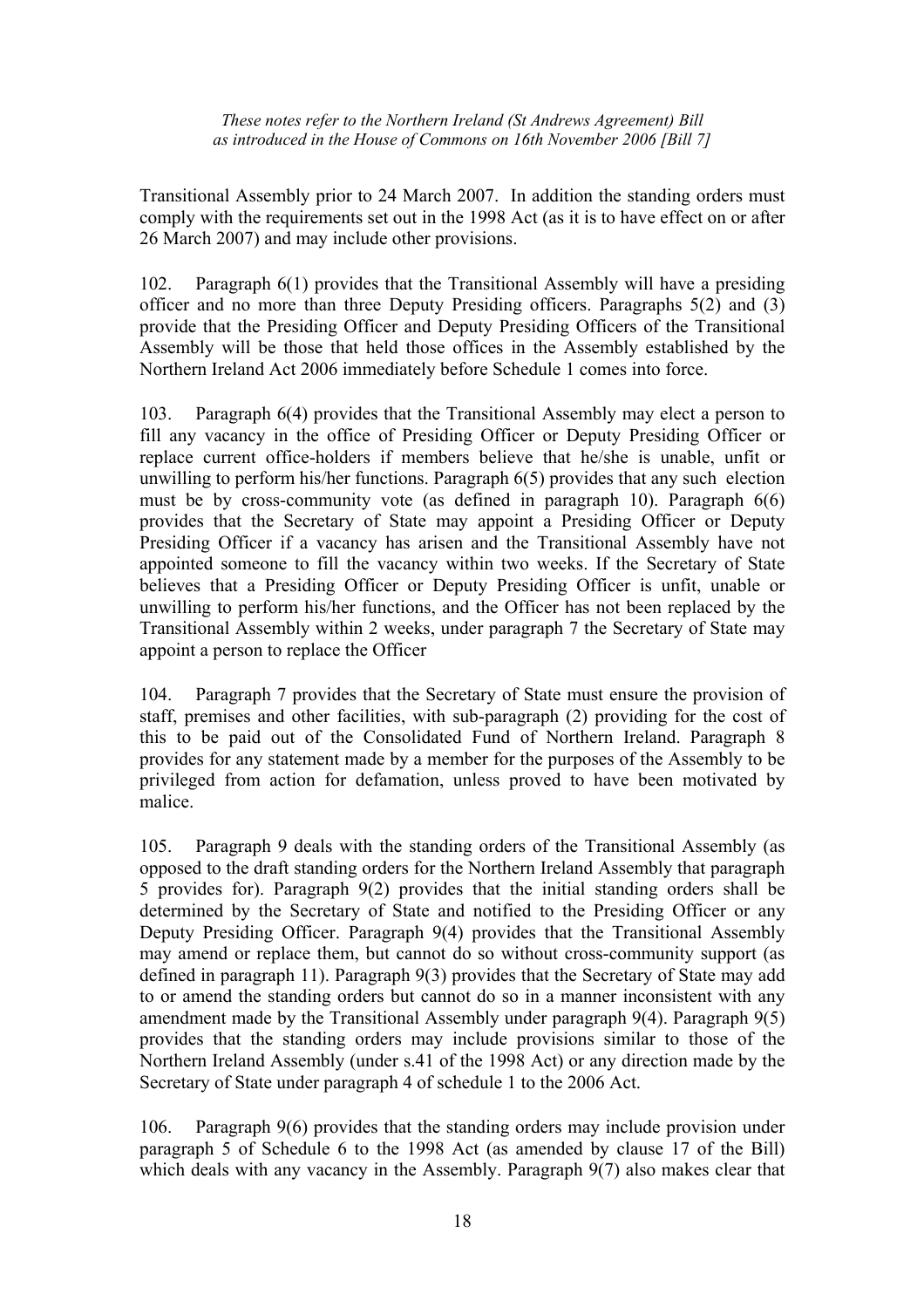Transitional Assembly prior to 24 March 2007. In addition the standing orders must comply with the requirements set out in the 1998 Act (as it is to have effect on or after 26 March 2007) and may include other provisions.

102. Paragraph 6(1) provides that the Transitional Assembly will have a presiding officer and no more than three Deputy Presiding officers. Paragraphs 5(2) and (3) provide that the Presiding Officer and Deputy Presiding Officers of the Transitional Assembly will be those that held those offices in the Assembly established by the Northern Ireland Act 2006 immediately before Schedule 1 comes into force.

103. Paragraph 6(4) provides that the Transitional Assembly may elect a person to fill any vacancy in the office of Presiding Officer or Deputy Presiding Officer or replace current office-holders if members believe that he/she is unable, unfit or unwilling to perform his/her functions. Paragraph 6(5) provides that any such election must be by cross-community vote (as defined in paragraph 10). Paragraph 6(6) provides that the Secretary of State may appoint a Presiding Officer or Deputy Presiding Officer if a vacancy has arisen and the Transitional Assembly have not appointed someone to fill the vacancy within two weeks. If the Secretary of State believes that a Presiding Officer or Deputy Presiding Officer is unfit, unable or unwilling to perform his/her functions, and the Officer has not been replaced by the Transitional Assembly within 2 weeks, under paragraph 7 the Secretary of State may appoint a person to replace the Officer

104. Paragraph 7 provides that the Secretary of State must ensure the provision of staff, premises and other facilities, with sub-paragraph (2) providing for the cost of this to be paid out of the Consolidated Fund of Northern Ireland. Paragraph 8 provides for any statement made by a member for the purposes of the Assembly to be privileged from action for defamation, unless proved to have been motivated by malice.

105. Paragraph 9 deals with the standing orders of the Transitional Assembly (as opposed to the draft standing orders for the Northern Ireland Assembly that paragraph 5 provides for). Paragraph 9(2) provides that the initial standing orders shall be determined by the Secretary of State and notified to the Presiding Officer or any Deputy Presiding Officer. Paragraph 9(4) provides that the Transitional Assembly may amend or replace them, but cannot do so without cross-community support (as defined in paragraph 11). Paragraph 9(3) provides that the Secretary of State may add to or amend the standing orders but cannot do so in a manner inconsistent with any amendment made by the Transitional Assembly under paragraph 9(4). Paragraph 9(5) provides that the standing orders may include provisions similar to those of the Northern Ireland Assembly (under s.41 of the 1998 Act) or any direction made by the Secretary of State under paragraph 4 of schedule 1 to the 2006 Act.

106. Paragraph 9(6) provides that the standing orders may include provision under paragraph 5 of Schedule 6 to the 1998 Act (as amended by clause 17 of the Bill) which deals with any vacancy in the Assembly. Paragraph 9(7) also makes clear that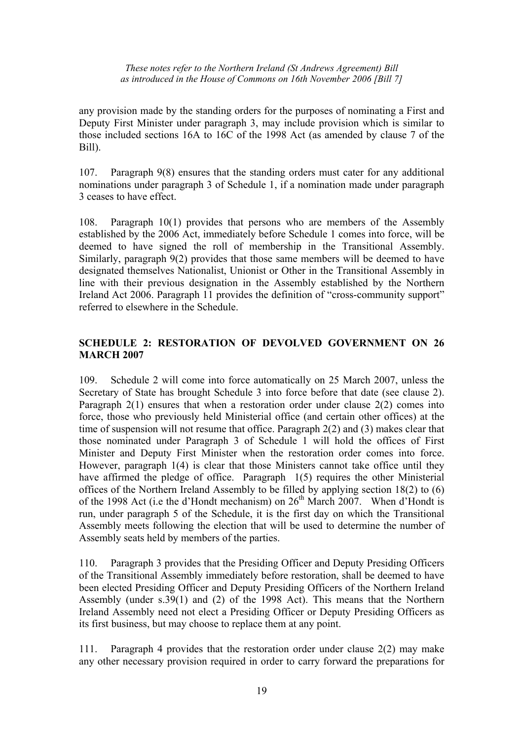any provision made by the standing orders for the purposes of nominating a First and Deputy First Minister under paragraph 3, may include provision which is similar to those included sections 16A to 16C of the 1998 Act (as amended by clause 7 of the Bill).

107. Paragraph 9(8) ensures that the standing orders must cater for any additional nominations under paragraph 3 of Schedule 1, if a nomination made under paragraph 3 ceases to have effect.

108. Paragraph 10(1) provides that persons who are members of the Assembly established by the 2006 Act, immediately before Schedule 1 comes into force, will be deemed to have signed the roll of membership in the Transitional Assembly. Similarly, paragraph 9(2) provides that those same members will be deemed to have designated themselves Nationalist, Unionist or Other in the Transitional Assembly in line with their previous designation in the Assembly established by the Northern Ireland Act 2006. Paragraph 11 provides the definition of "cross-community support" referred to elsewhere in the Schedule.

## SCHEDULE 2: RESTORATION OF DEVOLVED GOVERNMENT ON 26 MARCH 2007

109. Schedule 2 will come into force automatically on 25 March 2007, unless the Secretary of State has brought Schedule 3 into force before that date (see clause 2). Paragraph 2(1) ensures that when a restoration order under clause 2(2) comes into force, those who previously held Ministerial office (and certain other offices) at the time of suspension will not resume that office. Paragraph 2(2) and (3) makes clear that those nominated under Paragraph 3 of Schedule 1 will hold the offices of First Minister and Deputy First Minister when the restoration order comes into force. However, paragraph 1(4) is clear that those Ministers cannot take office until they have affirmed the pledge of office. Paragraph 1(5) requires the other Ministerial offices of the Northern Ireland Assembly to be filled by applying section 18(2) to (6) of the 1998 Act (i.e the d'Hondt mechanism) on 26th March 2007. When d'Hondt is run, under paragraph 5 of the Schedule, it is the first day on which the Transitional Assembly meets following the election that will be used to determine the number of Assembly seats held by members of the parties.

110. Paragraph 3 provides that the Presiding Officer and Deputy Presiding Officers of the Transitional Assembly immediately before restoration, shall be deemed to have been elected Presiding Officer and Deputy Presiding Officers of the Northern Ireland Assembly (under s.39(1) and (2) of the 1998 Act). This means that the Northern Ireland Assembly need not elect a Presiding Officer or Deputy Presiding Officers as its first business, but may choose to replace them at any point.

111. Paragraph 4 provides that the restoration order under clause 2(2) may make any other necessary provision required in order to carry forward the preparations for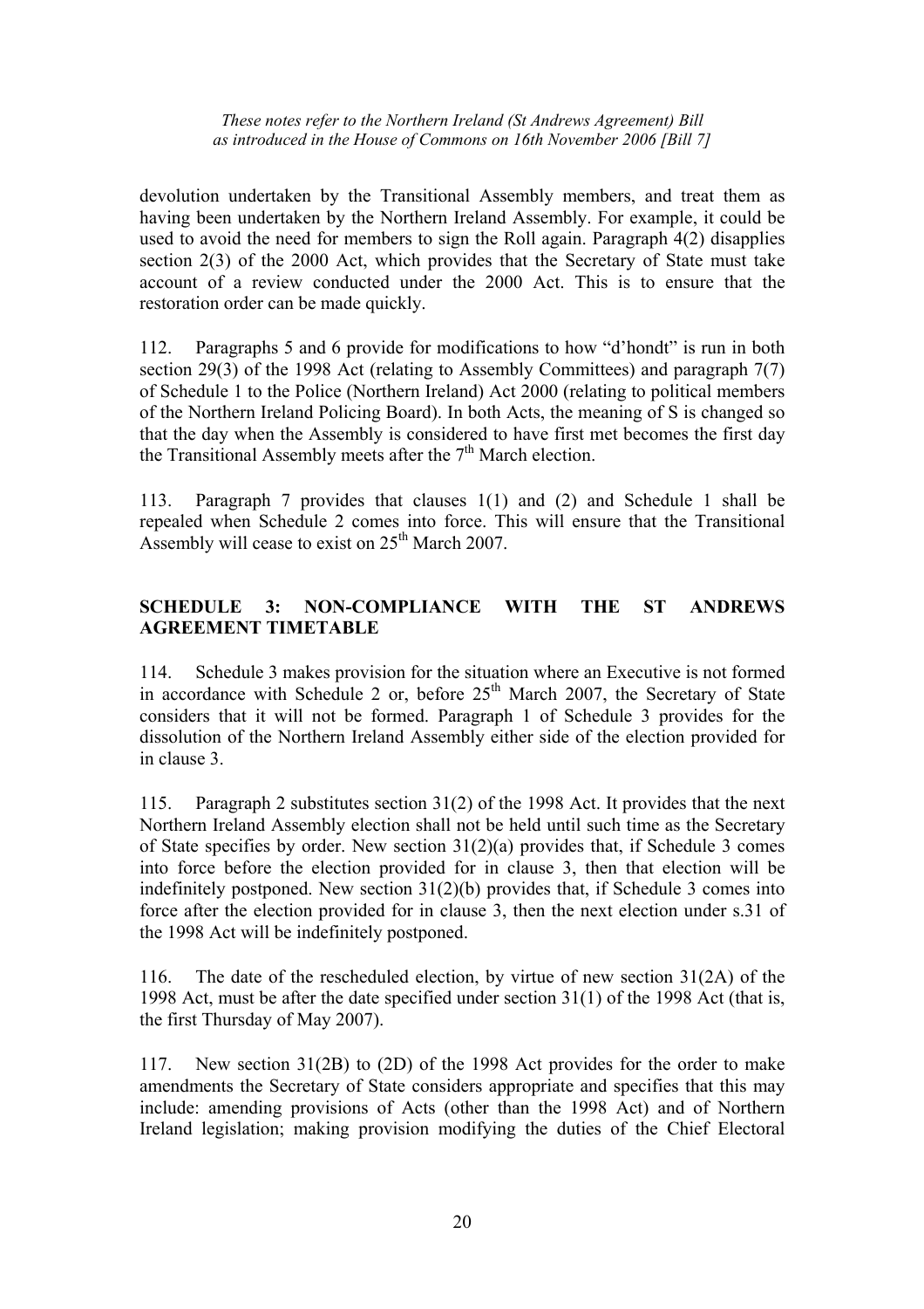devolution undertaken by the Transitional Assembly members, and treat them as having been undertaken by the Northern Ireland Assembly. For example, it could be used to avoid the need for members to sign the Roll again. Paragraph 4(2) disapplies section 2(3) of the 2000 Act, which provides that the Secretary of State must take account of a review conducted under the 2000 Act. This is to ensure that the restoration order can be made quickly.

112. Paragraphs 5 and 6 provide for modifications to how "d'hondt" is run in both section 29(3) of the 1998 Act (relating to Assembly Committees) and paragraph 7(7) of Schedule 1 to the Police (Northern Ireland) Act 2000 (relating to political members of the Northern Ireland Policing Board). In both Acts, the meaning of S is changed so that the day when the Assembly is considered to have first met becomes the first day the Transitional Assembly meets after the 7th March election.

113. Paragraph 7 provides that clauses 1(1) and (2) and Schedule 1 shall be repealed when Schedule 2 comes into force. This will ensure that the Transitional Assembly will cease to exist on 25th March 2007.

## SCHEDULE 3: NON-COMPLIANCE WITH THE ST ANDREWS AGREEMENT TIMETABLE

114. Schedule 3 makes provision for the situation where an Executive is not formed in accordance with Schedule 2 or, before 25th March 2007, the Secretary of State considers that it will not be formed. Paragraph 1 of Schedule 3 provides for the dissolution of the Northern Ireland Assembly either side of the election provided for in clause 3.

115. Paragraph 2 substitutes section 31(2) of the 1998 Act. It provides that the next Northern Ireland Assembly election shall not be held until such time as the Secretary of State specifies by order. New section 31(2)(a) provides that, if Schedule 3 comes into force before the election provided for in clause 3, then that election will be indefinitely postponed. New section 31(2)(b) provides that, if Schedule 3 comes into force after the election provided for in clause 3, then the next election under s.31 of the 1998 Act will be indefinitely postponed.

116. The date of the rescheduled election, by virtue of new section 31(2A) of the 1998 Act, must be after the date specified under section 31(1) of the 1998 Act (that is, the first Thursday of May 2007).

117. New section 31(2B) to (2D) of the 1998 Act provides for the order to make amendments the Secretary of State considers appropriate and specifies that this may include: amending provisions of Acts (other than the 1998 Act) and of Northern Ireland legislation; making provision modifying the duties of the Chief Electoral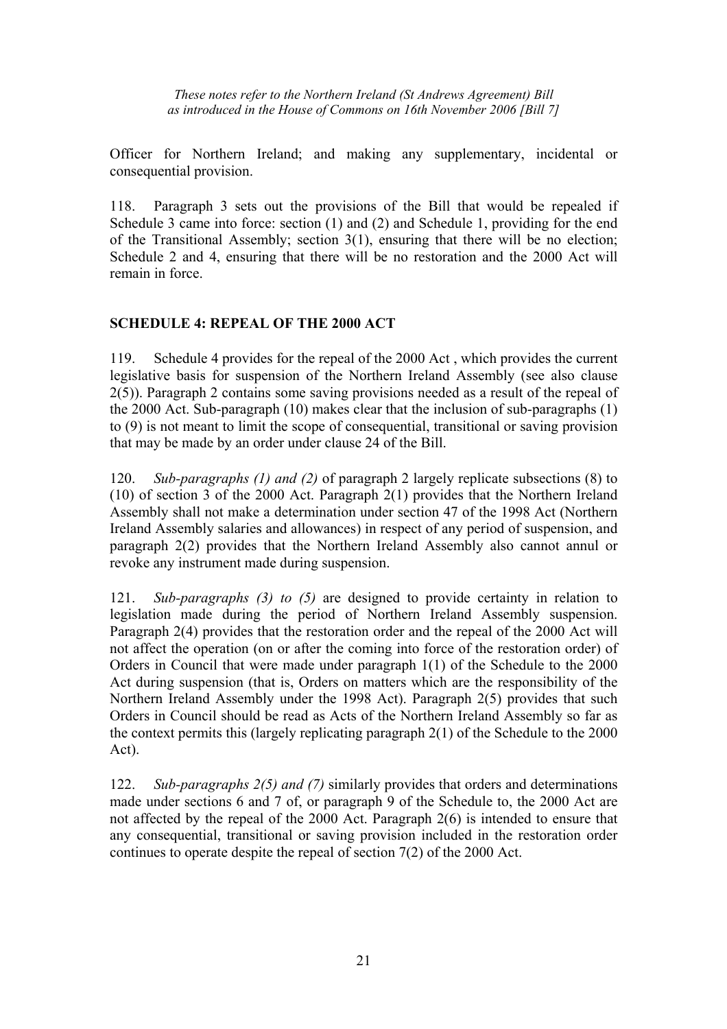Officer for Northern Ireland; and making any supplementary, incidental or consequential provision.

118. Paragraph 3 sets out the provisions of the Bill that would be repealed if Schedule 3 came into force: section (1) and (2) and Schedule 1, providing for the end of the Transitional Assembly; section 3(1), ensuring that there will be no election; Schedule 2 and 4, ensuring that there will be no restoration and the 2000 Act will remain in force.

### SCHEDULE 4: REPEAL OF THE 2000 ACT

119. Schedule 4 provides for the repeal of the 2000 Act , which provides the current legislative basis for suspension of the Northern Ireland Assembly (see also clause 2(5)). Paragraph 2 contains some saving provisions needed as a result of the repeal of the 2000 Act. Sub-paragraph (10) makes clear that the inclusion of sub-paragraphs (1) to (9) is not meant to limit the scope of consequential, transitional or saving provision that may be made by an order under clause 24 of the Bill.

120. *Sub-paragraphs (1) and (2)* of paragraph 2 largely replicate subsections (8) to (10) of section 3 of the 2000 Act. Paragraph 2(1) provides that the Northern Ireland Assembly shall not make a determination under section 47 of the 1998 Act (Northern Ireland Assembly salaries and allowances) in respect of any period of suspension, and paragraph 2(2) provides that the Northern Ireland Assembly also cannot annul or revoke any instrument made during suspension.

121. *Sub-paragraphs (3) to (5)* are designed to provide certainty in relation to legislation made during the period of Northern Ireland Assembly suspension. Paragraph 2(4) provides that the restoration order and the repeal of the 2000 Act will not affect the operation (on or after the coming into force of the restoration order) of Orders in Council that were made under paragraph 1(1) of the Schedule to the 2000 Act during suspension (that is, Orders on matters which are the responsibility of the Northern Ireland Assembly under the 1998 Act). Paragraph 2(5) provides that such Orders in Council should be read as Acts of the Northern Ireland Assembly so far as the context permits this (largely replicating paragraph 2(1) of the Schedule to the 2000 Act).

122. *Sub-paragraphs 2(5) and (7)* similarly provides that orders and determinations made under sections 6 and 7 of, or paragraph 9 of the Schedule to, the 2000 Act are not affected by the repeal of the 2000 Act. Paragraph 2(6) is intended to ensure that any consequential, transitional or saving provision included in the restoration order continues to operate despite the repeal of section 7(2) of the 2000 Act.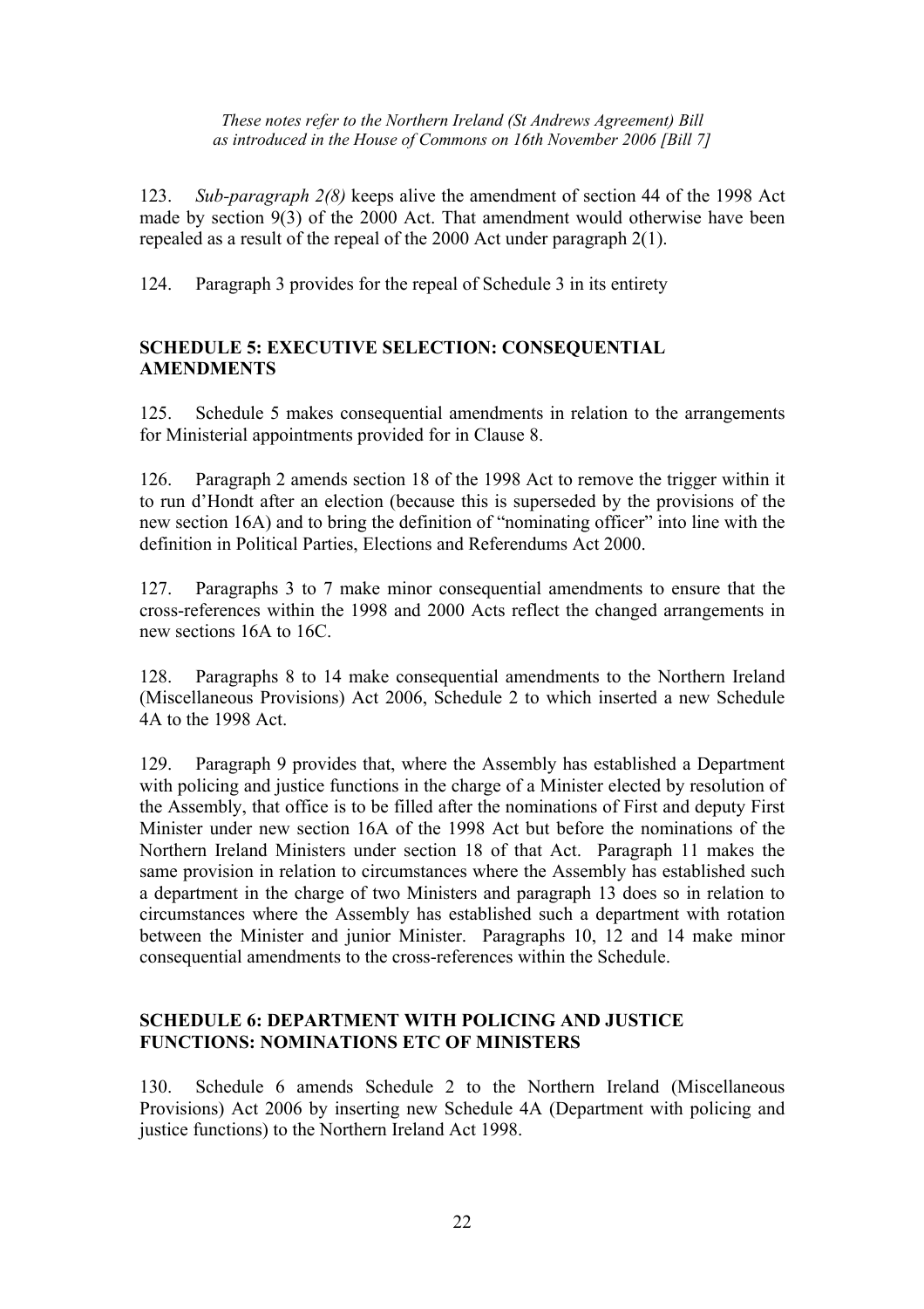123. *Sub-paragraph 2(8)* keeps alive the amendment of section 44 of the 1998 Act made by section 9(3) of the 2000 Act. That amendment would otherwise have been repealed as a result of the repeal of the 2000 Act under paragraph 2(1).

124. Paragraph 3 provides for the repeal of Schedule 3 in its entirety

## SCHEDULE 5: EXECUTIVE SELECTION: CONSEQUENTIAL AMENDMENTS

125. Schedule 5 makes consequential amendments in relation to the arrangements for Ministerial appointments provided for in Clause 8.

126. Paragraph 2 amends section 18 of the 1998 Act to remove the trigger within it to run d'Hondt after an election (because this is superseded by the provisions of the new section 16A) and to bring the definition of "nominating officer" into line with the definition in Political Parties, Elections and Referendums Act 2000.

127. Paragraphs 3 to 7 make minor consequential amendments to ensure that the cross-references within the 1998 and 2000 Acts reflect the changed arrangements in new sections 16A to 16C.

128. Paragraphs 8 to 14 make consequential amendments to the Northern Ireland (Miscellaneous Provisions) Act 2006, Schedule 2 to which inserted a new Schedule 4A to the 1998 Act.

129. Paragraph 9 provides that, where the Assembly has established a Department with policing and justice functions in the charge of a Minister elected by resolution of the Assembly, that office is to be filled after the nominations of First and deputy First Minister under new section 16A of the 1998 Act but before the nominations of the Northern Ireland Ministers under section 18 of that Act. Paragraph 11 makes the same provision in relation to circumstances where the Assembly has established such a department in the charge of two Ministers and paragraph 13 does so in relation to circumstances where the Assembly has established such a department with rotation between the Minister and junior Minister. Paragraphs 10, 12 and 14 make minor consequential amendments to the cross-references within the Schedule.

## SCHEDULE 6: DEPARTMENT WITH POLICING AND JUSTICE FUNCTIONS: NOMINATIONS ETC OF MINISTERS

130. Schedule 6 amends Schedule 2 to the Northern Ireland (Miscellaneous Provisions) Act 2006 by inserting new Schedule 4A (Department with policing and justice functions) to the Northern Ireland Act 1998.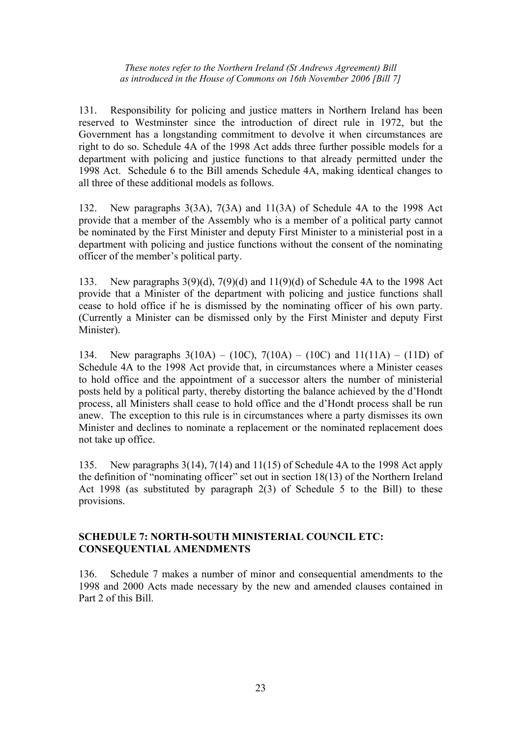131. Responsibility for policing and justice matters in Northern Ireland has been reserved to Westminster since the introduction of direct rule in 1972, but the Government has a longstanding commitment to devolve it when circumstances are right to do so. Schedule 4A of the 1998 Act adds three further possible models for a department with policing and justice functions to that already permitted under the 1998 Act. Schedule 6 to the Bill amends Schedule 4A, making identical changes to all three of these additional models as follows.

132. New paragraphs 3(3A), 7(3A) and 11(3A) of Schedule 4A to the 1998 Act provide that a member of the Assembly who is a member of a political party cannot be nominated by the First Minister and deputy First Minister to a ministerial post in a department with policing and justice functions without the consent of the nominating officer of the member's political party.

133. New paragraphs 3(9)(d), 7(9)(d) and 11(9)(d) of Schedule 4A to the 1998 Act provide that a Minister of the department with policing and justice functions shall cease to hold office if he is dismissed by the nominating officer of his own party. (Currently a Minister can be dismissed only by the First Minister and deputy First Minister).

134. New paragraphs 3(10A) – (10C), 7(10A) – (10C) and 11(11A) – (11D) of Schedule 4A to the 1998 Act provide that, in circumstances where a Minister ceases to hold office and the appointment of a successor alters the number of ministerial posts held by a political party, thereby distorting the balance achieved by the d'Hondt process, all Ministers shall cease to hold office and the d'Hondt process shall be run anew. The exception to this rule is in circumstances where a party dismisses its own Minister and declines to nominate a replacement or the nominated replacement does not take up office.

135. New paragraphs 3(14), 7(14) and 11(15) of Schedule 4A to the 1998 Act apply the definition of "nominating officer" set out in section 18(13) of the Northern Ireland Act 1998 (as substituted by paragraph 2(3) of Schedule 5 to the Bill) to these provisions.

## SCHEDULE 7: NORTH-SOUTH MINISTERIAL COUNCIL ETC: CONSEQUENTIAL AMENDMENTS

136. Schedule 7 makes a number of minor and consequential amendments to the 1998 and 2000 Acts made necessary by the new and amended clauses contained in Part 2 of this Bill.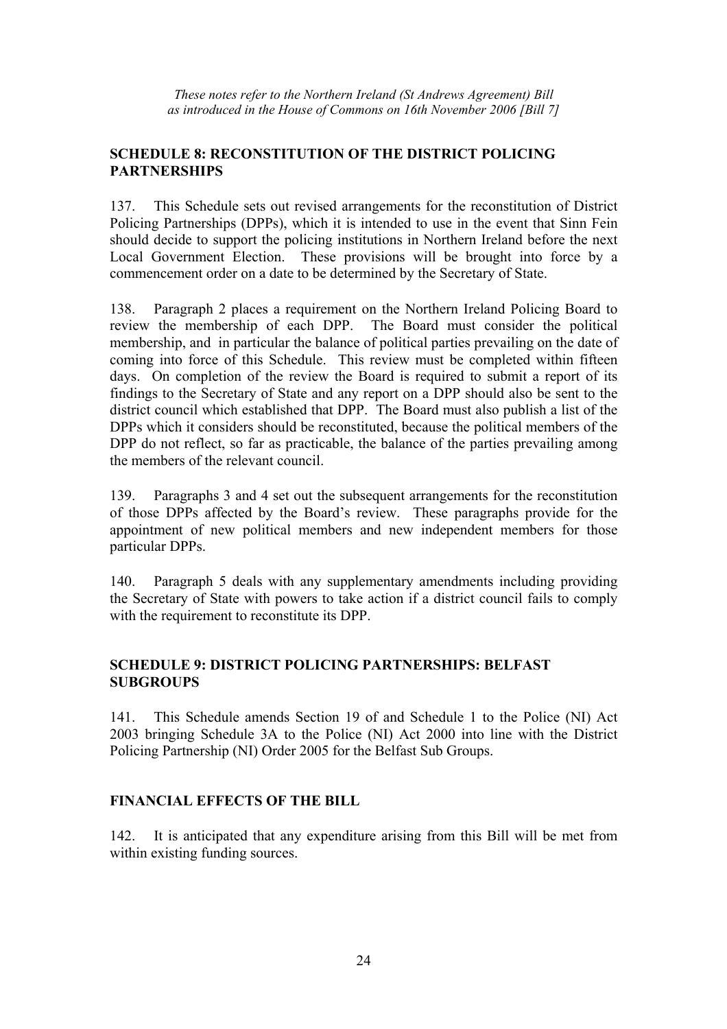*These notes refer to the Northern Ireland (St Andrews Agreement) Bill as introduced in the House of Commons on 16th November 2006 [Bill 7]*

## SCHEDULE 8: RECONSTITUTION OF THE DISTRICT POLICING PARTNERSHIPS

137. This Schedule sets out revised arrangements for the reconstitution of District Policing Partnerships (DPPs), which it is intended to use in the event that Sinn Fein should decide to support the policing institutions in Northern Ireland before the next Local Government Election. These provisions will be brought into force by a commencement order on a date to be determined by the Secretary of State.

138. Paragraph 2 places a requirement on the Northern Ireland Policing Board to review the membership of each DPP. The Board must consider the political membership, and in particular the balance of political parties prevailing on the date of coming into force of this Schedule. This review must be completed within fifteen days. On completion of the review the Board is required to submit a report of its findings to the Secretary of State and any report on a DPP should also be sent to the district council which established that DPP. The Board must also publish a list of the DPPs which it considers should be reconstituted, because the political members of the DPP do not reflect, so far as practicable, the balance of the parties prevailing among the members of the relevant council.

139. Paragraphs 3 and 4 set out the subsequent arrangements for the reconstitution of those DPPs affected by the Board's review. These paragraphs provide for the appointment of new political members and new independent members for those particular DPPs.

140. Paragraph 5 deals with any supplementary amendments including providing the Secretary of State with powers to take action if a district council fails to comply with the requirement to reconstitute its DPP.

## SCHEDULE 9: DISTRICT POLICING PARTNERSHIPS: BELFAST SUBGROUPS

141. This Schedule amends Section 19 of and Schedule 1 to the Police (NI) Act 2003 bringing Schedule 3A to the Police (NI) Act 2000 into line with the District Policing Partnership (NI) Order 2005 for the Belfast Sub Groups.

## FINANCIAL EFFECTS OF THE BILL

142. It is anticipated that any expenditure arising from this Bill will be met from within existing funding sources.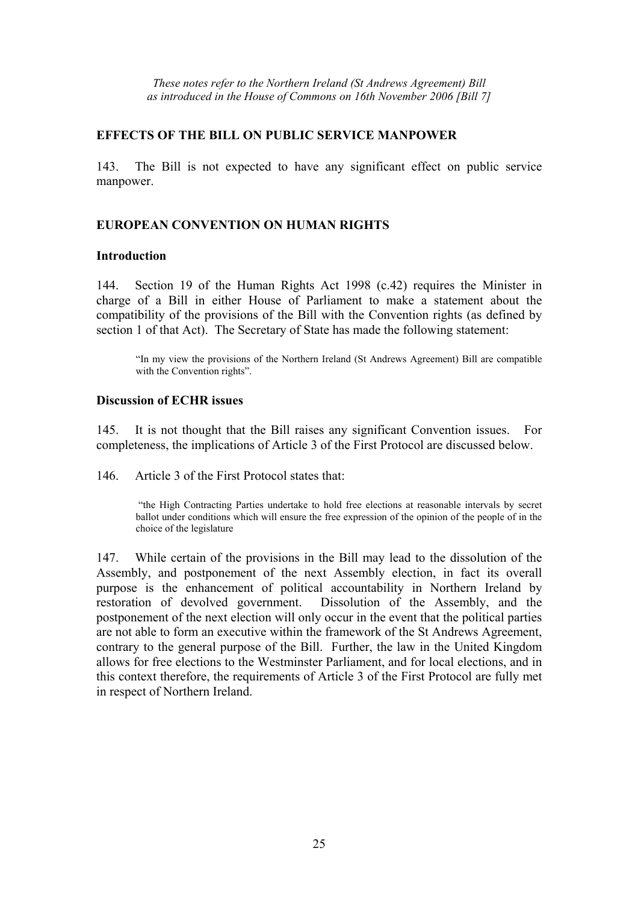*These notes refer to the Northern Ireland (St Andrews Agreement) Bill as introduced in the House of Commons on 16th November 2006 [Bill 7]*

## EFFECTS OF THE BILL ON PUBLIC SERVICE MANPOWER

143. The Bill is not expected to have any significant effect on public service manpower.

## EUROPEAN CONVENTION ON HUMAN RIGHTS

### Introduction

144. Section 19 of the Human Rights Act 1998 (c.42) requires the Minister in charge of a Bill in either House of Parliament to make a statement about the compatibility of the provisions of the Bill with the Convention rights (as defined by section 1 of that Act). The Secretary of State has made the following statement:

> "In my view the provisions of the Northern Ireland (St Andrews Agreement) Bill are compatible with the Convention rights".

### Discussion of ECHR issues

145. It is not thought that the Bill raises any significant Convention issues. For completeness, the implications of Article 3 of the First Protocol are discussed below.

146. Article 3 of the First Protocol states that:

> "the High Contracting Parties undertake to hold free elections at reasonable intervals by secret ballot under conditions which will ensure the free expression of the opinion of the people of in the choice of the legislature

147. While certain of the provisions in the Bill may lead to the dissolution of the Assembly, and postponement of the next Assembly election, in fact its overall purpose is the enhancement of political accountability in Northern Ireland by restoration of devolved government. Dissolution of the Assembly, and the postponement of the next election will only occur in the event that the political parties are not able to form an executive within the framework of the St Andrews Agreement, contrary to the general purpose of the Bill. Further, the law in the United Kingdom allows for free elections to the Westminster Parliament, and for local elections, and in this context therefore, the requirements of Article 3 of the First Protocol are fully met in respect of Northern Ireland.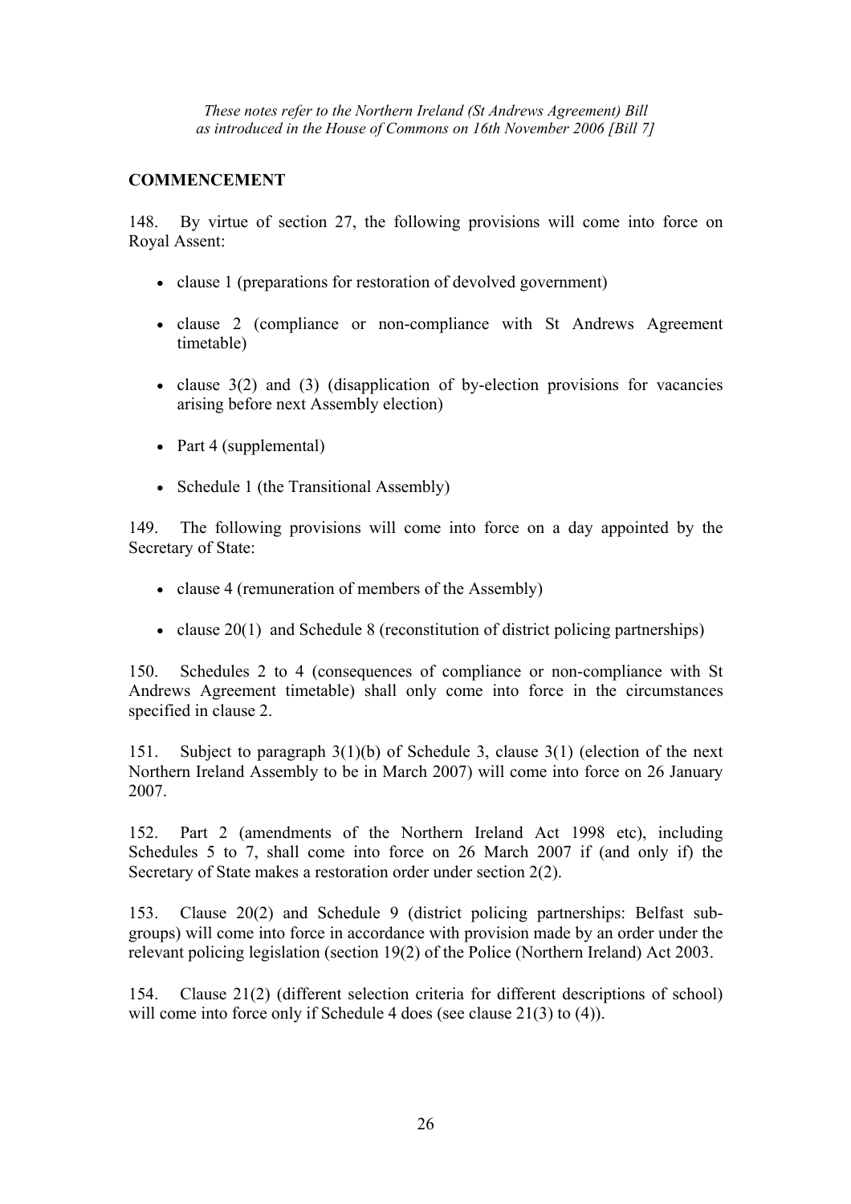*These notes refer to the Northern Ireland (St Andrews Agreement) Bill as introduced in the House of Commons on 16th November 2006 [Bill 7]*

## COMMENCEMENT

148. By virtue of section 27, the following provisions will come into force on Royal Assent:

- clause 1 (preparations for restoration of devolved government)
- clause 2 (compliance or non-compliance with St Andrews Agreement timetable)
- clause 3(2) and (3) (disapplication of by-election provisions for vacancies arising before next Assembly election)
- Part 4 (supplemental)
- Schedule 1 (the Transitional Assembly)

149. The following provisions will come into force on a day appointed by the Secretary of State:

- clause 4 (remuneration of members of the Assembly)
- clause 20(1) and Schedule 8 (reconstitution of district policing partnerships)

150. Schedules 2 to 4 (consequences of compliance or non-compliance with St Andrews Agreement timetable) shall only come into force in the circumstances specified in clause 2.

151. Subject to paragraph 3(1)(b) of Schedule 3, clause 3(1) (election of the next Northern Ireland Assembly to be in March 2007) will come into force on 26 January 2007.

152. Part 2 (amendments of the Northern Ireland Act 1998 etc), including Schedules 5 to 7, shall come into force on 26 March 2007 if (and only if) the Secretary of State makes a restoration order under section 2(2).

153. Clause 20(2) and Schedule 9 (district policing partnerships: Belfast sub-groups) will come into force in accordance with provision made by an order under the relevant policing legislation (section 19(2) of the Police (Northern Ireland) Act 2003.

154. Clause 21(2) (different selection criteria for different descriptions of school) will come into force only if Schedule 4 does (see clause 21(3) to (4)).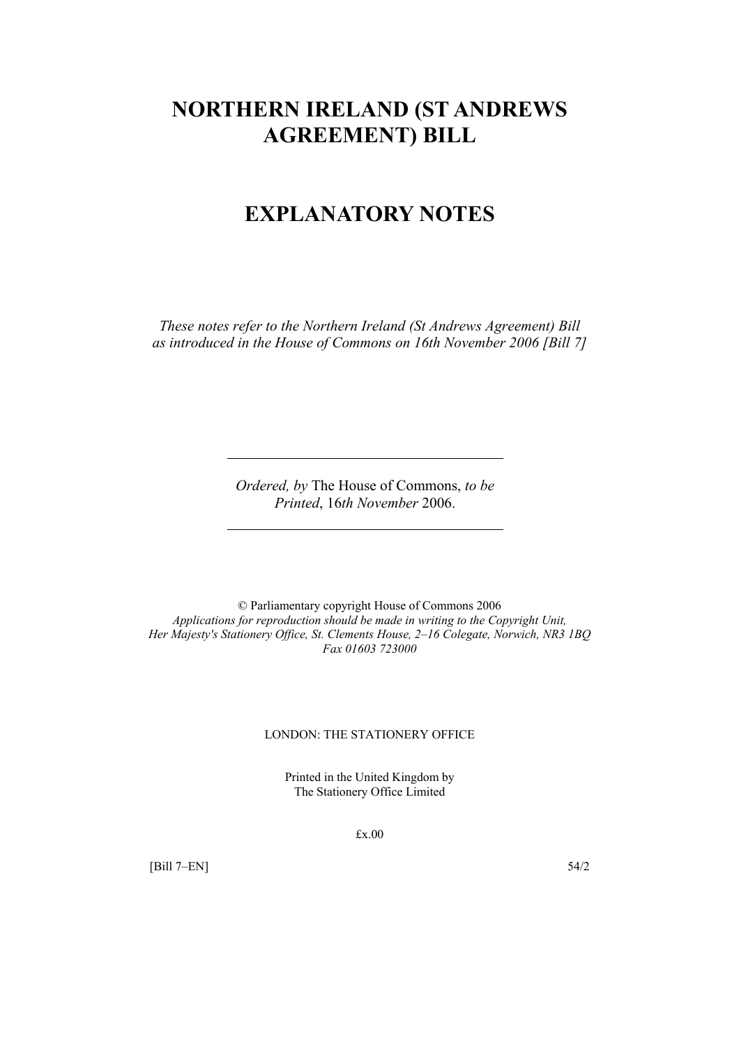# NORTHERN IRELAND (ST ANDREWS AGREEMENT) BILL

# EXPLANATORY NOTES

*These notes refer to the Northern Ireland (St Andrews Agreement) Bill as introduced in the House of Commons on 16th November 2006 [Bill 7]*

---

*Ordered, by* The House of Commons, *to be Printed*, 16*th November* 2006.

---

© Parliamentary copyright House of Commons 2006
*Applications for reproduction should be made in writing to the Copyright Unit, Her Majesty's Stationery Office, St. Clements House, 2–16 Colegate, Norwich, NR3 1BQ Fax 01603 723000*

LONDON: THE STATIONERY OFFICE

Printed in the United Kingdom by
The Stationery Office Limited

£x.00

[Bill 7–EN] 54/2